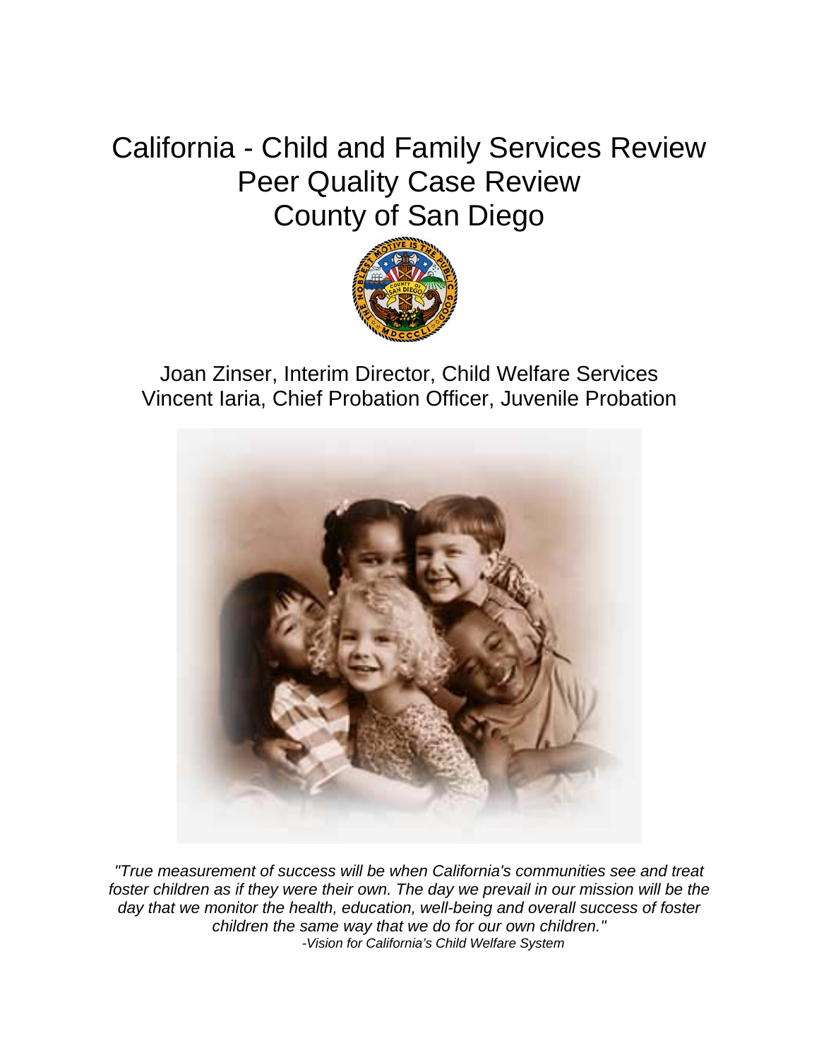# California - Child and Family Services Review
# Peer Quality Case Review
# County of San Diego

Joan Zinser, Interim Director, Child Welfare Services
Vincent Iaria, Chief Probation Officer, Juvenile Probation

*"True measurement of success will be when California's communities see and treat foster children as if they were their own. The day we prevail in our mission will be the day that we monitor the health, education, well-being and overall success of foster children the same way that we do for our own children."*
*-Vision for California's Child Welfare System*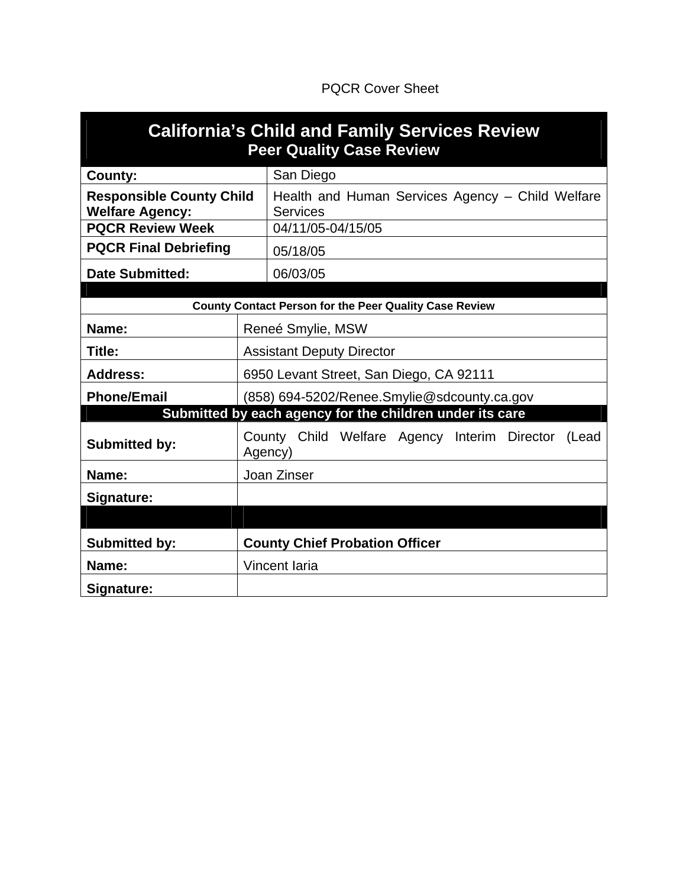PQCR Cover Sheet

| California's Child and Family Services Review<br>Peer Quality Case Review | |
|---|---|
| **County:** | San Diego |
| **Responsible County Child Welfare Agency:** | Health and Human Services Agency – Child Welfare Services |
| **PQCR Review Week** | 04/11/05-04/15/05 |
| **PQCR Final Debriefing** | 05/18/05 |
| **Date Submitted:** | 06/03/05 |
| | |
| **County Contact Person for the Peer Quality Case Review** | |
| **Name:** | Reneé Smylie, MSW |
| **Title:** | Assistant Deputy Director |
| **Address:** | 6950 Levant Street, San Diego, CA 92111 |
| **Phone/Email** | (858) 694-5202/Renee.Smylie@sdcounty.ca.gov |
| **Submitted by each agency for the children under its care** | |
| **Submitted by:** | County Child Welfare Agency Interim Director (Lead Agency) |
| **Name:** | Joan Zinser |
| **Signature:** | |
| | |
| **Submitted by:** | **County Chief Probation Officer** |
| **Name:** | Vincent Iaria |
| **Signature:** | |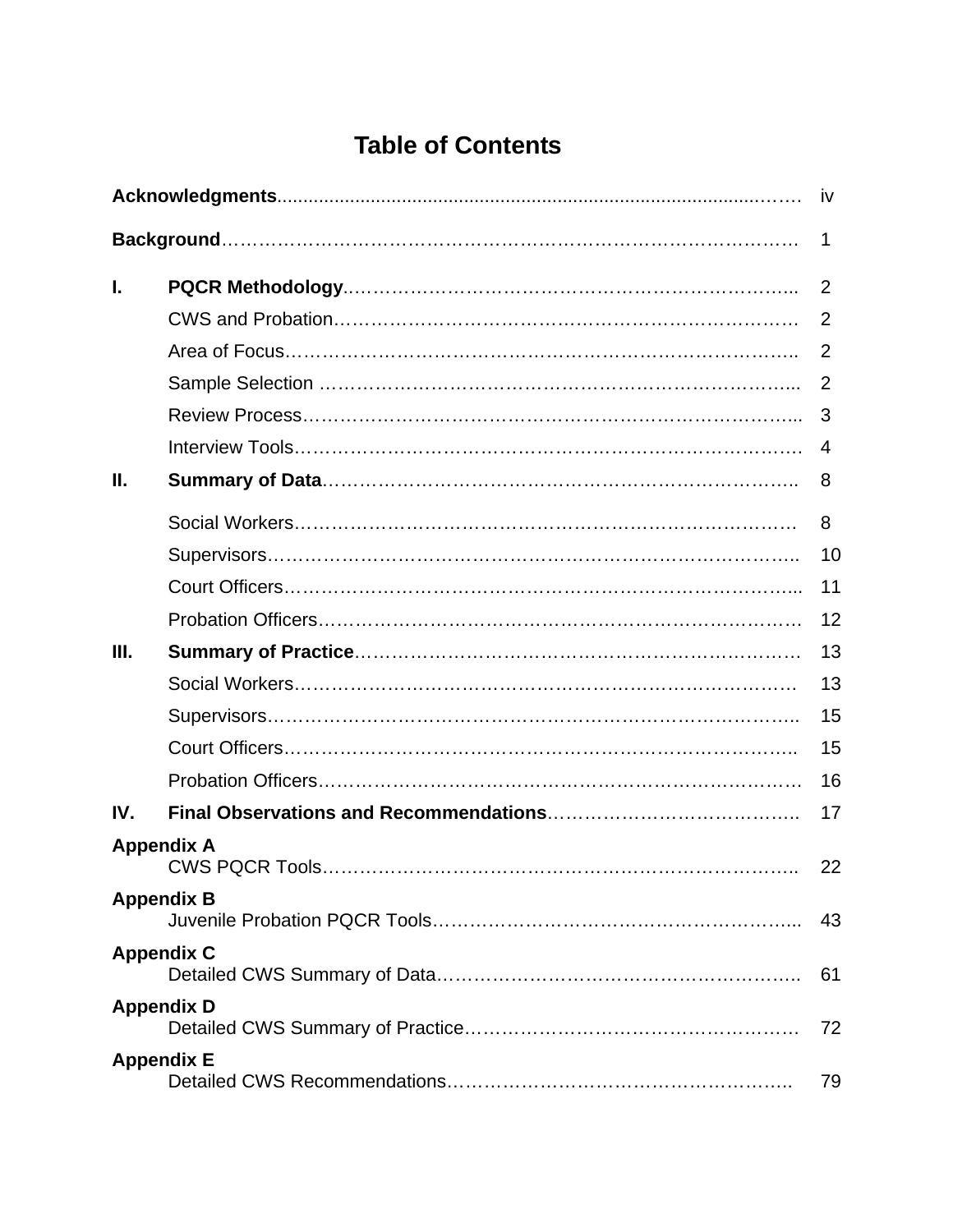# Table of Contents

| | | |
|---|---|---|
| **Acknowledgments** | | iv |
| **Background** | | 1 |
| **I.** | **PQCR Methodology** | 2 |
| | CWS and Probation | 2 |
| | Area of Focus | 2 |
| | Sample Selection | 2 |
| | Review Process | 3 |
| | Interview Tools | 4 |
| **II.** | **Summary of Data** | 8 |
| | Social Workers | 8 |
| | Supervisors | 10 |
| | Court Officers | 11 |
| | Probation Officers | 12 |
| **III.** | **Summary of Practice** | 13 |
| | Social Workers | 13 |
| | Supervisors | 15 |
| | Court Officers | 15 |
| | Probation Officers | 16 |
| **IV.** | **Final Observations and Recommendations** | 17 |
| **Appendix A** | CWS PQCR Tools | 22 |
| **Appendix B** | Juvenile Probation PQCR Tools | 43 |
| **Appendix C** | Detailed CWS Summary of Data | 61 |
| **Appendix D** | Detailed CWS Summary of Practice | 72 |
| **Appendix E** | Detailed CWS Recommendations | 79 |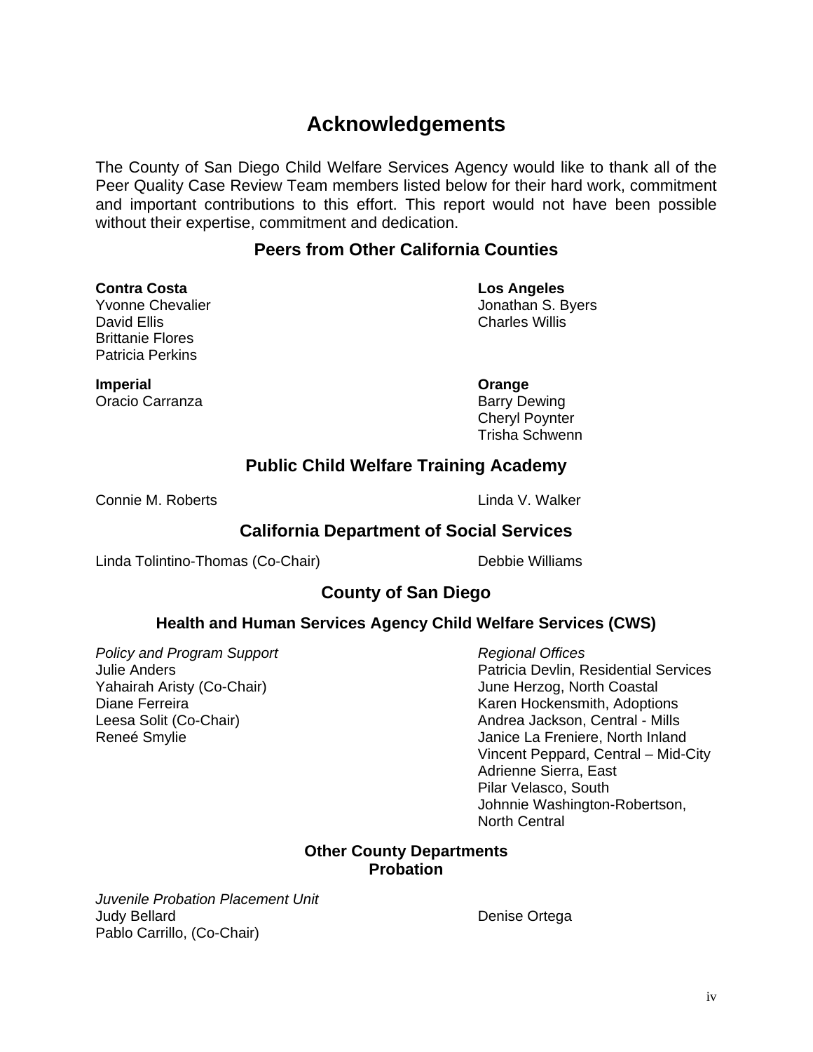# Acknowledgements

The County of San Diego Child Welfare Services Agency would like to thank all of the Peer Quality Case Review Team members listed below for their hard work, commitment and important contributions to this effort. This report would not have been possible without their expertise, commitment and dedication.

## Peers from Other California Counties

**Contra Costa**
Yvonne Chevalier
David Ellis
Brittanie Flores
Patricia Perkins

**Los Angeles**
Jonathan S. Byers
Charles Willis

**Imperial**
Oracio Carranza

**Orange**
Barry Dewing
Cheryl Poynter
Trisha Schwenn

## Public Child Welfare Training Academy

Connie M. Roberts
Linda V. Walker

## California Department of Social Services

Linda Tolintino-Thomas (Co-Chair)
Debbie Williams

## County of San Diego

### Health and Human Services Agency Child Welfare Services (CWS)

*Policy and Program Support*
Julie Anders
Yahairah Aristy (Co-Chair)
Diane Ferreira
Leesa Solit (Co-Chair)
Reneé Smylie

*Regional Offices*
Patricia Devlin, Residential Services
June Herzog, North Coastal
Karen Hockensmith, Adoptions
Andrea Jackson, Central - Mills
Janice La Freniere, North Inland
Vincent Peppard, Central – Mid-City
Adrienne Sierra, East
Pilar Velasco, South
Johnnie Washington-Robertson, North Central

### Other County Departments
### Probation

*Juvenile Probation Placement Unit*
Judy Bellard
Pablo Carrillo, (Co-Chair)
Denise Ortega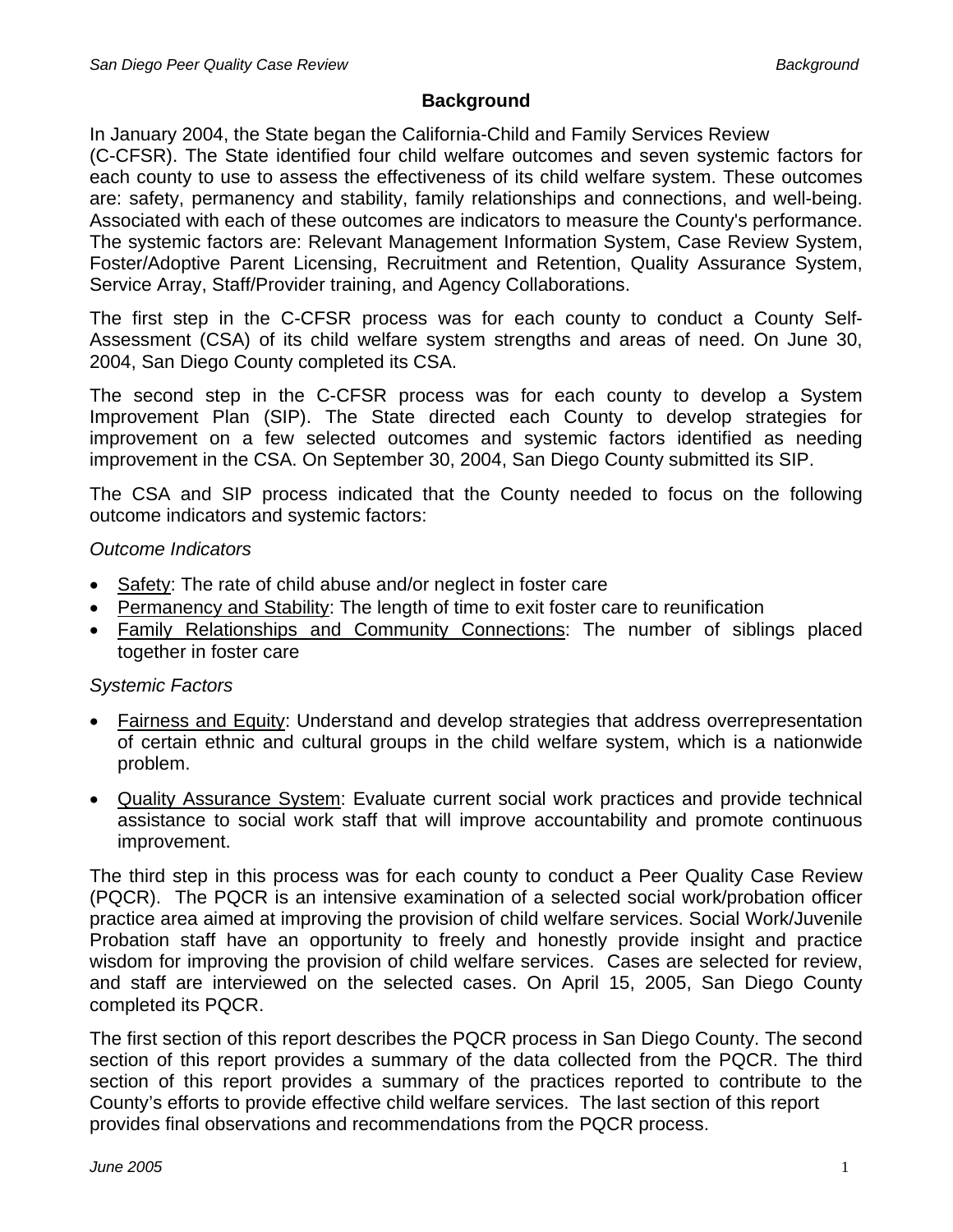## Background

In January 2004, the State began the California-Child and Family Services Review (C-CFSR). The State identified four child welfare outcomes and seven systemic factors for each county to use to assess the effectiveness of its child welfare system. These outcomes are: safety, permanency and stability, family relationships and connections, and well-being. Associated with each of these outcomes are indicators to measure the County's performance. The systemic factors are: Relevant Management Information System, Case Review System, Foster/Adoptive Parent Licensing, Recruitment and Retention, Quality Assurance System, Service Array, Staff/Provider training, and Agency Collaborations.

The first step in the C-CFSR process was for each county to conduct a County Self-Assessment (CSA) of its child welfare system strengths and areas of need. On June 30, 2004, San Diego County completed its CSA.

The second step in the C-CFSR process was for each county to develop a System Improvement Plan (SIP). The State directed each County to develop strategies for improvement on a few selected outcomes and systemic factors identified as needing improvement in the CSA. On September 30, 2004, San Diego County submitted its SIP.

The CSA and SIP process indicated that the County needed to focus on the following outcome indicators and systemic factors:

*Outcome Indicators*

- Safety: The rate of child abuse and/or neglect in foster care
- Permanency and Stability: The length of time to exit foster care to reunification
- Family Relationships and Community Connections: The number of siblings placed together in foster care

*Systemic Factors*

- Fairness and Equity: Understand and develop strategies that address overrepresentation of certain ethnic and cultural groups in the child welfare system, which is a nationwide problem.
- Quality Assurance System: Evaluate current social work practices and provide technical assistance to social work staff that will improve accountability and promote continuous improvement.

The third step in this process was for each county to conduct a Peer Quality Case Review (PQCR). The PQCR is an intensive examination of a selected social work/probation officer practice area aimed at improving the provision of child welfare services. Social Work/Juvenile Probation staff have an opportunity to freely and honestly provide insight and practice wisdom for improving the provision of child welfare services. Cases are selected for review, and staff are interviewed on the selected cases. On April 15, 2005, San Diego County completed its PQCR.

The first section of this report describes the PQCR process in San Diego County. The second section of this report provides a summary of the data collected from the PQCR. The third section of this report provides a summary of the practices reported to contribute to the County's efforts to provide effective child welfare services. The last section of this report provides final observations and recommendations from the PQCR process.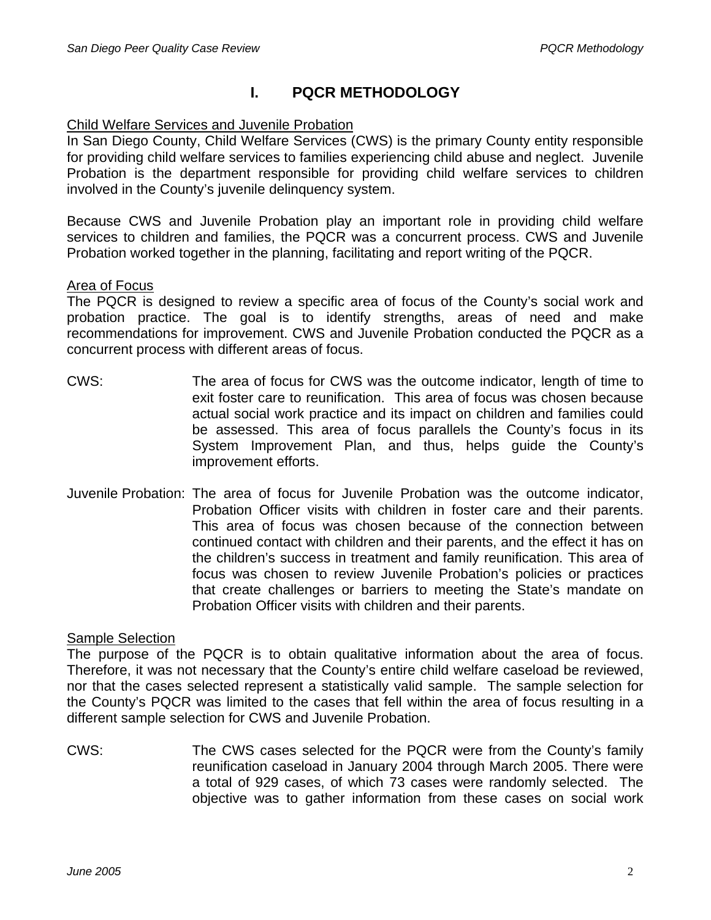# I. PQCR METHODOLOGY

Child Welfare Services and Juvenile Probation

In San Diego County, Child Welfare Services (CWS) is the primary County entity responsible for providing child welfare services to families experiencing child abuse and neglect. Juvenile Probation is the department responsible for providing child welfare services to children involved in the County's juvenile delinquency system.

Because CWS and Juvenile Probation play an important role in providing child welfare services to children and families, the PQCR was a concurrent process. CWS and Juvenile Probation worked together in the planning, facilitating and report writing of the PQCR.

Area of Focus

The PQCR is designed to review a specific area of focus of the County's social work and probation practice. The goal is to identify strengths, areas of need and make recommendations for improvement. CWS and Juvenile Probation conducted the PQCR as a concurrent process with different areas of focus.

CWS: The area of focus for CWS was the outcome indicator, length of time to exit foster care to reunification. This area of focus was chosen because actual social work practice and its impact on children and families could be assessed. This area of focus parallels the County's focus in its System Improvement Plan, and thus, helps guide the County's improvement efforts.

Juvenile Probation: The area of focus for Juvenile Probation was the outcome indicator, Probation Officer visits with children in foster care and their parents. This area of focus was chosen because of the connection between continued contact with children and their parents, and the effect it has on the children's success in treatment and family reunification. This area of focus was chosen to review Juvenile Probation's policies or practices that create challenges or barriers to meeting the State's mandate on Probation Officer visits with children and their parents.

Sample Selection

The purpose of the PQCR is to obtain qualitative information about the area of focus. Therefore, it was not necessary that the County's entire child welfare caseload be reviewed, nor that the cases selected represent a statistically valid sample. The sample selection for the County's PQCR was limited to the cases that fell within the area of focus resulting in a different sample selection for CWS and Juvenile Probation.

CWS: The CWS cases selected for the PQCR were from the County's family reunification caseload in January 2004 through March 2005. There were a total of 929 cases, of which 73 cases were randomly selected. The objective was to gather information from these cases on social work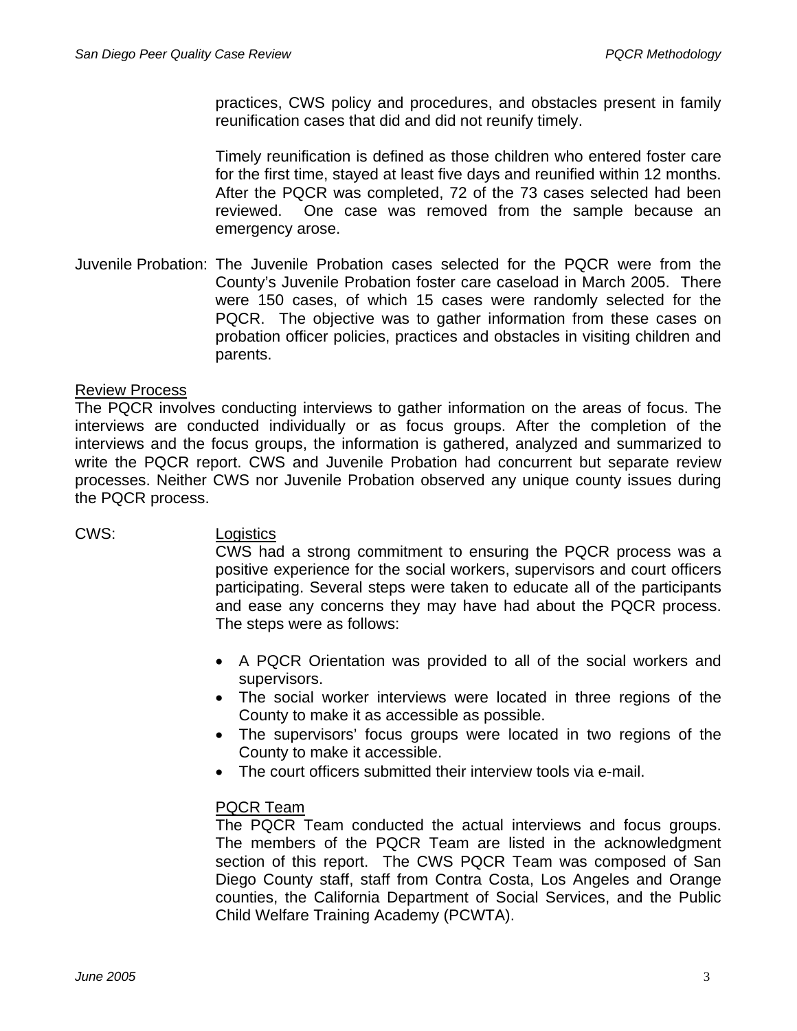practices, CWS policy and procedures, and obstacles present in family reunification cases that did and did not reunify timely.

Timely reunification is defined as those children who entered foster care for the first time, stayed at least five days and reunified within 12 months. After the PQCR was completed, 72 of the 73 cases selected had been reviewed. One case was removed from the sample because an emergency arose.

Juvenile Probation: The Juvenile Probation cases selected for the PQCR were from the County's Juvenile Probation foster care caseload in March 2005. There were 150 cases, of which 15 cases were randomly selected for the PQCR. The objective was to gather information from these cases on probation officer policies, practices and obstacles in visiting children and parents.

<u>Review Process</u>

The PQCR involves conducting interviews to gather information on the areas of focus. The interviews are conducted individually or as focus groups. After the completion of the interviews and the focus groups, the information is gathered, analyzed and summarized to write the PQCR report. CWS and Juvenile Probation had concurrent but separate review processes. Neither CWS nor Juvenile Probation observed any unique county issues during the PQCR process.

CWS:

<u>Logistics</u>

CWS had a strong commitment to ensuring the PQCR process was a positive experience for the social workers, supervisors and court officers participating. Several steps were taken to educate all of the participants and ease any concerns they may have had about the PQCR process. The steps were as follows:

- A PQCR Orientation was provided to all of the social workers and supervisors.
- The social worker interviews were located in three regions of the County to make it as accessible as possible.
- The supervisors' focus groups were located in two regions of the County to make it accessible.
- The court officers submitted their interview tools via e-mail.

<u>PQCR Team</u>

The PQCR Team conducted the actual interviews and focus groups. The members of the PQCR Team are listed in the acknowledgment section of this report. The CWS PQCR Team was composed of San Diego County staff, staff from Contra Costa, Los Angeles and Orange counties, the California Department of Social Services, and the Public Child Welfare Training Academy (PCWTA).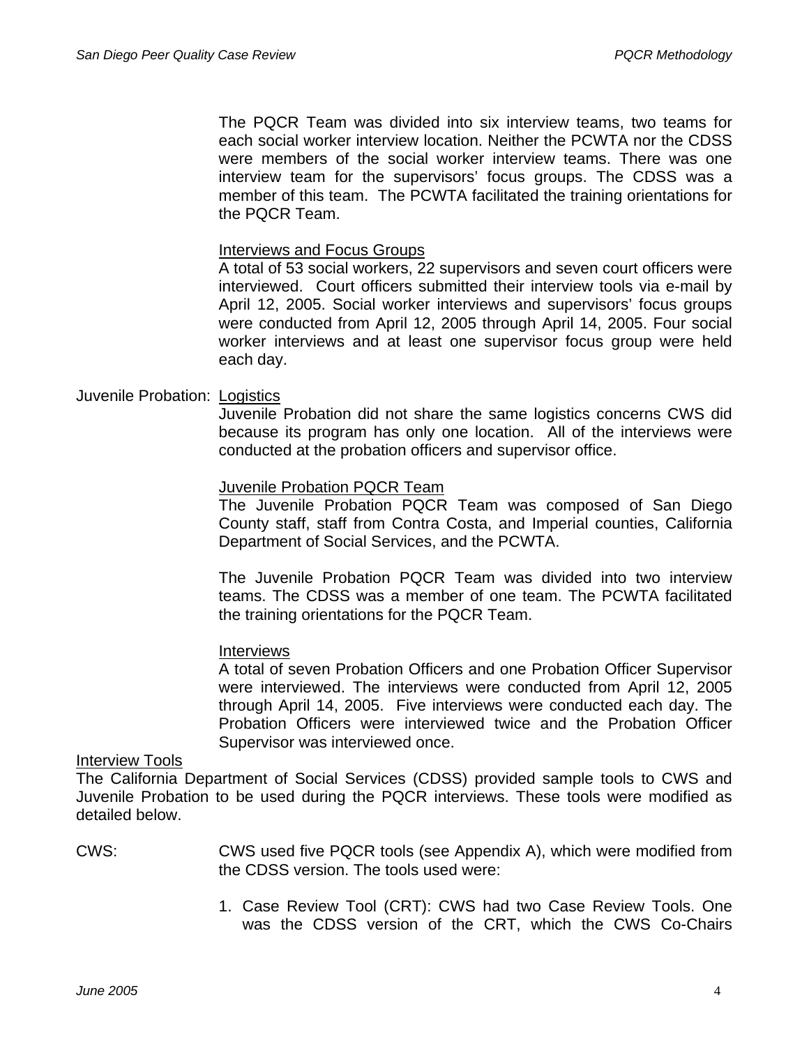The PQCR Team was divided into six interview teams, two teams for each social worker interview location. Neither the PCWTA nor the CDSS were members of the social worker interview teams. There was one interview team for the supervisors' focus groups. The CDSS was a member of this team. The PCWTA facilitated the training orientations for the PQCR Team.

<u>Interviews and Focus Groups</u>

A total of 53 social workers, 22 supervisors and seven court officers were interviewed. Court officers submitted their interview tools via e-mail by April 12, 2005. Social worker interviews and supervisors' focus groups were conducted from April 12, 2005 through April 14, 2005. Four social worker interviews and at least one supervisor focus group were held each day.

Juvenile Probation: <u>Logistics</u>

Juvenile Probation did not share the same logistics concerns CWS did because its program has only one location. All of the interviews were conducted at the probation officers and supervisor office.

<u>Juvenile Probation PQCR Team</u>

The Juvenile Probation PQCR Team was composed of San Diego County staff, staff from Contra Costa, and Imperial counties, California Department of Social Services, and the PCWTA.

The Juvenile Probation PQCR Team was divided into two interview teams. The CDSS was a member of one team. The PCWTA facilitated the training orientations for the PQCR Team.

<u>Interviews</u>

A total of seven Probation Officers and one Probation Officer Supervisor were interviewed. The interviews were conducted from April 12, 2005 through April 14, 2005. Five interviews were conducted each day. The Probation Officers were interviewed twice and the Probation Officer Supervisor was interviewed once.

<u>Interview Tools</u>

The California Department of Social Services (CDSS) provided sample tools to CWS and Juvenile Probation to be used during the PQCR interviews. These tools were modified as detailed below.

CWS: CWS used five PQCR tools (see Appendix A), which were modified from the CDSS version. The tools used were:

1. Case Review Tool (CRT): CWS had two Case Review Tools. One was the CDSS version of the CRT, which the CWS Co-Chairs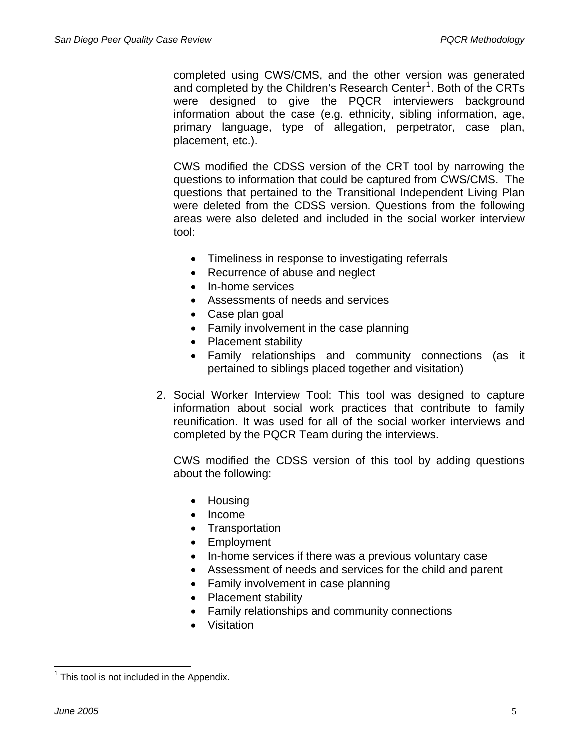completed using CWS/CMS, and the other version was generated and completed by the Children's Research Center[1]. Both of the CRTs were designed to give the PQCR interviewers background information about the case (e.g. ethnicity, sibling information, age, primary language, type of allegation, perpetrator, case plan, placement, etc.).

CWS modified the CDSS version of the CRT tool by narrowing the questions to information that could be captured from CWS/CMS. The questions that pertained to the Transitional Independent Living Plan were deleted from the CDSS version. Questions from the following areas were also deleted and included in the social worker interview tool:

- Timeliness in response to investigating referrals
- Recurrence of abuse and neglect
- In-home services
- Assessments of needs and services
- Case plan goal
- Family involvement in the case planning
- Placement stability
- Family relationships and community connections (as it pertained to siblings placed together and visitation)

2. Social Worker Interview Tool: This tool was designed to capture information about social work practices that contribute to family reunification. It was used for all of the social worker interviews and completed by the PQCR Team during the interviews.

   CWS modified the CDSS version of this tool by adding questions about the following:

   - Housing
   - Income
   - Transportation
   - Employment
   - In-home services if there was a previous voluntary case
   - Assessment of needs and services for the child and parent
   - Family involvement in case planning
   - Placement stability
   - Family relationships and community connections
   - Visitation

[1] This tool is not included in the Appendix.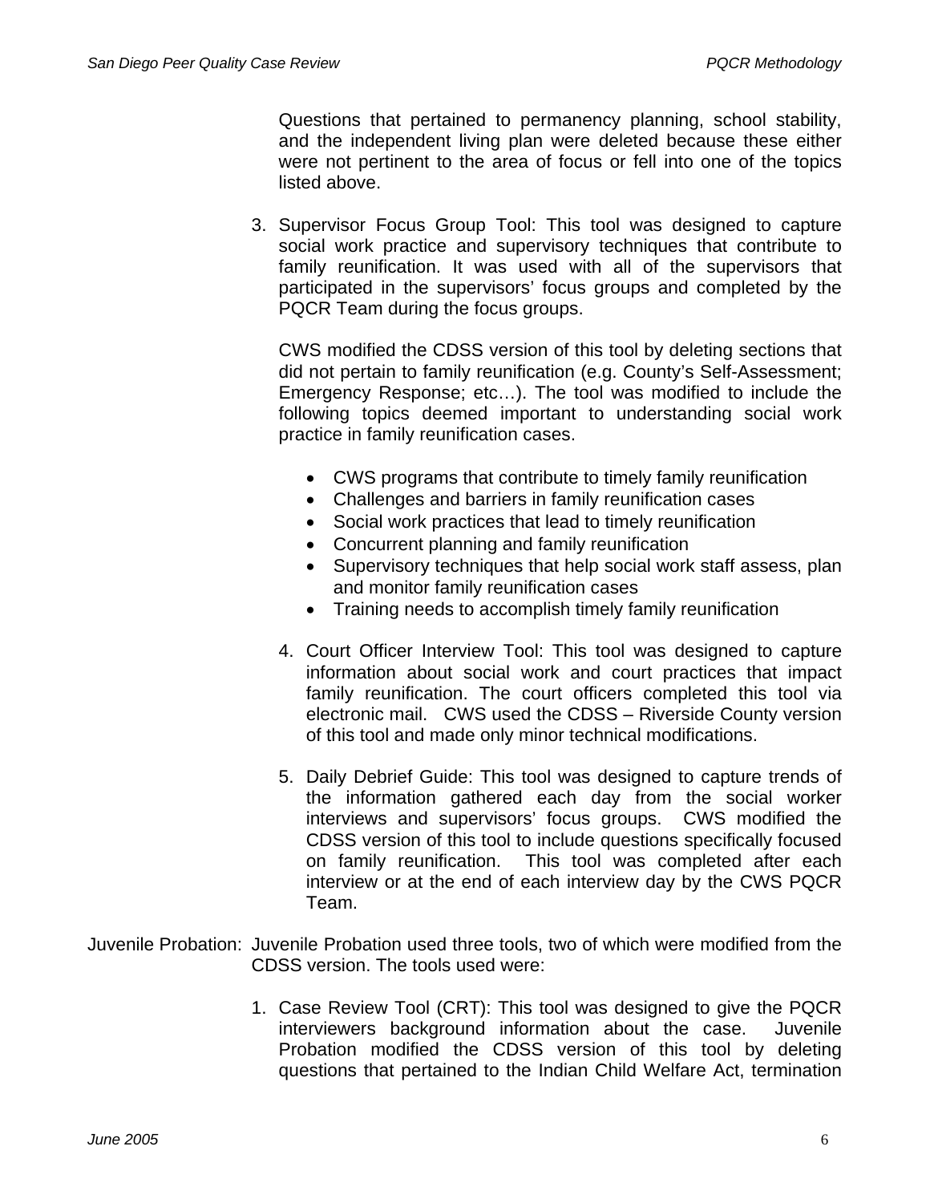Questions that pertained to permanency planning, school stability, and the independent living plan were deleted because these either were not pertinent to the area of focus or fell into one of the topics listed above.

3. Supervisor Focus Group Tool: This tool was designed to capture social work practice and supervisory techniques that contribute to family reunification. It was used with all of the supervisors that participated in the supervisors' focus groups and completed by the PQCR Team during the focus groups.

   CWS modified the CDSS version of this tool by deleting sections that did not pertain to family reunification (e.g. County's Self-Assessment; Emergency Response; etc…). The tool was modified to include the following topics deemed important to understanding social work practice in family reunification cases.

   - CWS programs that contribute to timely family reunification
   - Challenges and barriers in family reunification cases
   - Social work practices that lead to timely reunification
   - Concurrent planning and family reunification
   - Supervisory techniques that help social work staff assess, plan and monitor family reunification cases
   - Training needs to accomplish timely family reunification

4. Court Officer Interview Tool: This tool was designed to capture information about social work and court practices that impact family reunification. The court officers completed this tool via electronic mail. CWS used the CDSS – Riverside County version of this tool and made only minor technical modifications.

5. Daily Debrief Guide: This tool was designed to capture trends of the information gathered each day from the social worker interviews and supervisors' focus groups. CWS modified the CDSS version of this tool to include questions specifically focused on family reunification. This tool was completed after each interview or at the end of each interview day by the CWS PQCR Team.

Juvenile Probation: Juvenile Probation used three tools, two of which were modified from the CDSS version. The tools used were:

1. Case Review Tool (CRT): This tool was designed to give the PQCR interviewers background information about the case. Juvenile Probation modified the CDSS version of this tool by deleting questions that pertained to the Indian Child Welfare Act, termination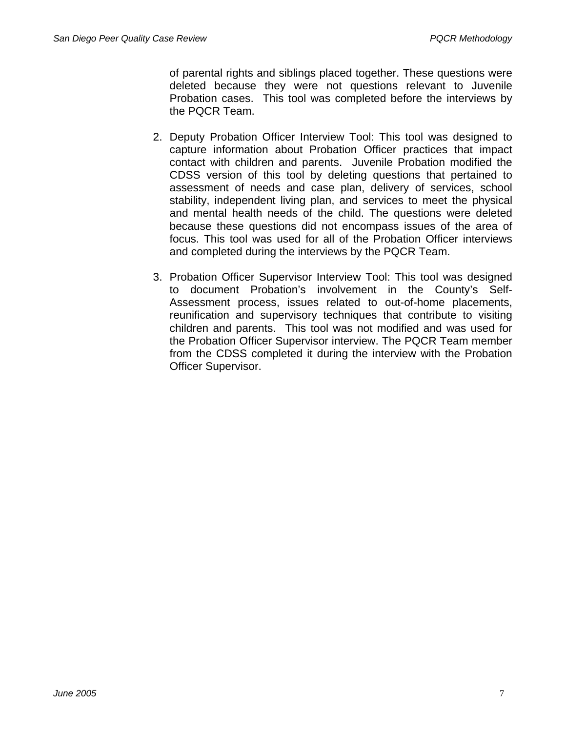of parental rights and siblings placed together. These questions were deleted because they were not questions relevant to Juvenile Probation cases. This tool was completed before the interviews by the PQCR Team.

2. Deputy Probation Officer Interview Tool: This tool was designed to capture information about Probation Officer practices that impact contact with children and parents. Juvenile Probation modified the CDSS version of this tool by deleting questions that pertained to assessment of needs and case plan, delivery of services, school stability, independent living plan, and services to meet the physical and mental health needs of the child. The questions were deleted because these questions did not encompass issues of the area of focus. This tool was used for all of the Probation Officer interviews and completed during the interviews by the PQCR Team.

3. Probation Officer Supervisor Interview Tool: This tool was designed to document Probation's involvement in the County's Self-Assessment process, issues related to out-of-home placements, reunification and supervisory techniques that contribute to visiting children and parents. This tool was not modified and was used for the Probation Officer Supervisor interview. The PQCR Team member from the CDSS completed it during the interview with the Probation Officer Supervisor.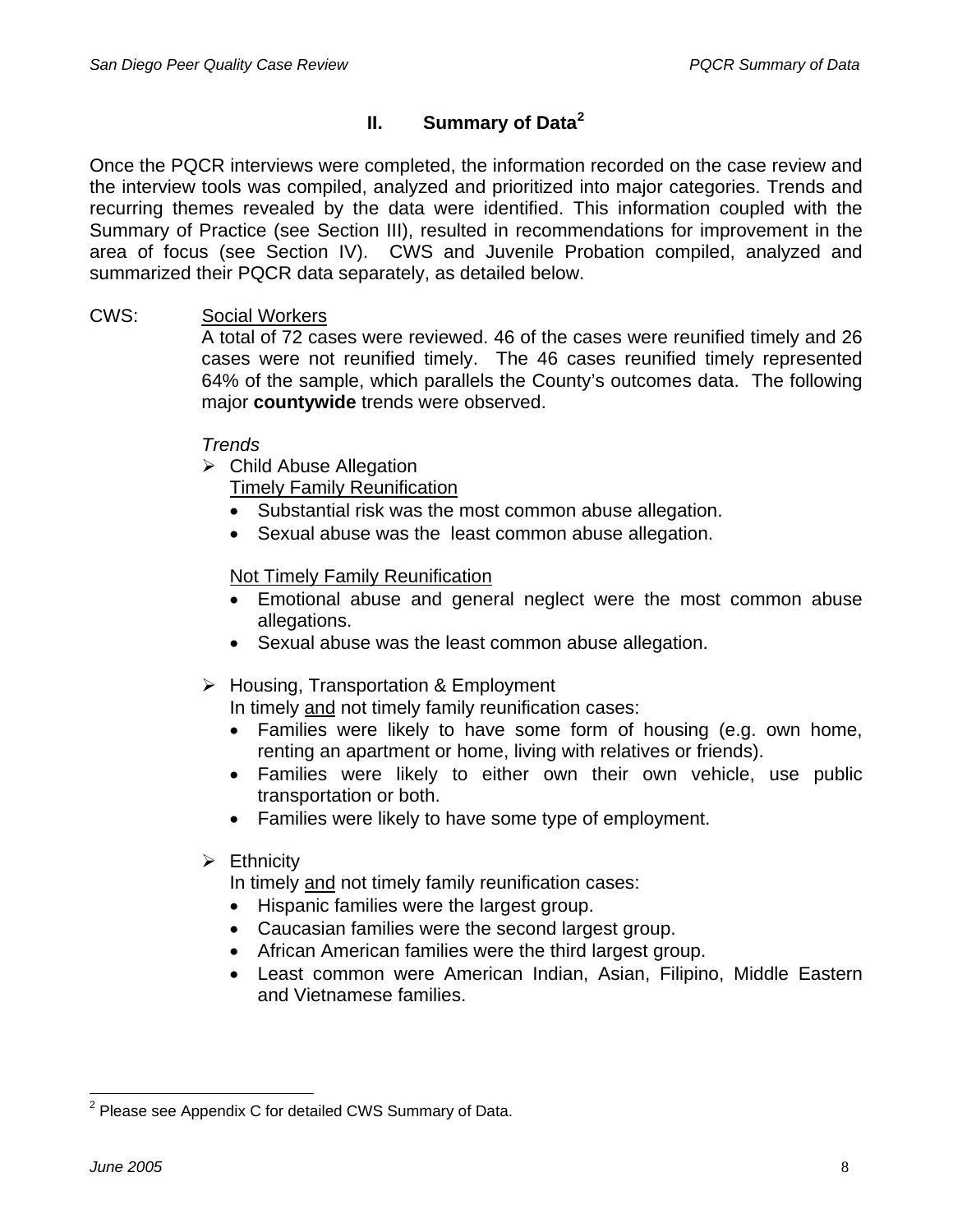## II. Summary of Data[2]

Once the PQCR interviews were completed, the information recorded on the case review and the interview tools was compiled, analyzed and prioritized into major categories. Trends and recurring themes revealed by the data were identified. This information coupled with the Summary of Practice (see Section III), resulted in recommendations for improvement in the area of focus (see Section IV). CWS and Juvenile Probation compiled, analyzed and summarized their PQCR data separately, as detailed below.

CWS: Social Workers

A total of 72 cases were reviewed. 46 of the cases were reunified timely and 26 cases were not reunified timely. The 46 cases reunified timely represented 64% of the sample, which parallels the County's outcomes data. The following major **countywide** trends were observed.

*Trends*

- Child Abuse Allegation

  Timely Family Reunification
  - Substantial risk was the most common abuse allegation.
  - Sexual abuse was the least common abuse allegation.

  Not Timely Family Reunification
  - Emotional abuse and general neglect were the most common abuse allegations.
  - Sexual abuse was the least common abuse allegation.

- Housing, Transportation & Employment

  In timely and not timely family reunification cases:
  - Families were likely to have some form of housing (e.g. own home, renting an apartment or home, living with relatives or friends).
  - Families were likely to either own their own vehicle, use public transportation or both.
  - Families were likely to have some type of employment.

- Ethnicity

  In timely and not timely family reunification cases:
  - Hispanic families were the largest group.
  - Caucasian families were the second largest group.
  - African American families were the third largest group.
  - Least common were American Indian, Asian, Filipino, Middle Eastern and Vietnamese families.

[2] Please see Appendix C for detailed CWS Summary of Data.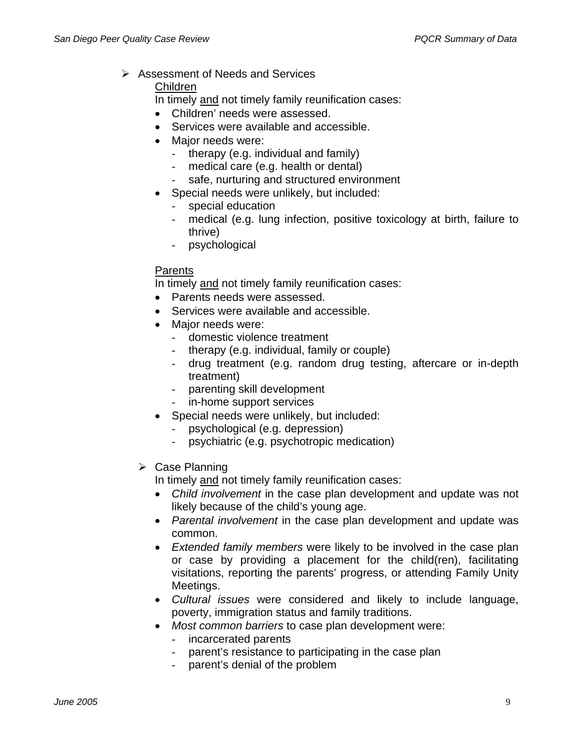- Assessment of Needs and Services

  Children

  In timely <u>and</u> not timely family reunification cases:

  - Children' needs were assessed.
  - Services were available and accessible.
  - Major needs were:
    - therapy (e.g. individual and family)
    - medical care (e.g. health or dental)
    - safe, nurturing and structured environment
  - Special needs were unlikely, but included:
    - special education
    - medical (e.g. lung infection, positive toxicology at birth, failure to thrive)
    - psychological

  Parents

  In timely <u>and</u> not timely family reunification cases:

  - Parents needs were assessed.
  - Services were available and accessible.
  - Major needs were:
    - domestic violence treatment
    - therapy (e.g. individual, family or couple)
    - drug treatment (e.g. random drug testing, aftercare or in-depth treatment)
    - parenting skill development
    - in-home support services
  - Special needs were unlikely, but included:
    - psychological (e.g. depression)
    - psychiatric (e.g. psychotropic medication)

- Case Planning

  In timely <u>and</u> not timely family reunification cases:

  - *Child involvement* in the case plan development and update was not likely because of the child's young age.
  - *Parental involvement* in the case plan development and update was common.
  - *Extended family members* were likely to be involved in the case plan or case by providing a placement for the child(ren), facilitating visitations, reporting the parents' progress, or attending Family Unity Meetings.
  - *Cultural issues* were considered and likely to include language, poverty, immigration status and family traditions.
  - *Most common barriers* to case plan development were:
    - incarcerated parents
    - parent's resistance to participating in the case plan
    - parent's denial of the problem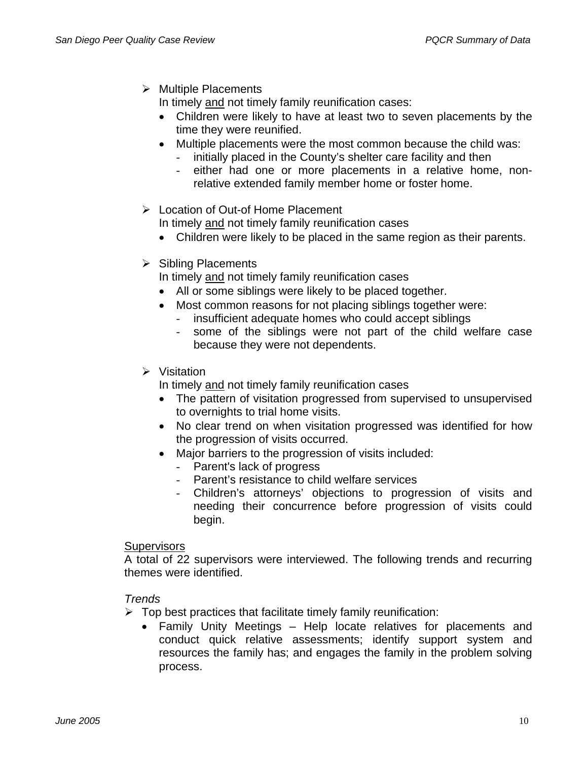- Multiple Placements

  In timely <u>and</u> not timely family reunification cases:

  - Children were likely to have at least two to seven placements by the time they were reunified.
  - Multiple placements were the most common because the child was:
    - initially placed in the County's shelter care facility and then
    - either had one or more placements in a relative home, non-relative extended family member home or foster home.

- Location of Out-of Home Placement

  In timely <u>and</u> not timely family reunification cases

  - Children were likely to be placed in the same region as their parents.

- Sibling Placements

  In timely <u>and</u> not timely family reunification cases

  - All or some siblings were likely to be placed together.
  - Most common reasons for not placing siblings together were:
    - insufficient adequate homes who could accept siblings
    - some of the siblings were not part of the child welfare case because they were not dependents.

- Visitation

  In timely <u>and</u> not timely family reunification cases

  - The pattern of visitation progressed from supervised to unsupervised to overnights to trial home visits.
  - No clear trend on when visitation progressed was identified for how the progression of visits occurred.
  - Major barriers to the progression of visits included:
    - Parent's lack of progress
    - Parent's resistance to child welfare services
    - Children's attorneys' objections to progression of visits and needing their concurrence before progression of visits could begin.

<u>Supervisors</u>

A total of 22 supervisors were interviewed. The following trends and recurring themes were identified.

*Trends*

- Top best practices that facilitate timely family reunification:
  - Family Unity Meetings – Help locate relatives for placements and conduct quick relative assessments; identify support system and resources the family has; and engages the family in the problem solving process.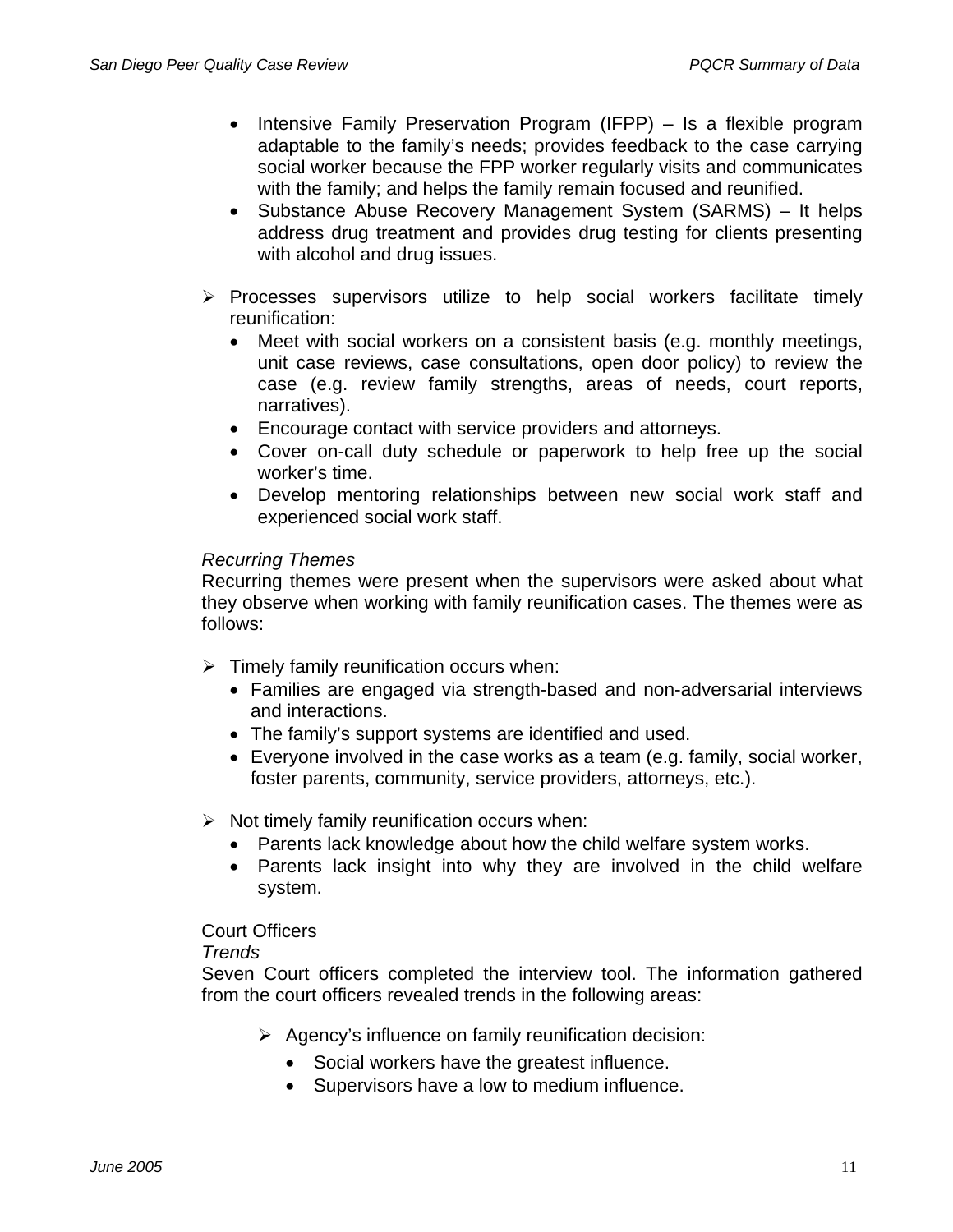- Intensive Family Preservation Program (IFPP) – Is a flexible program adaptable to the family's needs; provides feedback to the case carrying social worker because the FPP worker regularly visits and communicates with the family; and helps the family remain focused and reunified.
- Substance Abuse Recovery Management System (SARMS) – It helps address drug treatment and provides drug testing for clients presenting with alcohol and drug issues.

➢ Processes supervisors utilize to help social workers facilitate timely reunification:
- Meet with social workers on a consistent basis (e.g. monthly meetings, unit case reviews, case consultations, open door policy) to review the case (e.g. review family strengths, areas of needs, court reports, narratives).
- Encourage contact with service providers and attorneys.
- Cover on-call duty schedule or paperwork to help free up the social worker's time.
- Develop mentoring relationships between new social work staff and experienced social work staff.

*Recurring Themes*

Recurring themes were present when the supervisors were asked about what they observe when working with family reunification cases. The themes were as follows:

➢ Timely family reunification occurs when:
- Families are engaged via strength-based and non-adversarial interviews and interactions.
- The family's support systems are identified and used.
- Everyone involved in the case works as a team (e.g. family, social worker, foster parents, community, service providers, attorneys, etc.).

➢ Not timely family reunification occurs when:
- Parents lack knowledge about how the child welfare system works.
- Parents lack insight into why they are involved in the child welfare system.

<u>Court Officers</u>

*Trends*

Seven Court officers completed the interview tool. The information gathered from the court officers revealed trends in the following areas:

➢ Agency's influence on family reunification decision:
- Social workers have the greatest influence.
- Supervisors have a low to medium influence.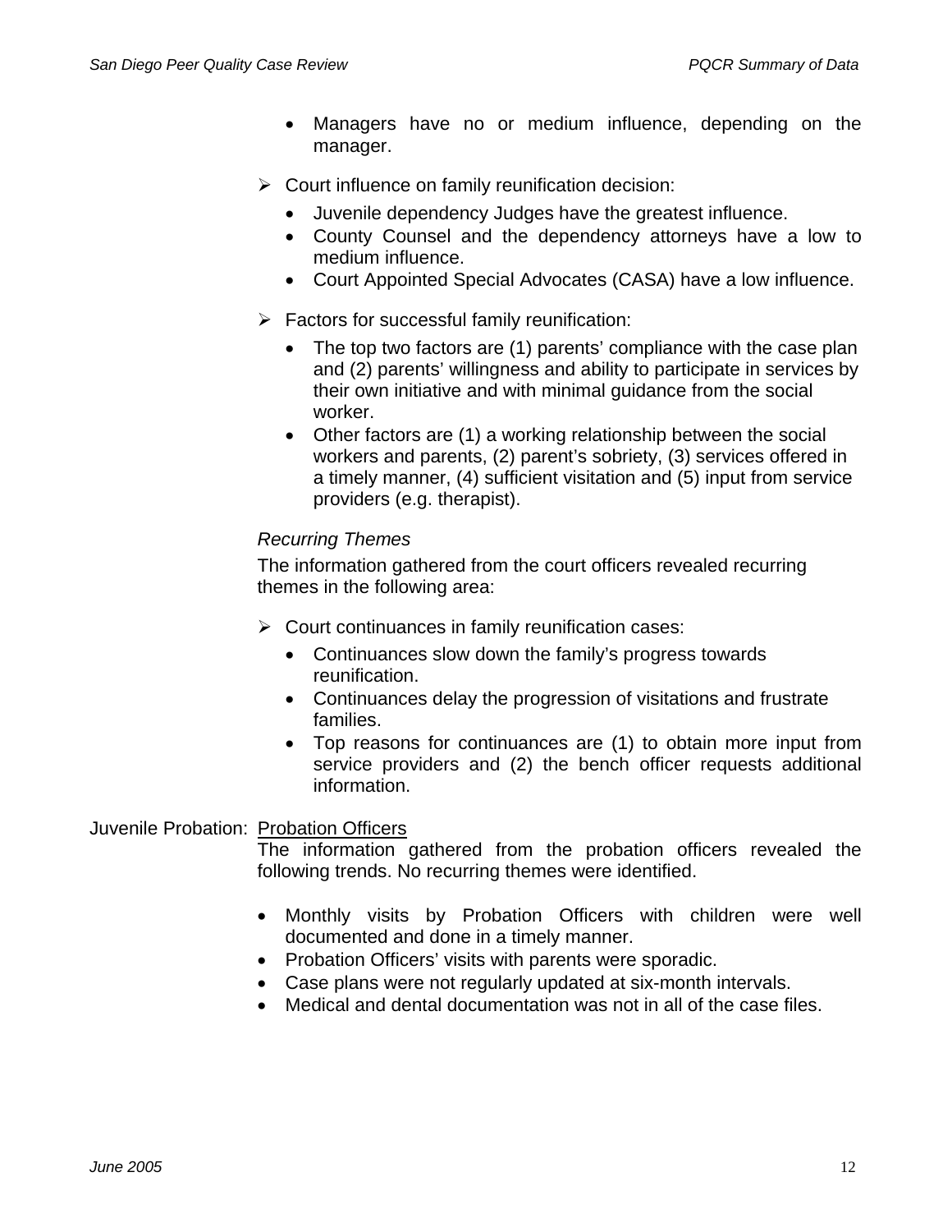- Managers have no or medium influence, depending on the manager.

- Court influence on family reunification decision:
  - Juvenile dependency Judges have the greatest influence.
  - County Counsel and the dependency attorneys have a low to medium influence.
  - Court Appointed Special Advocates (CASA) have a low influence.

- Factors for successful family reunification:
  - The top two factors are (1) parents' compliance with the case plan and (2) parents' willingness and ability to participate in services by their own initiative and with minimal guidance from the social worker.
  - Other factors are (1) a working relationship between the social workers and parents, (2) parent's sobriety, (3) services offered in a timely manner, (4) sufficient visitation and (5) input from service providers (e.g. therapist).

*Recurring Themes*

The information gathered from the court officers revealed recurring themes in the following area:

- Court continuances in family reunification cases:
  - Continuances slow down the family's progress towards reunification.
  - Continuances delay the progression of visitations and frustrate families.
  - Top reasons for continuances are (1) to obtain more input from service providers and (2) the bench officer requests additional information.

Juvenile Probation: Probation Officers

The information gathered from the probation officers revealed the following trends. No recurring themes were identified.

- Monthly visits by Probation Officers with children were well documented and done in a timely manner.
- Probation Officers' visits with parents were sporadic.
- Case plans were not regularly updated at six-month intervals.
- Medical and dental documentation was not in all of the case files.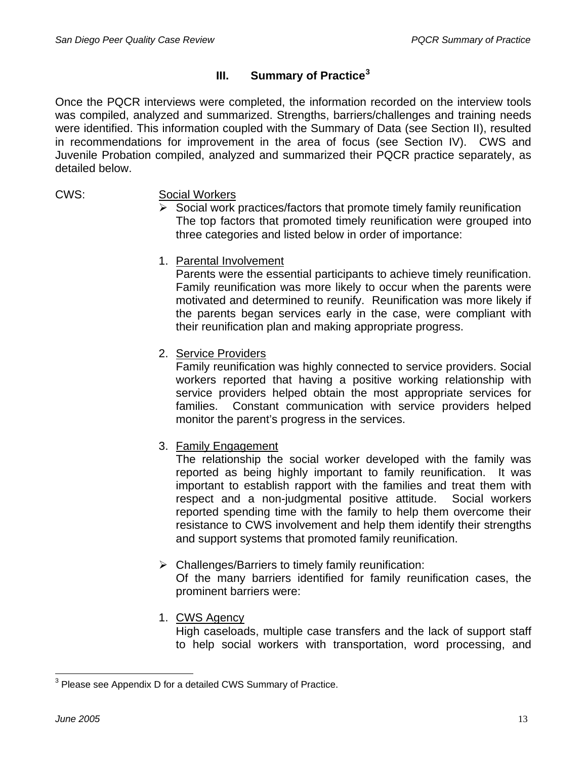## III. Summary of Practice[3]

Once the PQCR interviews were completed, the information recorded on the interview tools was compiled, analyzed and summarized. Strengths, barriers/challenges and training needs were identified. This information coupled with the Summary of Data (see Section II), resulted in recommendations for improvement in the area of focus (see Section IV). CWS and Juvenile Probation compiled, analyzed and summarized their PQCR practice separately, as detailed below.

CWS:

Social Workers

- Social work practices/factors that promote timely family reunification
  The top factors that promoted timely reunification were grouped into three categories and listed below in order of importance:

1. Parental Involvement
   Parents were the essential participants to achieve timely reunification. Family reunification was more likely to occur when the parents were motivated and determined to reunify. Reunification was more likely if the parents began services early in the case, were compliant with their reunification plan and making appropriate progress.

2. Service Providers
   Family reunification was highly connected to service providers. Social workers reported that having a positive working relationship with service providers helped obtain the most appropriate services for families. Constant communication with service providers helped monitor the parent's progress in the services.

3. Family Engagement
   The relationship the social worker developed with the family was reported as being highly important to family reunification. It was important to establish rapport with the families and treat them with respect and a non-judgmental positive attitude. Social workers reported spending time with the family to help them overcome their resistance to CWS involvement and help them identify their strengths and support systems that promoted family reunification.

- Challenges/Barriers to timely family reunification:
  Of the many barriers identified for family reunification cases, the prominent barriers were:

1. CWS Agency
   High caseloads, multiple case transfers and the lack of support staff to help social workers with transportation, word processing, and

[3] Please see Appendix D for a detailed CWS Summary of Practice.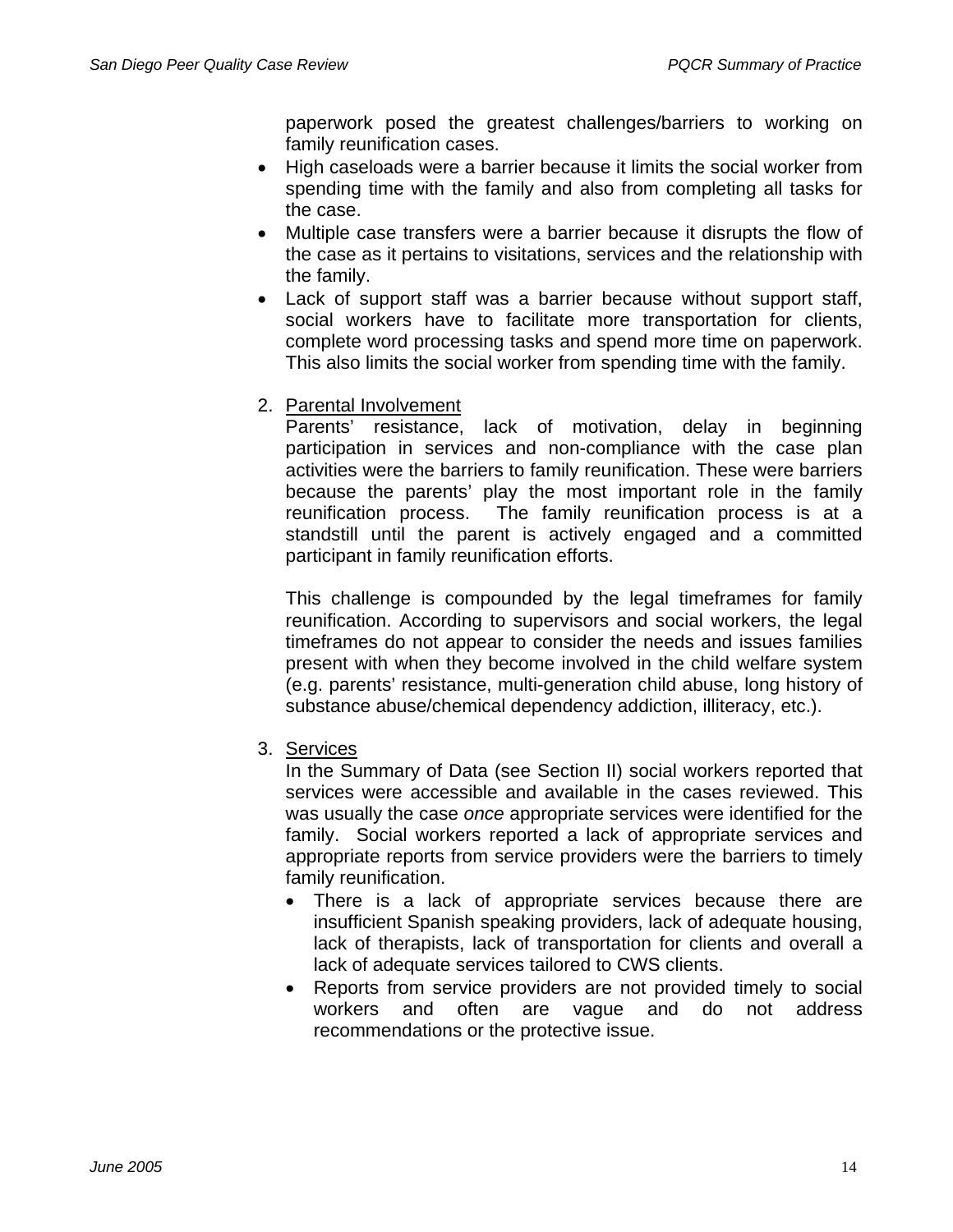paperwork posed the greatest challenges/barriers to working on family reunification cases.

- High caseloads were a barrier because it limits the social worker from spending time with the family and also from completing all tasks for the case.
- Multiple case transfers were a barrier because it disrupts the flow of the case as it pertains to visitations, services and the relationship with the family.
- Lack of support staff was a barrier because without support staff, social workers have to facilitate more transportation for clients, complete word processing tasks and spend more time on paperwork. This also limits the social worker from spending time with the family.

2. Parental Involvement

   Parents' resistance, lack of motivation, delay in beginning participation in services and non-compliance with the case plan activities were the barriers to family reunification. These were barriers because the parents' play the most important role in the family reunification process. The family reunification process is at a standstill until the parent is actively engaged and a committed participant in family reunification efforts.

   This challenge is compounded by the legal timeframes for family reunification. According to supervisors and social workers, the legal timeframes do not appear to consider the needs and issues families present with when they become involved in the child welfare system (e.g. parents' resistance, multi-generation child abuse, long history of substance abuse/chemical dependency addiction, illiteracy, etc.).

3. Services

   In the Summary of Data (see Section II) social workers reported that services were accessible and available in the cases reviewed. This was usually the case *once* appropriate services were identified for the family. Social workers reported a lack of appropriate services and appropriate reports from service providers were the barriers to timely family reunification.

   - There is a lack of appropriate services because there are insufficient Spanish speaking providers, lack of adequate housing, lack of therapists, lack of transportation for clients and overall a lack of adequate services tailored to CWS clients.
   - Reports from service providers are not provided timely to social workers and often are vague and do not address recommendations or the protective issue.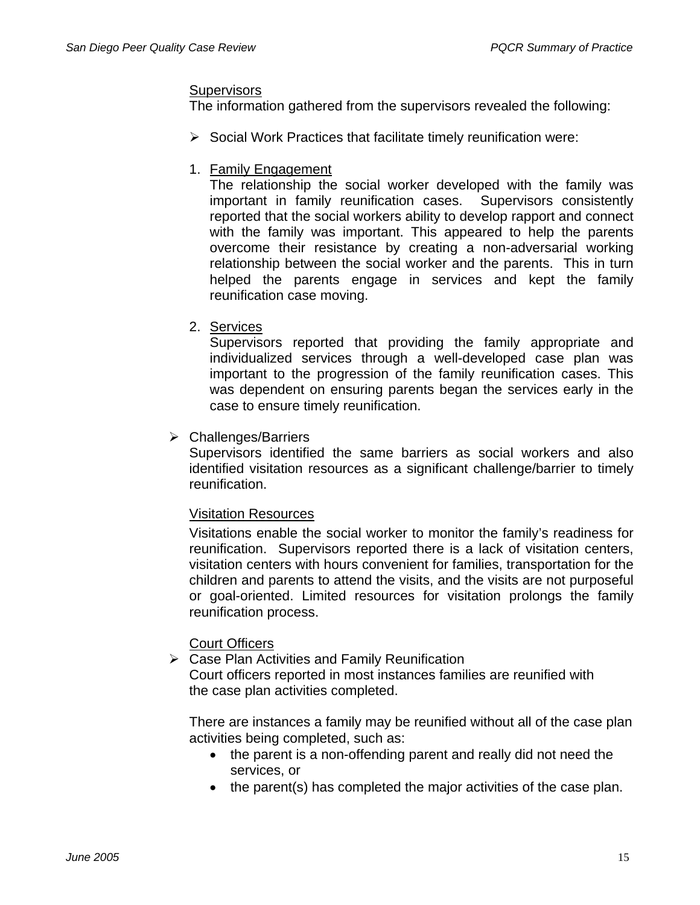<u>Supervisors</u>

The information gathered from the supervisors revealed the following:

- Social Work Practices that facilitate timely reunification were:

1. <u>Family Engagement</u>

   The relationship the social worker developed with the family was important in family reunification cases. Supervisors consistently reported that the social workers ability to develop rapport and connect with the family was important. This appeared to help the parents overcome their resistance by creating a non-adversarial working relationship between the social worker and the parents. This in turn helped the parents engage in services and kept the family reunification case moving.

2. <u>Services</u>

   Supervisors reported that providing the family appropriate and individualized services through a well-developed case plan was important to the progression of the family reunification cases. This was dependent on ensuring parents began the services early in the case to ensure timely reunification.

- Challenges/Barriers

  Supervisors identified the same barriers as social workers and also identified visitation resources as a significant challenge/barrier to timely reunification.

<u>Visitation Resources</u>

Visitations enable the social worker to monitor the family's readiness for reunification. Supervisors reported there is a lack of visitation centers, visitation centers with hours convenient for families, transportation for the children and parents to attend the visits, and the visits are not purposeful or goal-oriented. Limited resources for visitation prolongs the family reunification process.

<u>Court Officers</u>

- Case Plan Activities and Family Reunification

  Court officers reported in most instances families are reunified with the case plan activities completed.

  There are instances a family may be reunified without all of the case plan activities being completed, such as:

  - the parent is a non-offending parent and really did not need the services, or
  - the parent(s) has completed the major activities of the case plan.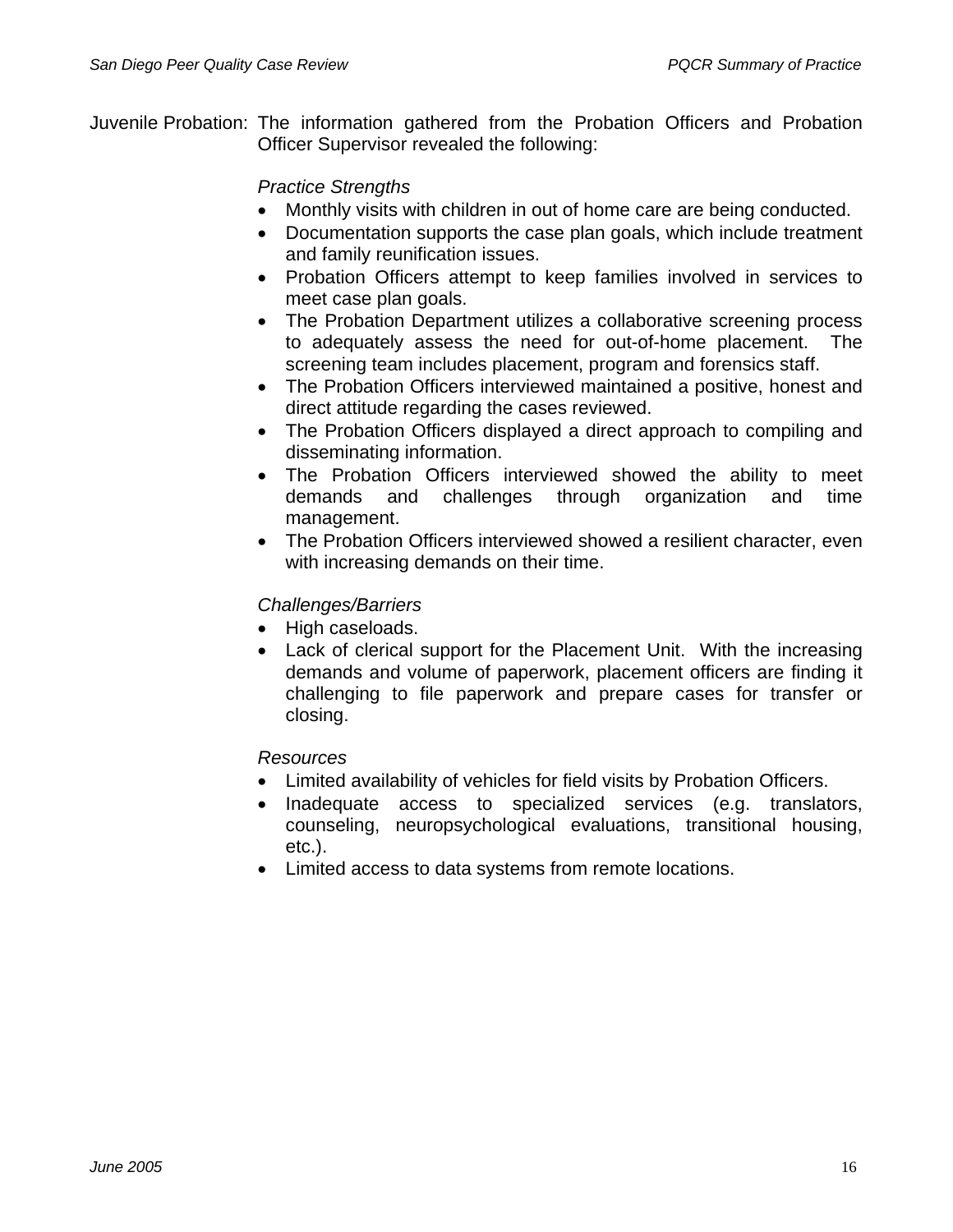Juvenile Probation: The information gathered from the Probation Officers and Probation Officer Supervisor revealed the following:

*Practice Strengths*

- Monthly visits with children in out of home care are being conducted.
- Documentation supports the case plan goals, which include treatment and family reunification issues.
- Probation Officers attempt to keep families involved in services to meet case plan goals.
- The Probation Department utilizes a collaborative screening process to adequately assess the need for out-of-home placement. The screening team includes placement, program and forensics staff.
- The Probation Officers interviewed maintained a positive, honest and direct attitude regarding the cases reviewed.
- The Probation Officers displayed a direct approach to compiling and disseminating information.
- The Probation Officers interviewed showed the ability to meet demands and challenges through organization and time management.
- The Probation Officers interviewed showed a resilient character, even with increasing demands on their time.

*Challenges/Barriers*

- High caseloads.
- Lack of clerical support for the Placement Unit. With the increasing demands and volume of paperwork, placement officers are finding it challenging to file paperwork and prepare cases for transfer or closing.

*Resources*

- Limited availability of vehicles for field visits by Probation Officers.
- Inadequate access to specialized services (e.g. translators, counseling, neuropsychological evaluations, transitional housing, etc.).
- Limited access to data systems from remote locations.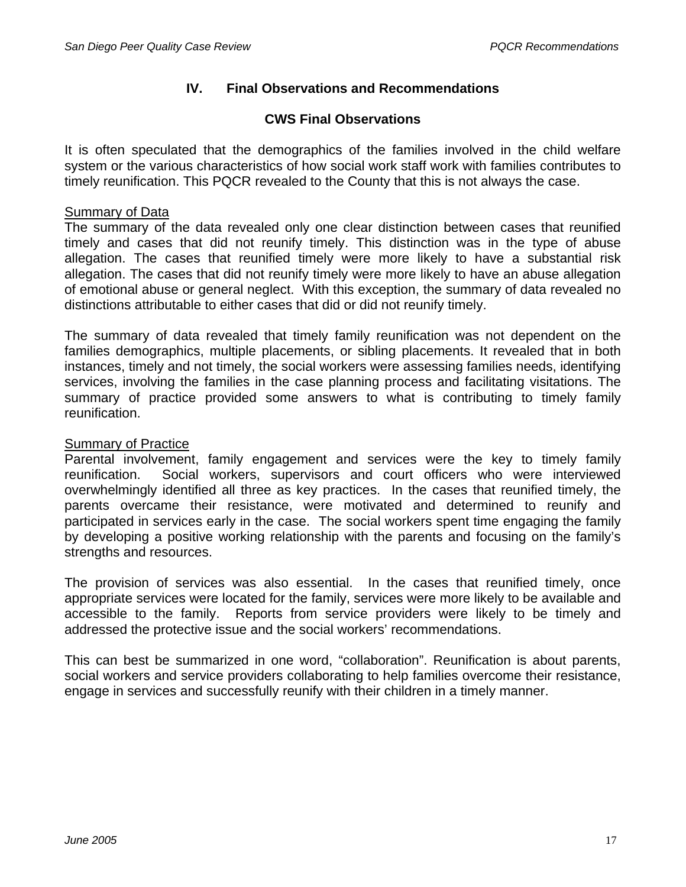# IV. Final Observations and Recommendations

## CWS Final Observations

It is often speculated that the demographics of the families involved in the child welfare system or the various characteristics of how social work staff work with families contributes to timely reunification. This PQCR revealed to the County that this is not always the case.

<u>Summary of Data</u>

The summary of the data revealed only one clear distinction between cases that reunified timely and cases that did not reunify timely. This distinction was in the type of abuse allegation. The cases that reunified timely were more likely to have a substantial risk allegation. The cases that did not reunify timely were more likely to have an abuse allegation of emotional abuse or general neglect. With this exception, the summary of data revealed no distinctions attributable to either cases that did or did not reunify timely.

The summary of data revealed that timely family reunification was not dependent on the families demographics, multiple placements, or sibling placements. It revealed that in both instances, timely and not timely, the social workers were assessing families needs, identifying services, involving the families in the case planning process and facilitating visitations. The summary of practice provided some answers to what is contributing to timely family reunification.

<u>Summary of Practice</u>

Parental involvement, family engagement and services were the key to timely family reunification. Social workers, supervisors and court officers who were interviewed overwhelmingly identified all three as key practices. In the cases that reunified timely, the parents overcame their resistance, were motivated and determined to reunify and participated in services early in the case. The social workers spent time engaging the family by developing a positive working relationship with the parents and focusing on the family's strengths and resources.

The provision of services was also essential. In the cases that reunified timely, once appropriate services were located for the family, services were more likely to be available and accessible to the family. Reports from service providers were likely to be timely and addressed the protective issue and the social workers' recommendations.

This can best be summarized in one word, "collaboration". Reunification is about parents, social workers and service providers collaborating to help families overcome their resistance, engage in services and successfully reunify with their children in a timely manner.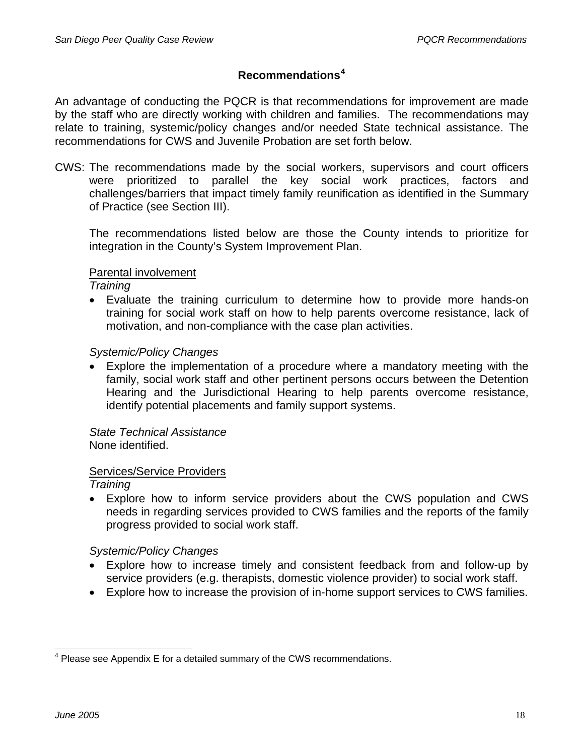## Recommendations[4]

An advantage of conducting the PQCR is that recommendations for improvement are made by the staff who are directly working with children and families. The recommendations may relate to training, systemic/policy changes and/or needed State technical assistance. The recommendations for CWS and Juvenile Probation are set forth below.

CWS: The recommendations made by the social workers, supervisors and court officers were prioritized to parallel the key social work practices, factors and challenges/barriers that impact timely family reunification as identified in the Summary of Practice (see Section III).

The recommendations listed below are those the County intends to prioritize for integration in the County's System Improvement Plan.

<u>Parental involvement</u>

*Training*

- Evaluate the training curriculum to determine how to provide more hands-on training for social work staff on how to help parents overcome resistance, lack of motivation, and non-compliance with the case plan activities.

*Systemic/Policy Changes*

- Explore the implementation of a procedure where a mandatory meeting with the family, social work staff and other pertinent persons occurs between the Detention Hearing and the Jurisdictional Hearing to help parents overcome resistance, identify potential placements and family support systems.

*State Technical Assistance*

None identified.

<u>Services/Service Providers</u>

*Training*

- Explore how to inform service providers about the CWS population and CWS needs in regarding services provided to CWS families and the reports of the family progress provided to social work staff.

*Systemic/Policy Changes*

- Explore how to increase timely and consistent feedback from and follow-up by service providers (e.g. therapists, domestic violence provider) to social work staff.
- Explore how to increase the provision of in-home support services to CWS families.

[4] Please see Appendix E for a detailed summary of the CWS recommendations.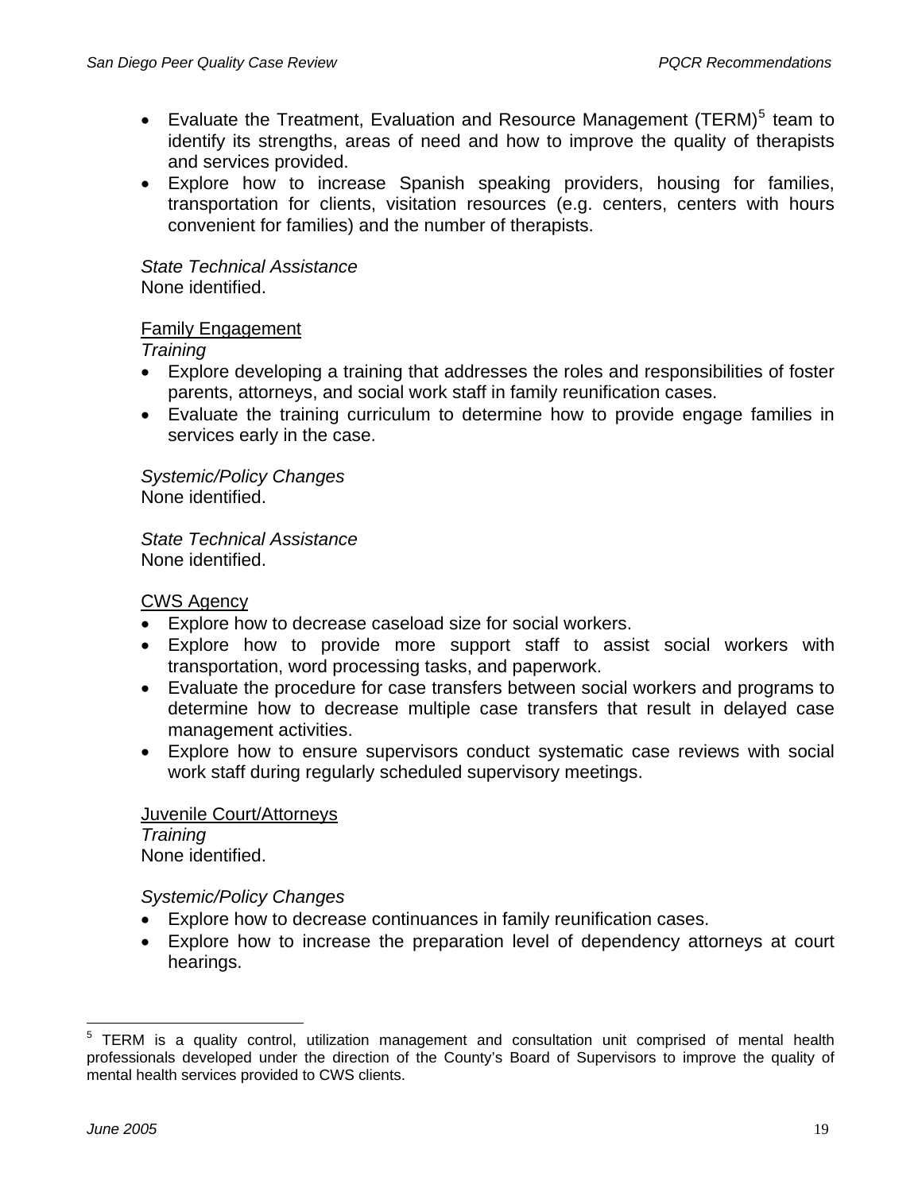- Evaluate the Treatment, Evaluation and Resource Management (TERM)[5] team to identify its strengths, areas of need and how to improve the quality of therapists and services provided.
- Explore how to increase Spanish speaking providers, housing for families, transportation for clients, visitation resources (e.g. centers, centers with hours convenient for families) and the number of therapists.

*State Technical Assistance*
None identified.

<u>Family Engagement</u>

*Training*

- Explore developing a training that addresses the roles and responsibilities of foster parents, attorneys, and social work staff in family reunification cases.
- Evaluate the training curriculum to determine how to provide engage families in services early in the case.

*Systemic/Policy Changes*
None identified.

*State Technical Assistance*
None identified.

<u>CWS Agency</u>

- Explore how to decrease caseload size for social workers.
- Explore how to provide more support staff to assist social workers with transportation, word processing tasks, and paperwork.
- Evaluate the procedure for case transfers between social workers and programs to determine how to decrease multiple case transfers that result in delayed case management activities.
- Explore how to ensure supervisors conduct systematic case reviews with social work staff during regularly scheduled supervisory meetings.

<u>Juvenile Court/Attorneys</u>

*Training*
None identified.

*Systemic/Policy Changes*

- Explore how to decrease continuances in family reunification cases.
- Explore how to increase the preparation level of dependency attorneys at court hearings.

[5] TERM is a quality control, utilization management and consultation unit comprised of mental health professionals developed under the direction of the County's Board of Supervisors to improve the quality of mental health services provided to CWS clients.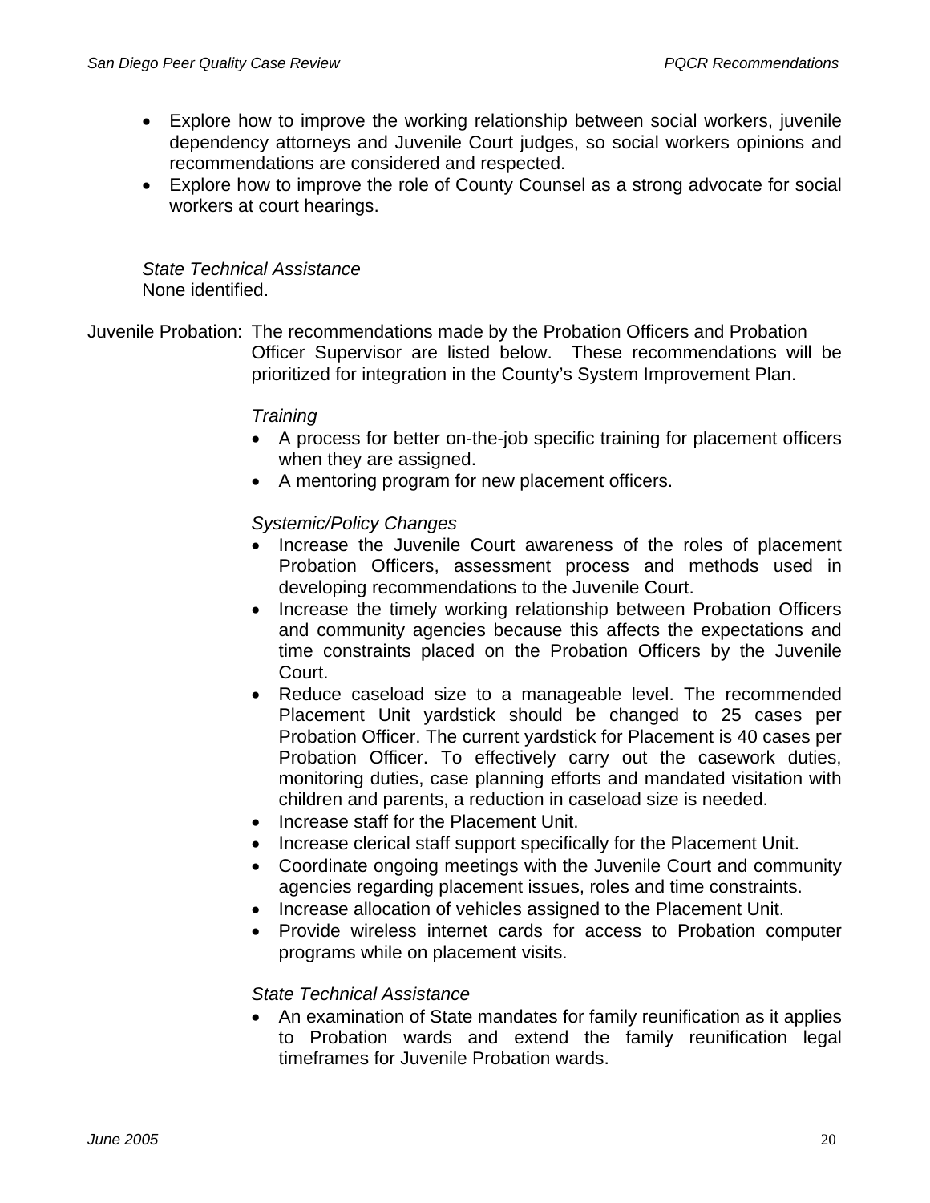- Explore how to improve the working relationship between social workers, juvenile dependency attorneys and Juvenile Court judges, so social workers opinions and recommendations are considered and respected.
- Explore how to improve the role of County Counsel as a strong advocate for social workers at court hearings.

*State Technical Assistance*
None identified.

Juvenile Probation: The recommendations made by the Probation Officers and Probation Officer Supervisor are listed below. These recommendations will be prioritized for integration in the County's System Improvement Plan.

*Training*

- A process for better on-the-job specific training for placement officers when they are assigned.
- A mentoring program for new placement officers.

*Systemic/Policy Changes*

- Increase the Juvenile Court awareness of the roles of placement Probation Officers, assessment process and methods used in developing recommendations to the Juvenile Court.
- Increase the timely working relationship between Probation Officers and community agencies because this affects the expectations and time constraints placed on the Probation Officers by the Juvenile Court.
- Reduce caseload size to a manageable level. The recommended Placement Unit yardstick should be changed to 25 cases per Probation Officer. The current yardstick for Placement is 40 cases per Probation Officer. To effectively carry out the casework duties, monitoring duties, case planning efforts and mandated visitation with children and parents, a reduction in caseload size is needed.
- Increase staff for the Placement Unit.
- Increase clerical staff support specifically for the Placement Unit.
- Coordinate ongoing meetings with the Juvenile Court and community agencies regarding placement issues, roles and time constraints.
- Increase allocation of vehicles assigned to the Placement Unit.
- Provide wireless internet cards for access to Probation computer programs while on placement visits.

*State Technical Assistance*

- An examination of State mandates for family reunification as it applies to Probation wards and extend the family reunification legal timeframes for Juvenile Probation wards.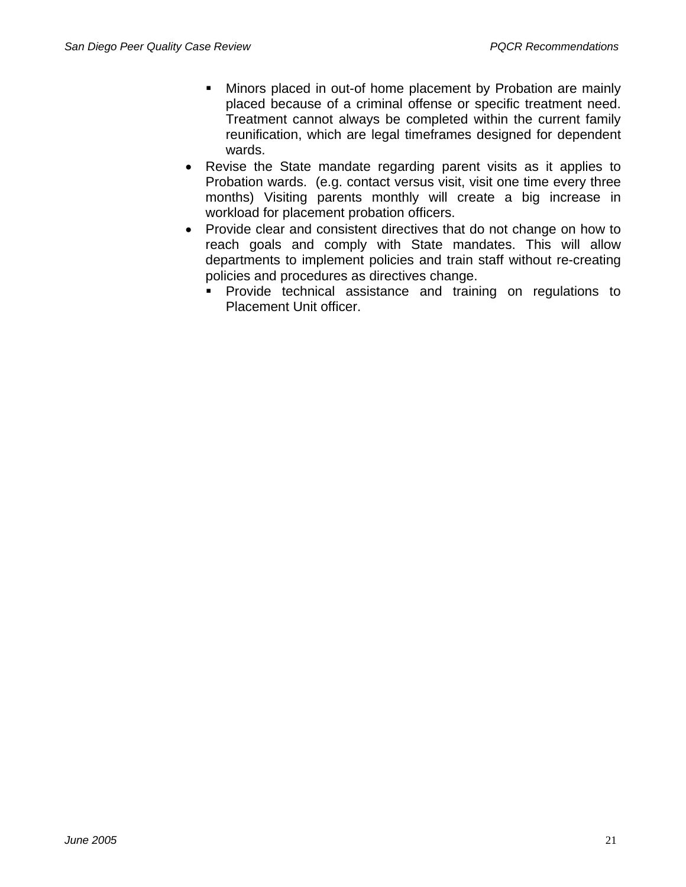- Minors placed in out-of home placement by Probation are mainly placed because of a criminal offense or specific treatment need. Treatment cannot always be completed within the current family reunification, which are legal timeframes designed for dependent wards.
- Revise the State mandate regarding parent visits as it applies to Probation wards. (e.g. contact versus visit, visit one time every three months) Visiting parents monthly will create a big increase in workload for placement probation officers.
- Provide clear and consistent directives that do not change on how to reach goals and comply with State mandates. This will allow departments to implement policies and train staff without re-creating policies and procedures as directives change.
    - Provide technical assistance and training on regulations to Placement Unit officer.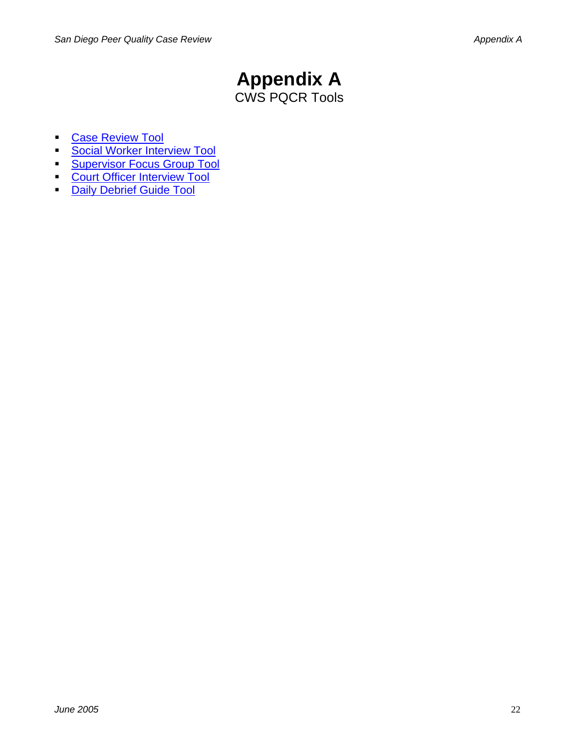# Appendix A

CWS PQCR Tools

- Case Review Tool
- Social Worker Interview Tool
- Supervisor Focus Group Tool
- Court Officer Interview Tool
- Daily Debrief Guide Tool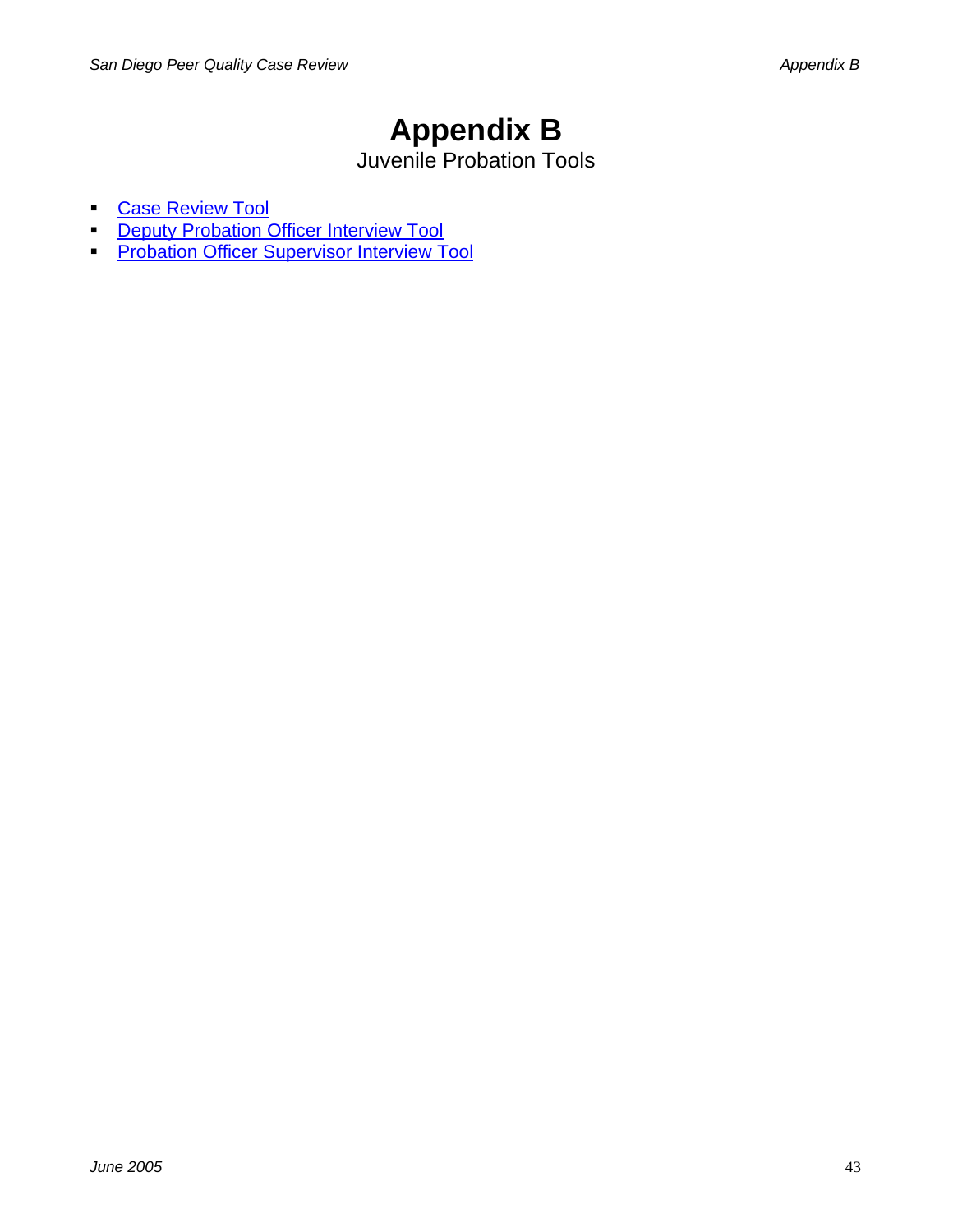# Appendix B

Juvenile Probation Tools

- Case Review Tool
- Deputy Probation Officer Interview Tool
- Probation Officer Supervisor Interview Tool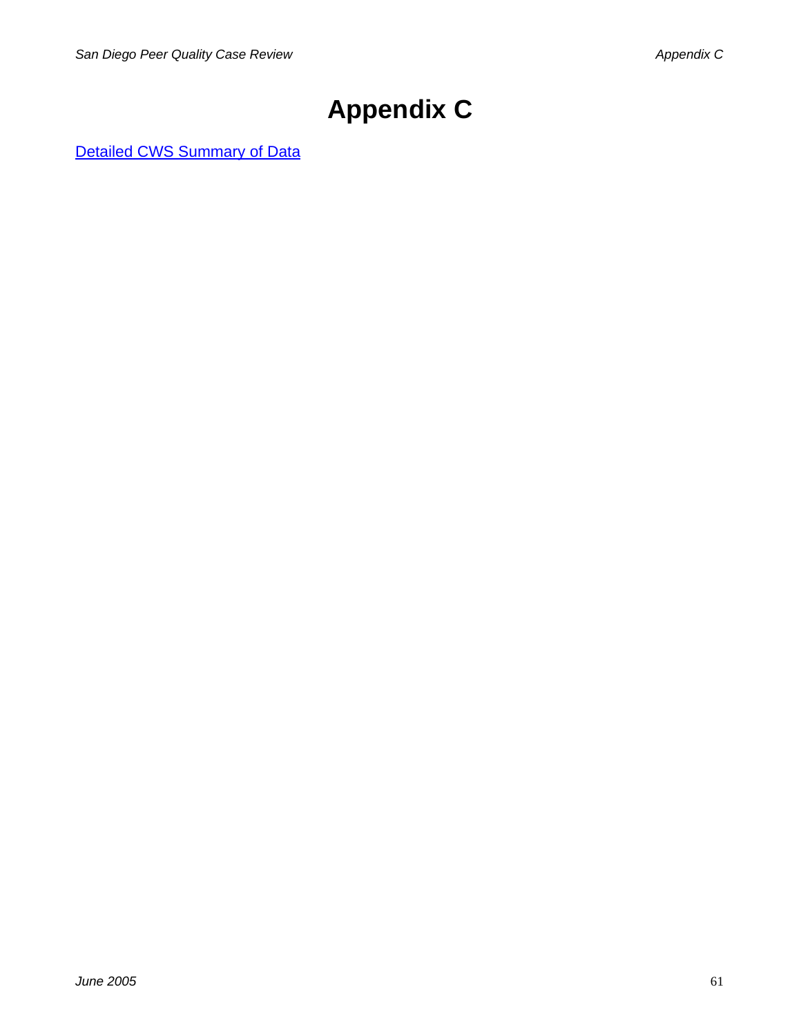# Appendix C

Detailed CWS Summary of Data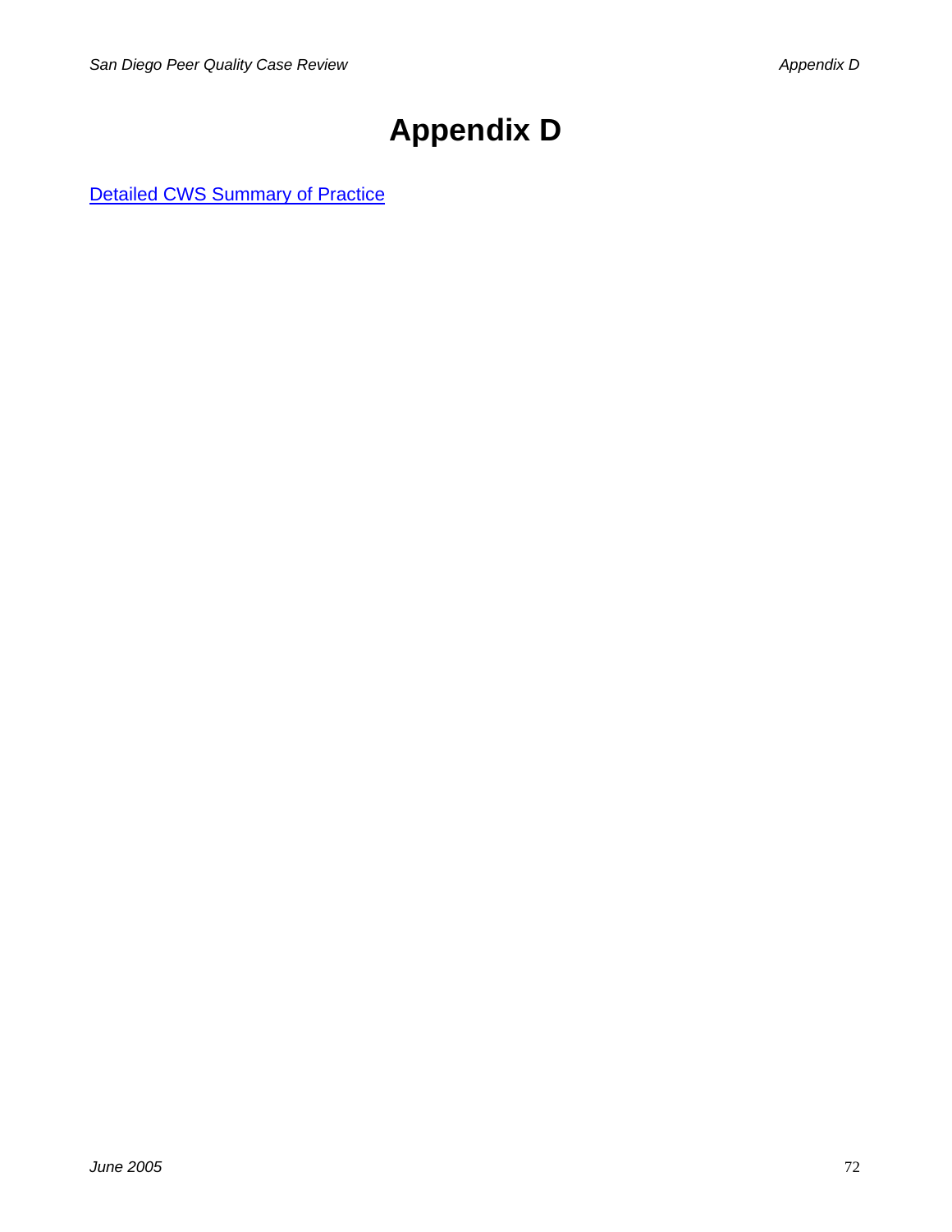# Appendix D

Detailed CWS Summary of Practice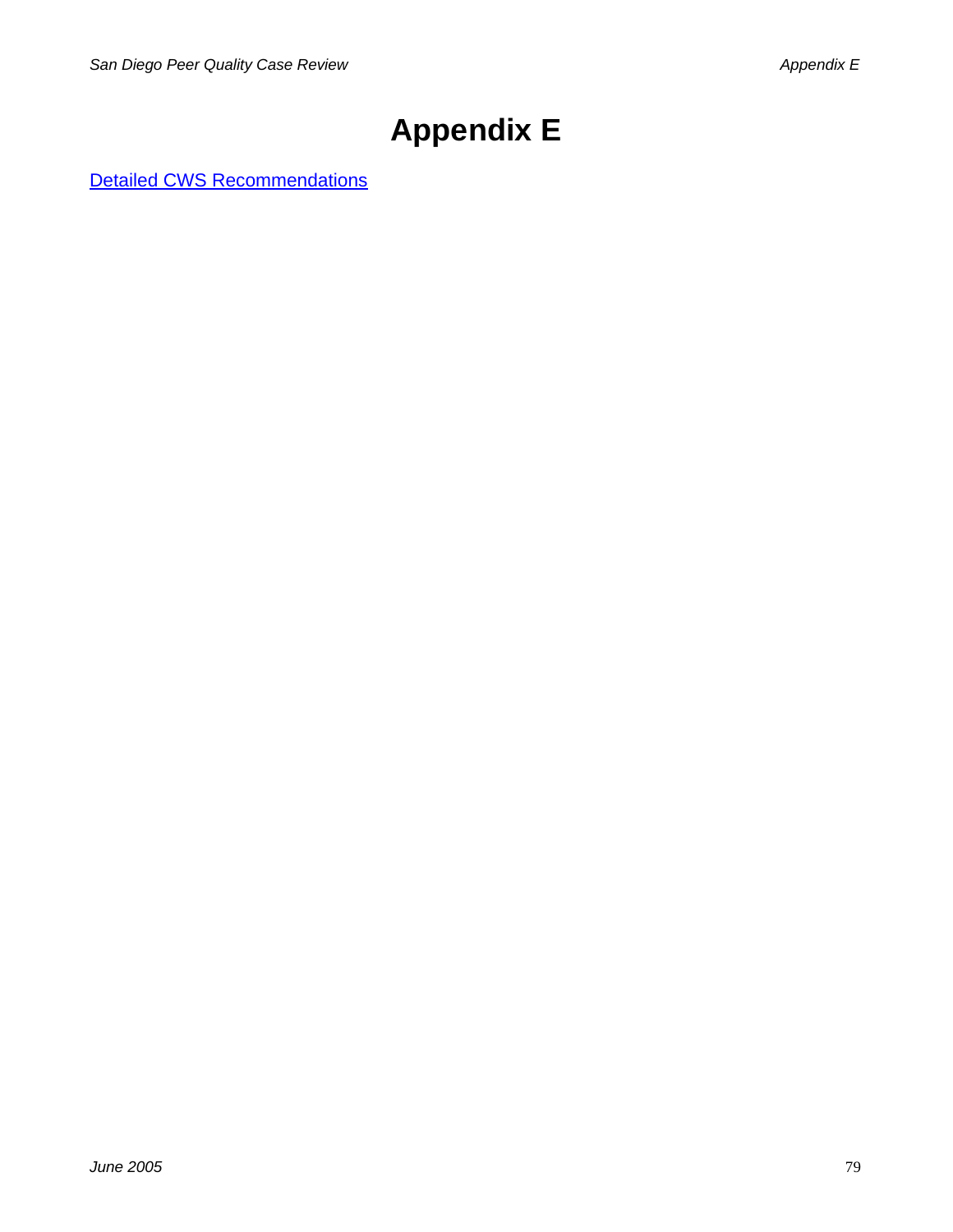# Appendix E

[Detailed CWS Recommendations]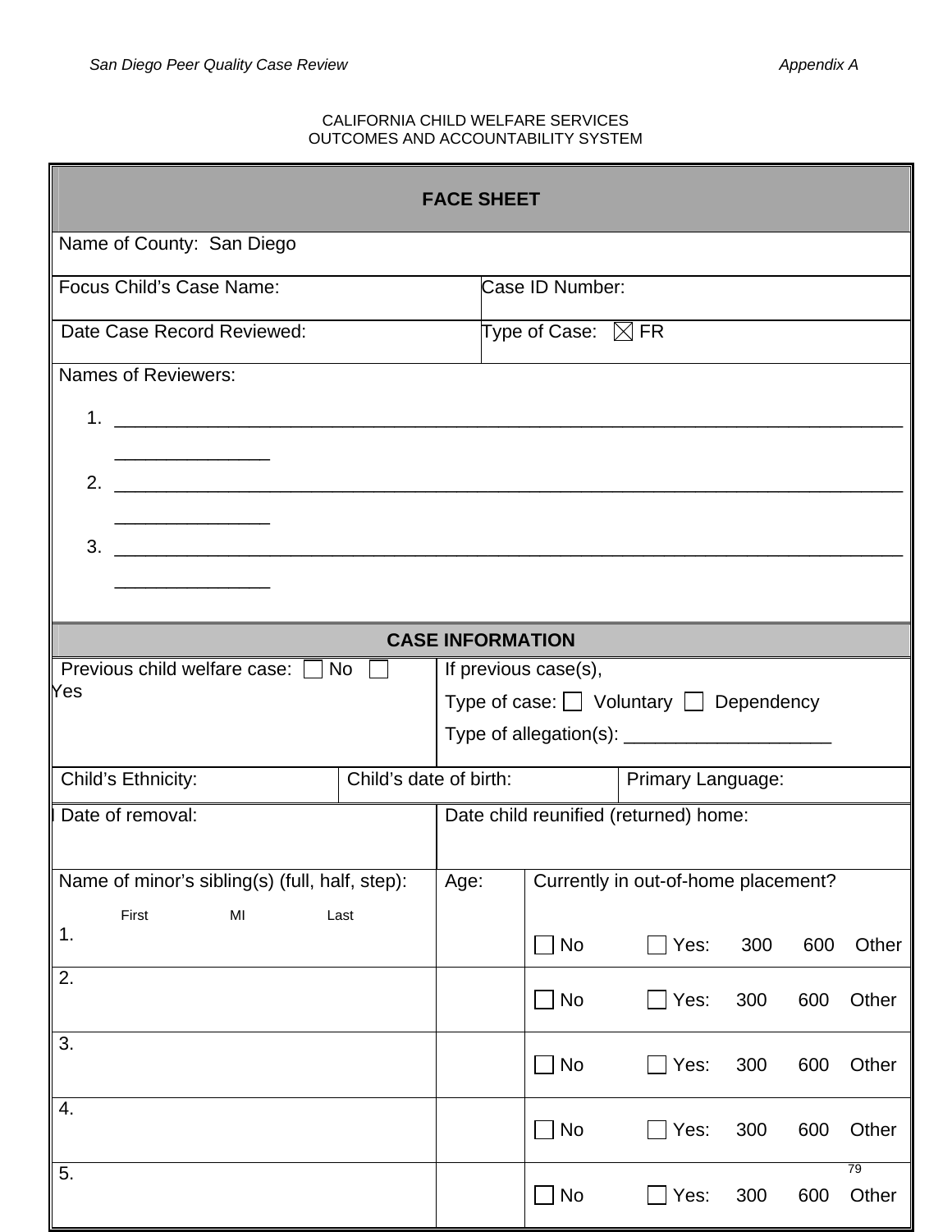CALIFORNIA CHILD WELFARE SERVICES
OUTCOMES AND ACCOUNTABILITY SYSTEM

## FACE SHEET

| | |
|---|---|
| Name of County: San Diego | |
| Focus Child's Case Name: | Case ID Number: |
| Date Case Record Reviewed: | Type of Case: ☒ FR |

Names of Reviewers:

1. ______________________________________________________________________________ _______________
2. ______________________________________________________________________________ _______________
3. ______________________________________________________________________________ _______________

## CASE INFORMATION

| | |
|---|---|
| Previous child welfare case: ☐ No ☐ Yes | If previous case(s),<br>Type of case: ☐ Voluntary ☐ Dependency<br>Type of allegation(s): ____________________ |

| Child's Ethnicity: | Child's date of birth: | Primary Language: |
|---|---|---|

| Date of removal: | Date child reunified (returned) home: |
|---|---|

| Name of minor's sibling(s) (full, half, step):<br>First MI Last | Age: | Currently in out-of-home placement? |
|---|---|---|
| 1. | | ☐ No ☐ Yes: 300 600 Other |
| 2. | | ☐ No ☐ Yes: 300 600 Other |
| 3. | | ☐ No ☐ Yes: 300 600 Other |
| 4. | | ☐ No ☐ Yes: 300 600 Other |
| 5. | | ☐ No ☐ Yes: 300 600 Other |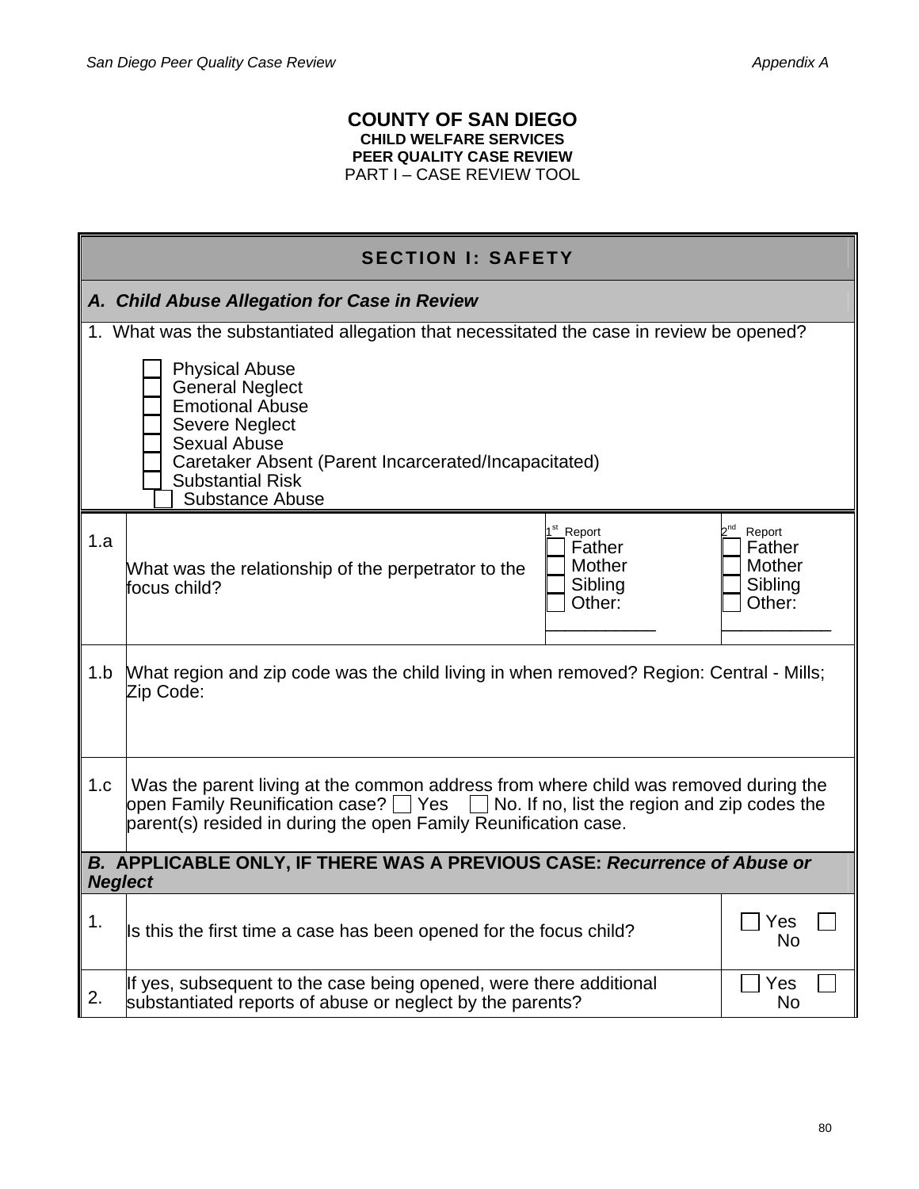**COUNTY OF SAN DIEGO**
**CHILD WELFARE SERVICES**
**PEER QUALITY CASE REVIEW**
PART I – CASE REVIEW TOOL

## SECTION I: SAFETY

### *A. Child Abuse Allegation for Case in Review*

1. What was the substantiated allegation that necessitated the case in review be opened?

- ☐ Physical Abuse
- ☐ General Neglect
- ☐ Emotional Abuse
- ☐ Severe Neglect
- ☐ Sexual Abuse
- ☐ Caretaker Absent (Parent Incarcerated/Incapacitated)
- ☐ Substantial Risk
- ☐ Substance Abuse

| | | 1st Report | 2nd Report |
|---|---|---|---|
| 1.a | What was the relationship of the perpetrator to the focus child? | ☐ Father<br>☐ Mother<br>☐ Sibling<br>☐ Other: ___________ | ☐ Father<br>☐ Mother<br>☐ Sibling<br>☐ Other: ___________ |
| 1.b | What region and zip code was the child living in when removed? Region: Central - Mills; Zip Code: | | |
| 1.c | Was the parent living at the common address from where child was removed during the open Family Reunification case? ☐ Yes ☐ No. If no, list the region and zip codes the parent(s) resided in during the open Family Reunification case. | | |

### B. APPLICABLE ONLY, IF THERE WAS A PREVIOUS CASE: *Recurrence of Abuse or Neglect*

| | | |
|---|---|---|
| 1. | Is this the first time a case has been opened for the focus child? | ☐ Yes ☐ No |
| 2. | If yes, subsequent to the case being opened, were there additional substantiated reports of abuse or neglect by the parents? | ☐ Yes ☐ No |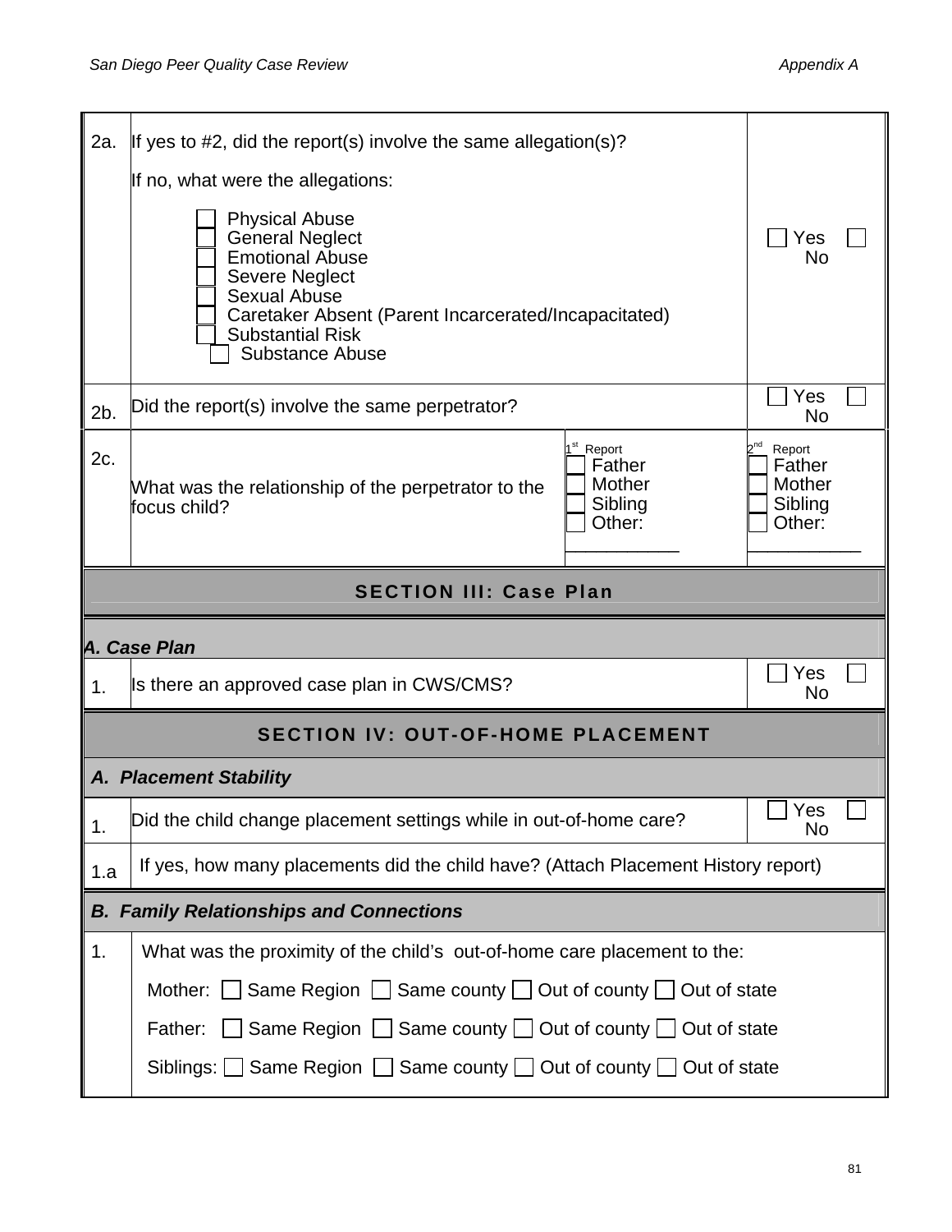| | | |
|---|---|---|
| 2a. | If yes to #2, did the report(s) involve the same allegation(s)?<br><br>If no, what were the allegations:<br><br>☐ Physical Abuse<br>☐ General Neglect<br>☐ Emotional Abuse<br>☐ Severe Neglect<br>☐ Sexual Abuse<br>☐ Caretaker Absent (Parent Incarcerated/Incapacitated)<br>☐ Substantial Risk<br>☐ Substance Abuse | ☐ Yes ☐ No |
| 2b. | Did the report(s) involve the same perpetrator? | ☐ Yes ☐ No |

| | | | |
|---|---|---|---|
| 2c. | What was the relationship of the perpetrator to the focus child? | 1st Report<br>☐ Father<br>☐ Mother<br>☐ Sibling<br>☐ Other: ___________ | 2nd Report<br>☐ Father<br>☐ Mother<br>☐ Sibling<br>☐ Other: ___________ |

## SECTION III: Case Plan

### *A. Case Plan*

| | | |
|---|---|---|
| 1. | Is there an approved case plan in CWS/CMS? | ☐ Yes ☐ No |

## SECTION IV: OUT-OF-HOME PLACEMENT

### *A. Placement Stability*

| | | |
|---|---|---|
| 1. | Did the child change placement settings while in out-of-home care? | ☐ Yes ☐ No |
| 1.a | If yes, how many placements did the child have? (Attach Placement History report) | |

### *B. Family Relationships and Connections*

| | |
|---|---|
| 1. | What was the proximity of the child's out-of-home care placement to the:<br><br>Mother: ☐ Same Region ☐ Same county ☐ Out of county ☐ Out of state<br><br>Father: ☐ Same Region ☐ Same county ☐ Out of county ☐ Out of state<br><br>Siblings: ☐ Same Region ☐ Same county ☐ Out of county ☐ Out of state |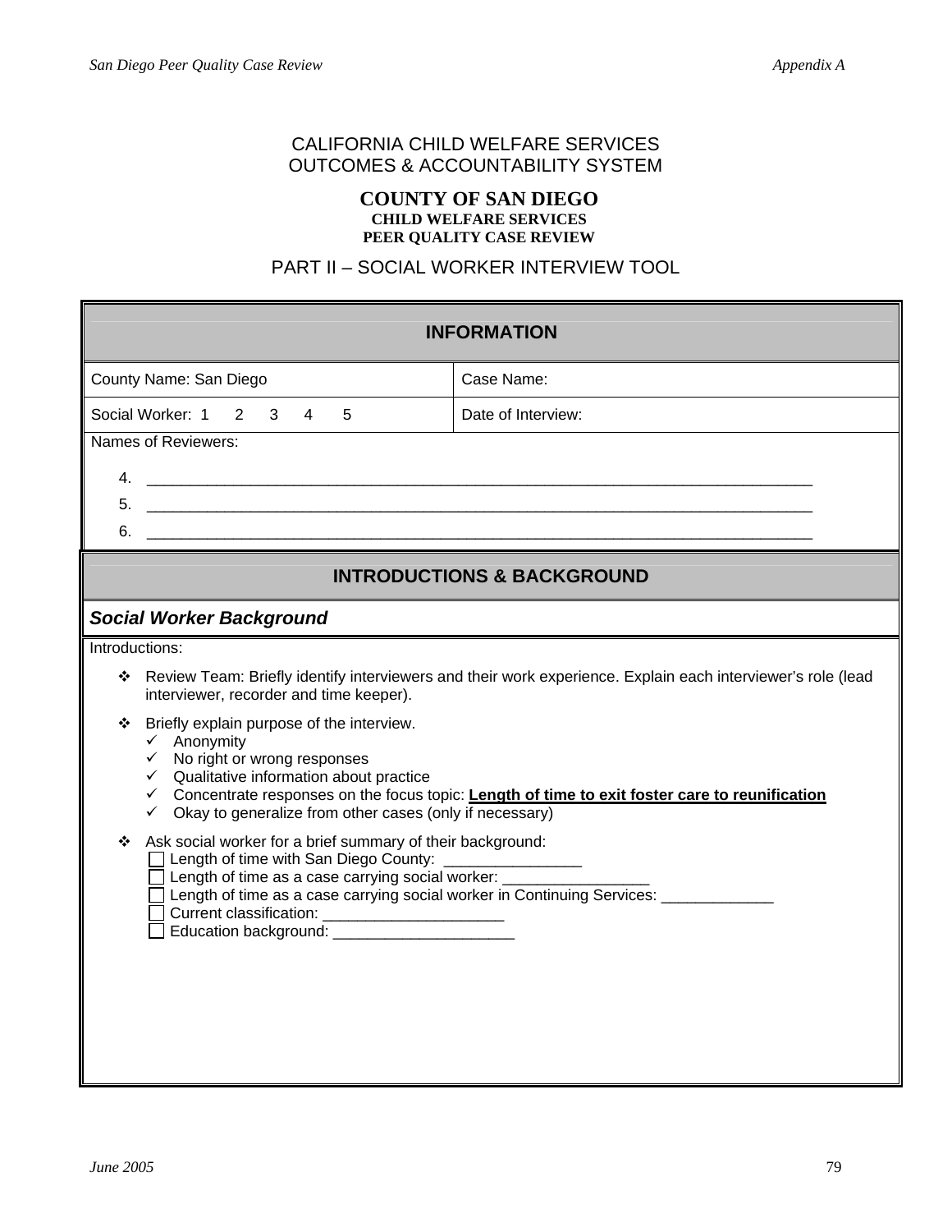CALIFORNIA CHILD WELFARE SERVICES
OUTCOMES & ACCOUNTABILITY SYSTEM

**COUNTY OF SAN DIEGO**
**CHILD WELFARE SERVICES**
**PEER QUALITY CASE REVIEW**

PART II – SOCIAL WORKER INTERVIEW TOOL

| **INFORMATION** | |
|---|---|
| County Name: San Diego | Case Name: |
| Social Worker: 1 2 3 4 5 | Date of Interview: |

Names of Reviewers:

4. ___________________________________________________________________________
5. ___________________________________________________________________________
6. ___________________________________________________________________________

## INTRODUCTIONS & BACKGROUND

### *Social Worker Background*

Introductions:

- Review Team: Briefly identify interviewers and their work experience. Explain each interviewer's role (lead interviewer, recorder and time keeper).
- Briefly explain purpose of the interview.
  - ✓ Anonymity
  - ✓ No right or wrong responses
  - ✓ Qualitative information about practice
  - ✓ Concentrate responses on the focus topic: **Length of time to exit foster care to reunification**
  - ✓ Okay to generalize from other cases (only if necessary)
- Ask social worker for a brief summary of their background:
  - ☐ Length of time with San Diego County: ________________
  - ☐ Length of time as a case carrying social worker: _________________
  - ☐ Length of time as a case carrying social worker in Continuing Services: _____________
  - ☐ Current classification: _____________________
  - ☐ Education background: _____________________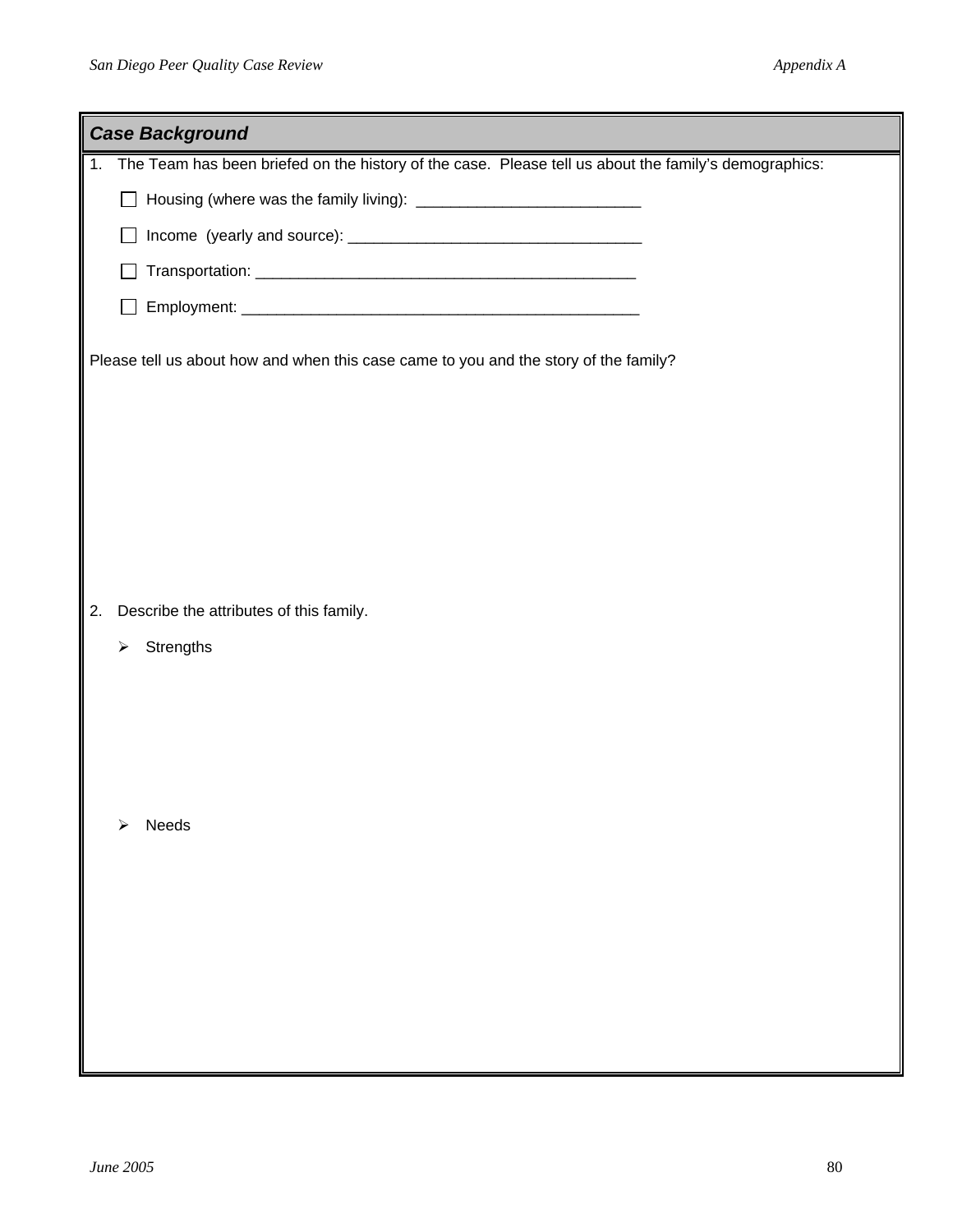## *Case Background*

1. The Team has been briefed on the history of the case. Please tell us about the family's demographics:

   - [ ] Housing (where was the family living): ___________________________
   - [ ] Income (yearly and source): ___________________________________
   - [ ] Transportation: _______________________________________________
   - [ ] Employment: _________________________________________________

Please tell us about how and when this case came to you and the story of the family?

2. Describe the attributes of this family.

   - Strengths

   - Needs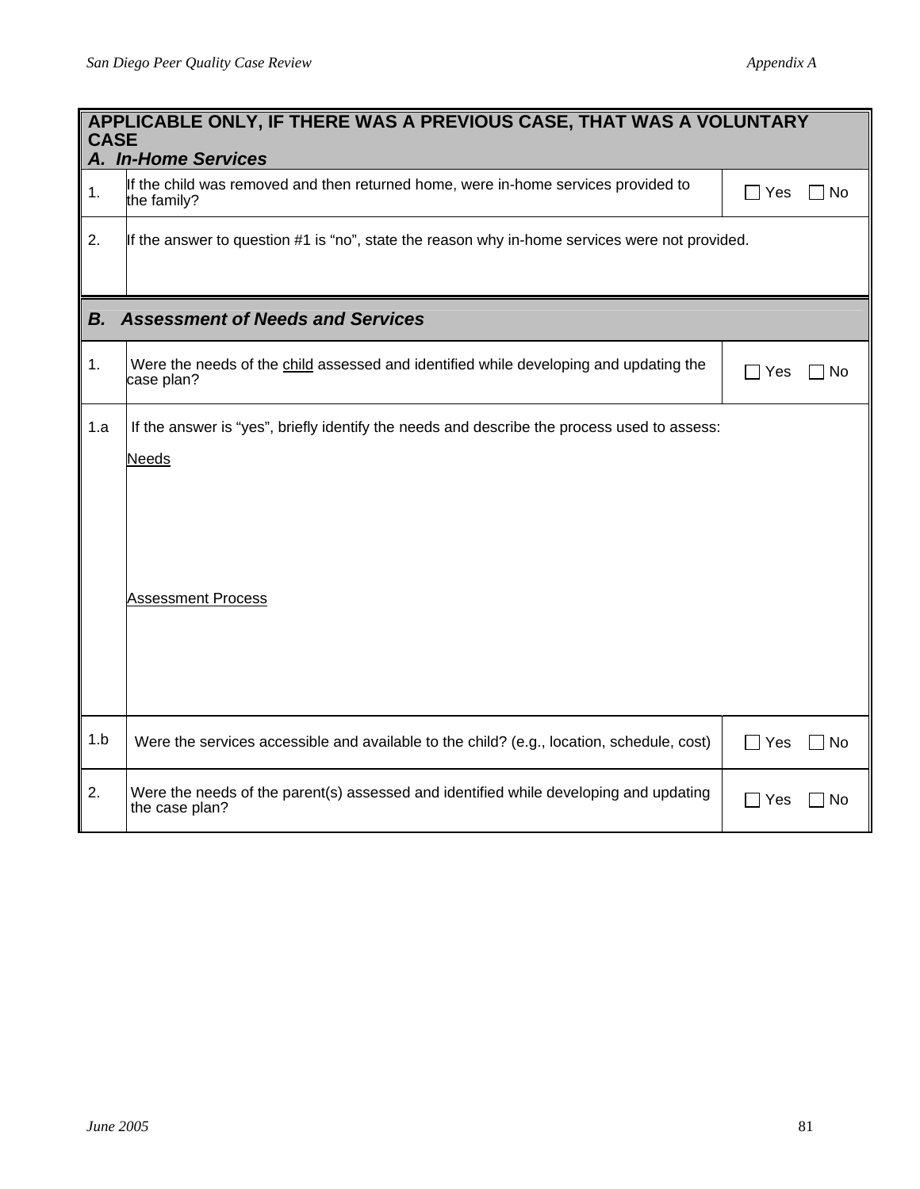| **APPLICABLE ONLY, IF THERE WAS A PREVIOUS CASE, THAT WAS A VOLUNTARY CASE** *A. In-Home Services* | | |
|---|---|---|
| 1. | If the child was removed and then returned home, were in-home services provided to the family? | ☐ Yes ☐ No |
| 2. | If the answer to question #1 is "no", state the reason why in-home services were not provided. | |
| ***B. Assessment of Needs and Services*** | | |
| 1. | Were the needs of the <u>child</u> assessed and identified while developing and updating the case plan? | ☐ Yes ☐ No |
| 1.a | If the answer is "yes", briefly identify the needs and describe the process used to assess:<br><br><u>Needs</u><br><br><u>Assessment Process</u> | |
| 1.b | Were the services accessible and available to the child? (e.g., location, schedule, cost) | ☐ Yes ☐ No |
| 2. | Were the needs of the parent(s) assessed and identified while developing and updating the case plan? | ☐ Yes ☐ No |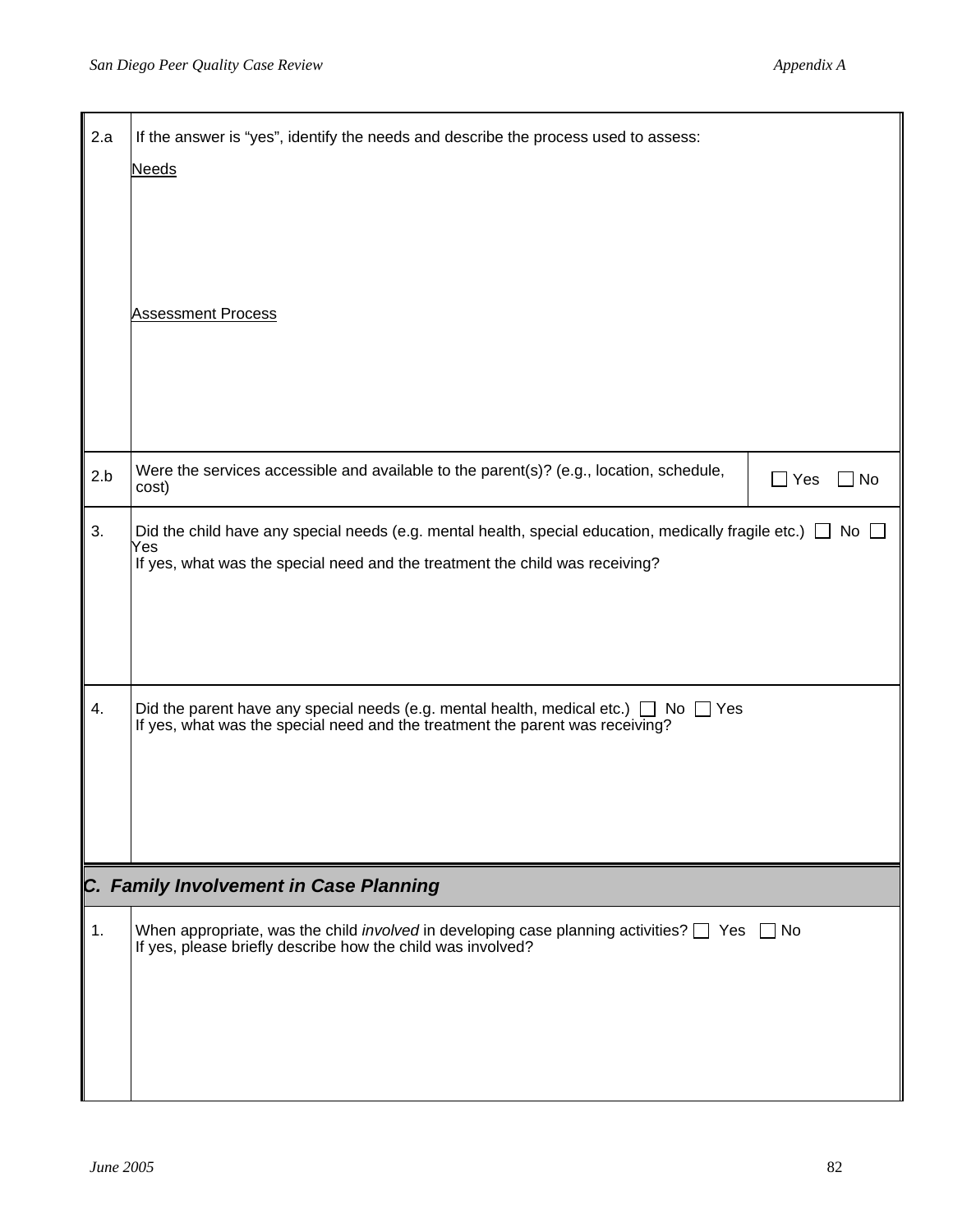| | |
|---|---|
| 2.a | If the answer is "yes", identify the needs and describe the process used to assess:<br><br>Needs<br><br><br><br>Assessment Process |
| 2.b | Were the services accessible and available to the parent(s)? (e.g., location, schedule, cost) ☐ Yes ☐ No |
| 3. | Did the child have any special needs (e.g. mental health, special education, medically fragile etc.) ☐ No ☐ Yes<br>If yes, what was the special need and the treatment the child was receiving? |
| 4. | Did the parent have any special needs (e.g. mental health, medical etc.) ☐ No ☐ Yes<br>If yes, what was the special need and the treatment the parent was receiving? |

## *C. Family Involvement in Case Planning*

| | |
|---|---|
| 1. | When appropriate, was the child *involved* in developing case planning activities? ☐ Yes ☐ No<br>If yes, please briefly describe how the child was involved? |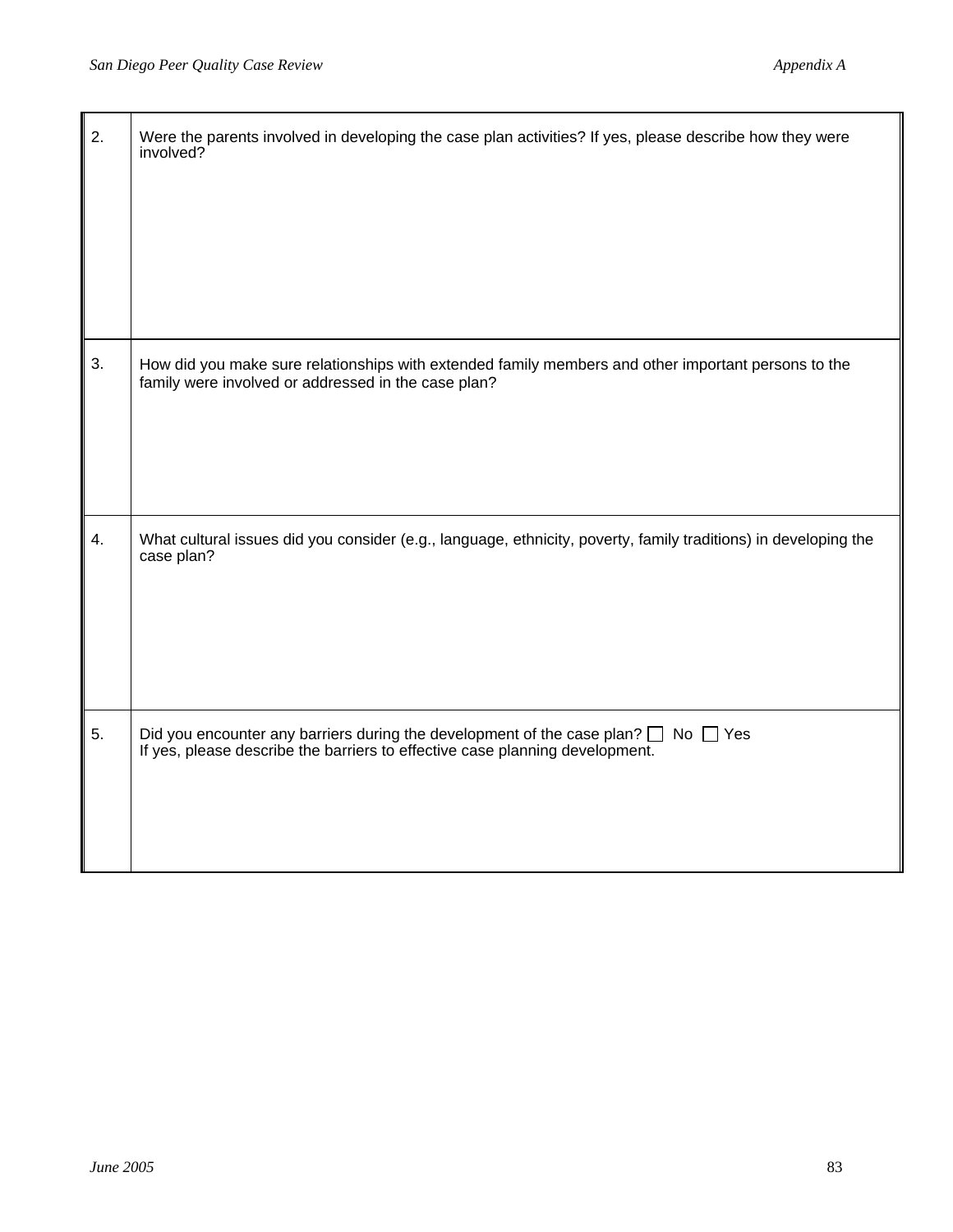| | |
|---|---|
| 2. | Were the parents involved in developing the case plan activities? If yes, please describe how they were involved? |
| 3. | How did you make sure relationships with extended family members and other important persons to the family were involved or addressed in the case plan? |
| 4. | What cultural issues did you consider (e.g., language, ethnicity, poverty, family traditions) in developing the case plan? |
| 5. | Did you encounter any barriers during the development of the case plan? ☐ No ☐ Yes<br>If yes, please describe the barriers to effective case planning development. |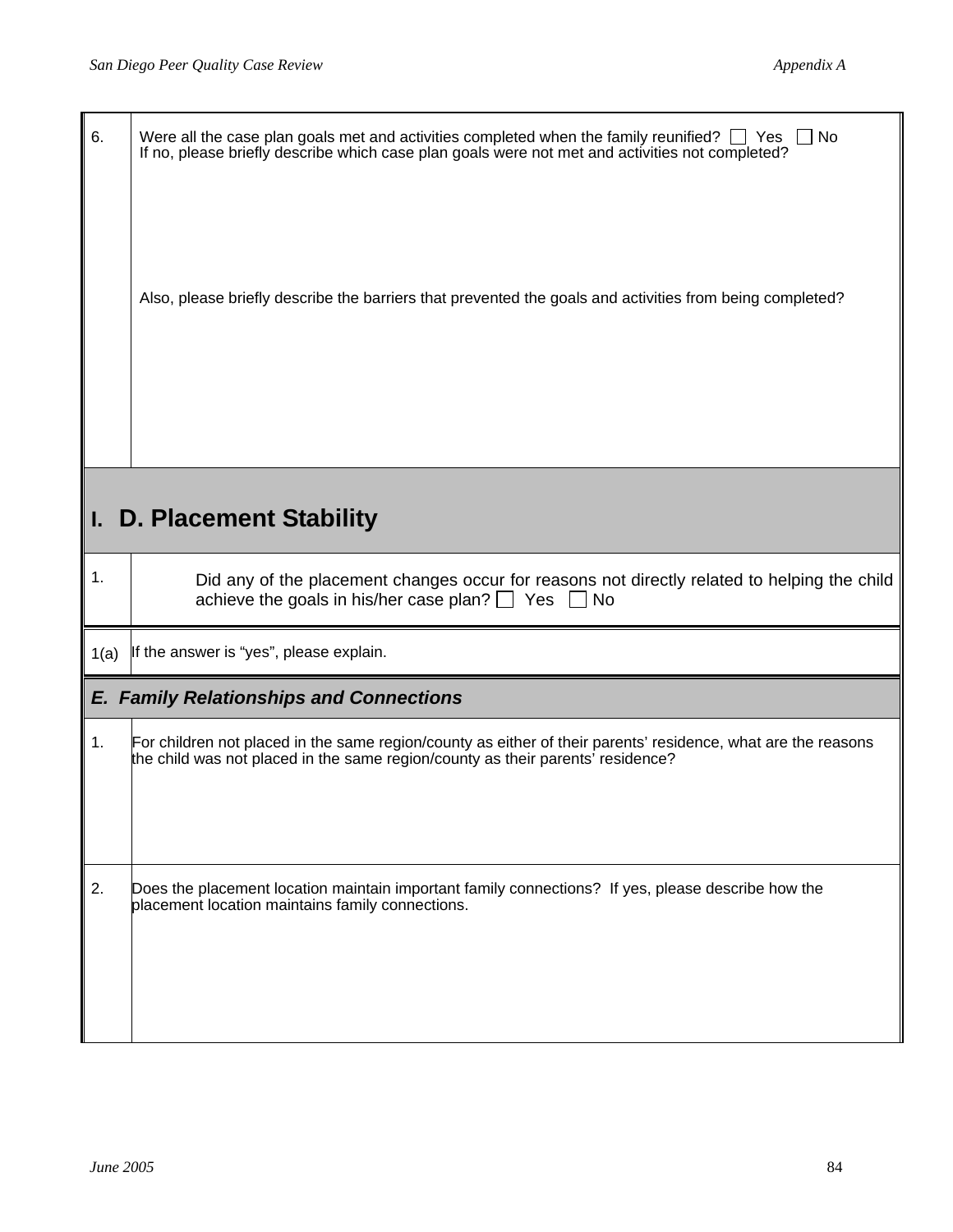| | |
|---|---|
| 6. | Were all the case plan goals met and activities completed when the family reunified? ☐ Yes ☐ No<br>If no, please briefly describe which case plan goals were not met and activities not completed?<br><br>Also, please briefly describe the barriers that prevented the goals and activities from being completed? |

## I. D. Placement Stability

| | |
|---|---|
| 1. | Did any of the placement changes occur for reasons not directly related to helping the child achieve the goals in his/her case plan? ☐ Yes ☐ No |
| 1(a) | If the answer is "yes", please explain. |

### *E. Family Relationships and Connections*

| | |
|---|---|
| 1. | For children not placed in the same region/county as either of their parents' residence, what are the reasons the child was not placed in the same region/county as their parents' residence? |
| 2. | Does the placement location maintain important family connections? If yes, please describe how the placement location maintains family connections. |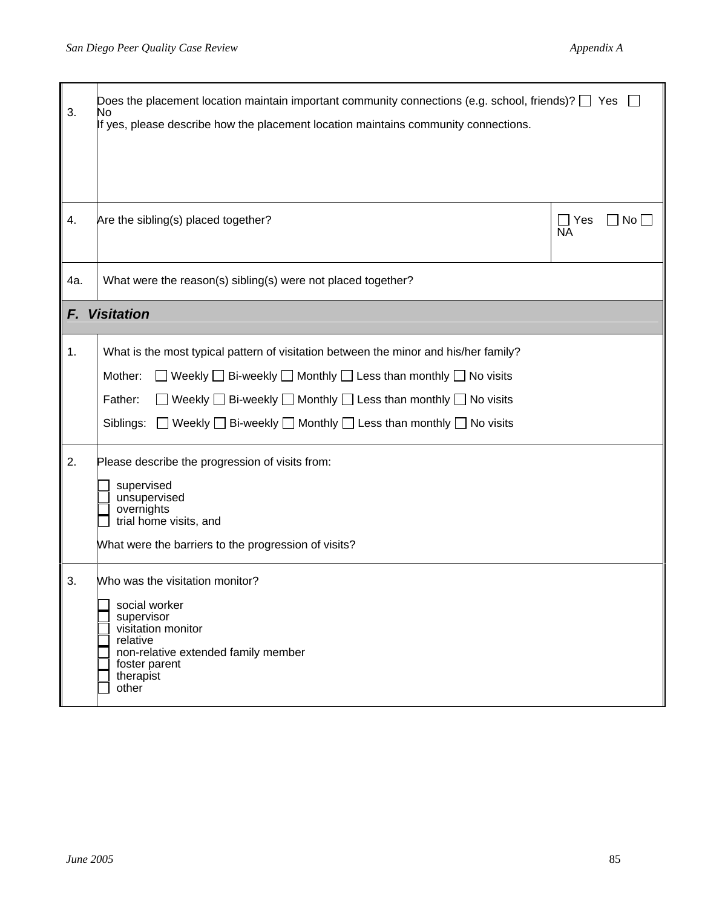| | |
|---|---|
| 3. | Does the placement location maintain important community connections (e.g. school, friends)? ☐ Yes ☐ No<br>If yes, please describe how the placement location maintains community connections. |
| 4. | Are the sibling(s) placed together? ☐ Yes ☐ No ☐ NA |
| 4a. | What were the reason(s) sibling(s) were not placed together? |

## F. Visitation

| | |
|---|---|
| 1. | What is the most typical pattern of visitation between the minor and his/her family?<br>Mother: ☐ Weekly ☐ Bi-weekly ☐ Monthly ☐ Less than monthly ☐ No visits<br>Father: ☐ Weekly ☐ Bi-weekly ☐ Monthly ☐ Less than monthly ☐ No visits<br>Siblings: ☐ Weekly ☐ Bi-weekly ☐ Monthly ☐ Less than monthly ☐ No visits |
| 2. | Please describe the progression of visits from:<br>☐ supervised<br>☐ unsupervised<br>☐ overnights<br>☐ trial home visits, and<br><br>What were the barriers to the progression of visits? |
| 3. | Who was the visitation monitor?<br>☐ social worker<br>☐ supervisor<br>☐ visitation monitor<br>☐ relative<br>☐ non-relative extended family member<br>☐ foster parent<br>☐ therapist<br>☐ other |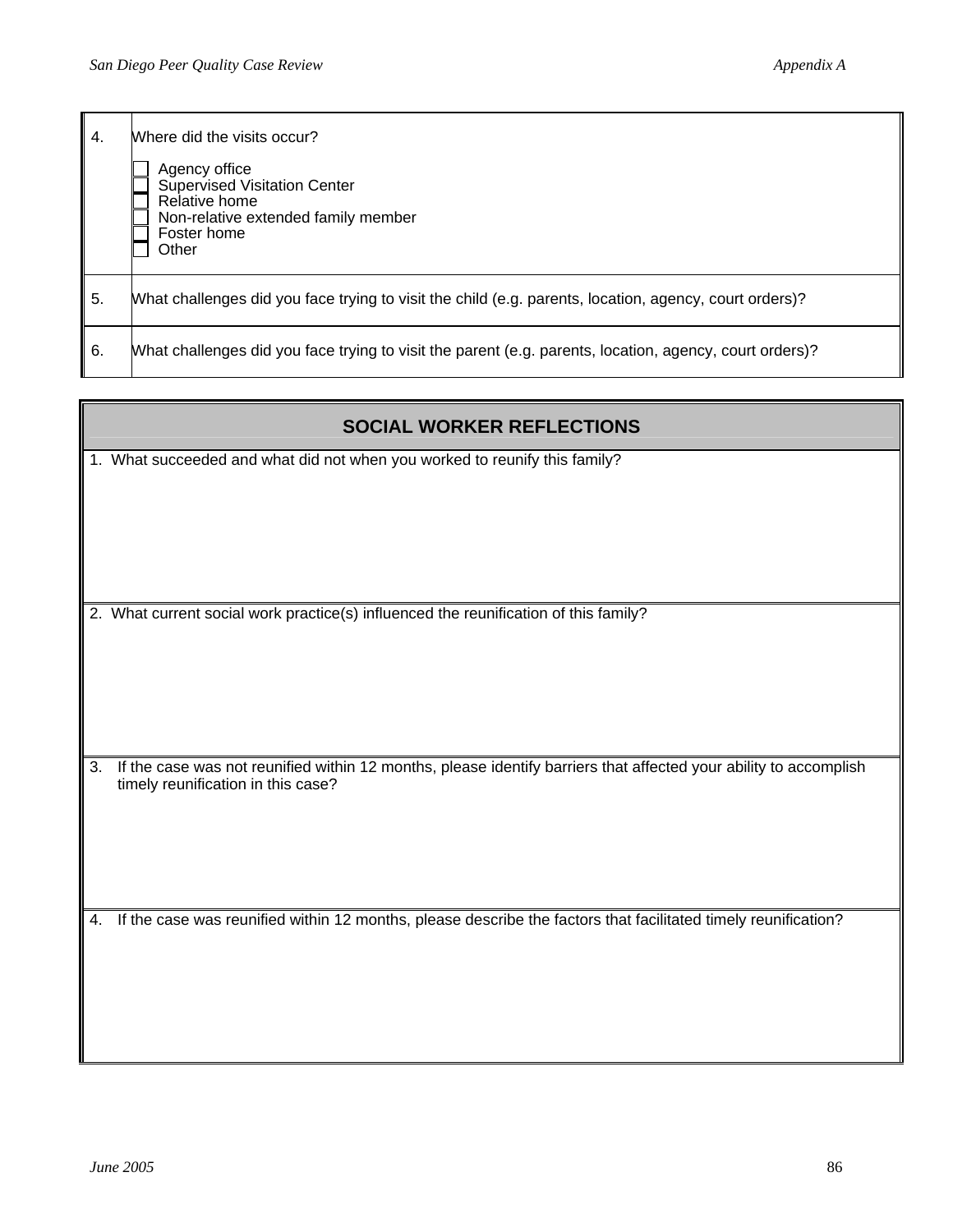| | |
|---|---|
| 4. | Where did the visits occur?<br><br>☐ Agency office<br>☐ Supervised Visitation Center<br>☐ Relative home<br>☐ Non-relative extended family member<br>☐ Foster home<br>☐ Other |
| 5. | What challenges did you face trying to visit the child (e.g. parents, location, agency, court orders)? |
| 6. | What challenges did you face trying to visit the parent (e.g. parents, location, agency, court orders)? |

| **SOCIAL WORKER REFLECTIONS** |
|---|
| 1. What succeeded and what did not when you worked to reunify this family? |
| 2. What current social work practice(s) influenced the reunification of this family? |
| 3. If the case was not reunified within 12 months, please identify barriers that affected your ability to accomplish timely reunification in this case? |
| 4. If the case was reunified within 12 months, please describe the factors that facilitated timely reunification? |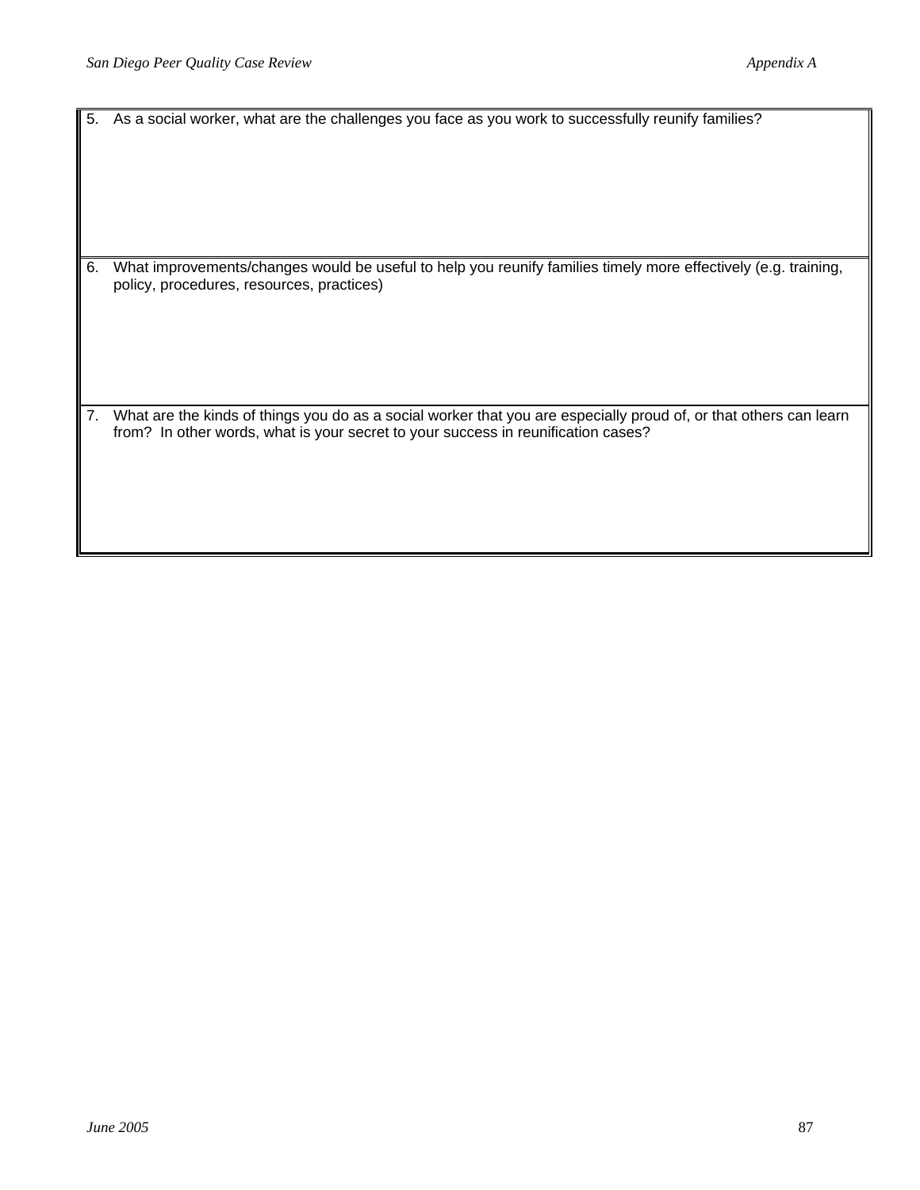5. As a social worker, what are the challenges you face as you work to successfully reunify families?

6. What improvements/changes would be useful to help you reunify families timely more effectively (e.g. training, policy, procedures, resources, practices)

7. What are the kinds of things you do as a social worker that you are especially proud of, or that others can learn from? In other words, what is your secret to your success in reunification cases?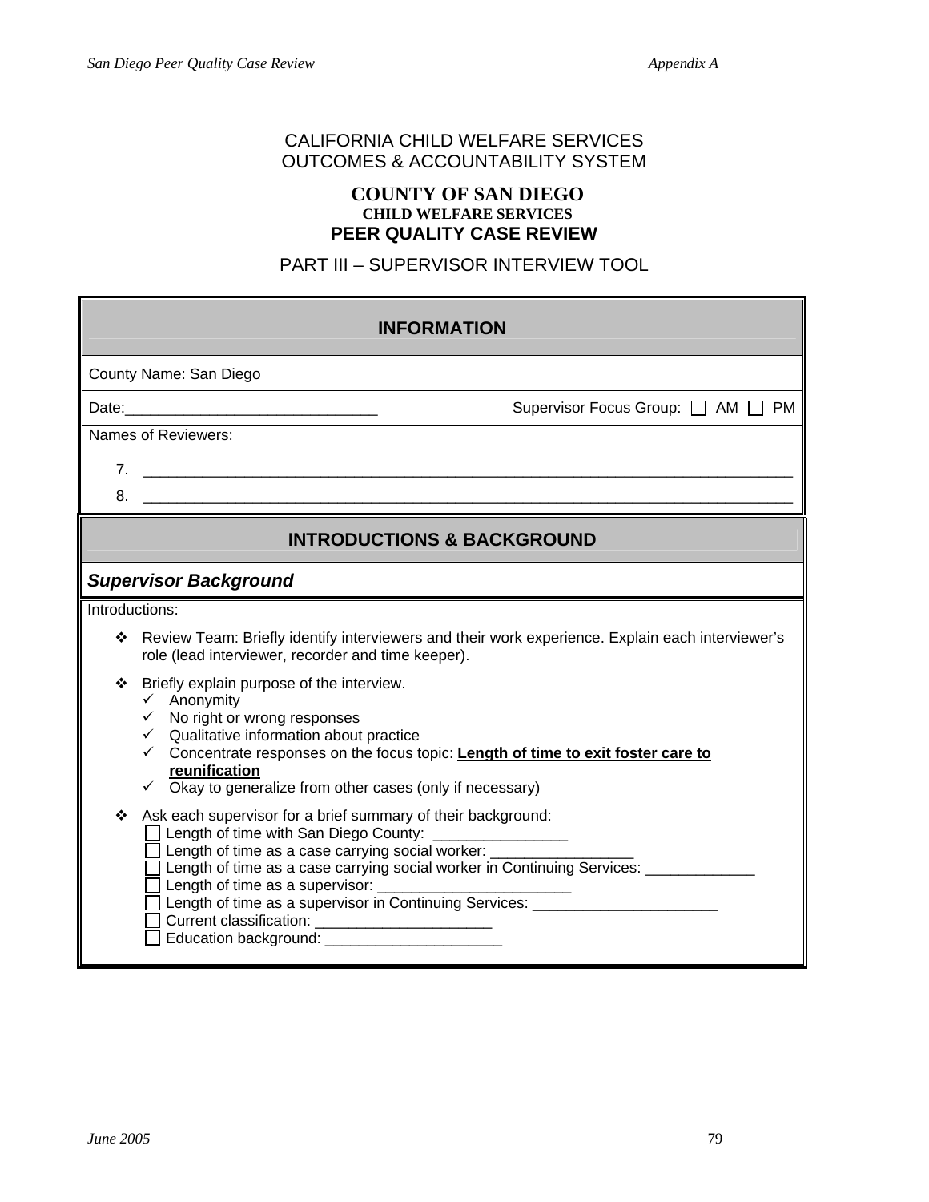CALIFORNIA CHILD WELFARE SERVICES
OUTCOMES & ACCOUNTABILITY SYSTEM

# COUNTY OF SAN DIEGO

**CHILD WELFARE SERVICES**

## PEER QUALITY CASE REVIEW

PART III – SUPERVISOR INTERVIEW TOOL

## INFORMATION

County Name: San Diego

Date:______________________________ Supervisor Focus Group: ☐ AM ☐ PM

Names of Reviewers:

7. ______________________________________________________________________________
8. ______________________________________________________________________________

## INTRODUCTIONS & BACKGROUND

### *Supervisor Background*

Introductions:

- Review Team: Briefly identify interviewers and their work experience. Explain each interviewer's role (lead interviewer, recorder and time keeper).
- Briefly explain purpose of the interview.
  - ✓ Anonymity
  - ✓ No right or wrong responses
  - ✓ Qualitative information about practice
  - ✓ Concentrate responses on the focus topic: **Length of time to exit foster care to reunification**
  - ✓ Okay to generalize from other cases (only if necessary)
- Ask each supervisor for a brief summary of their background:
  - ☐ Length of time with San Diego County: ________________
  - ☐ Length of time as a case carrying social worker: _________________
  - ☐ Length of time as a case carrying social worker in Continuing Services: _____________
  - ☐ Length of time as a supervisor: _______________________
  - ☐ Length of time as a supervisor in Continuing Services: ______________________
  - ☐ Current classification: _____________________
  - ☐ Education background: _____________________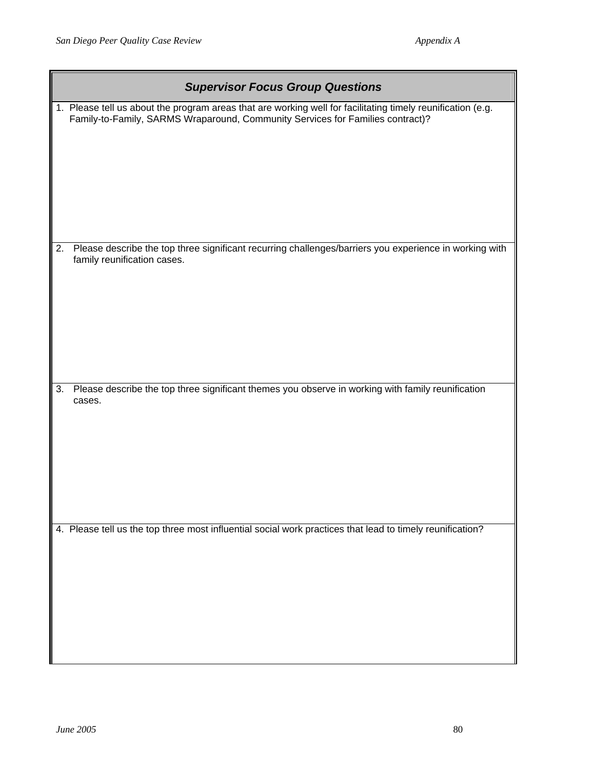## *Supervisor Focus Group Questions*

1. Please tell us about the program areas that are working well for facilitating timely reunification (e.g. Family-to-Family, SARMS Wraparound, Community Services for Families contract)?

2. Please describe the top three significant recurring challenges/barriers you experience in working with family reunification cases.

3. Please describe the top three significant themes you observe in working with family reunification cases.

4. Please tell us the top three most influential social work practices that lead to timely reunification?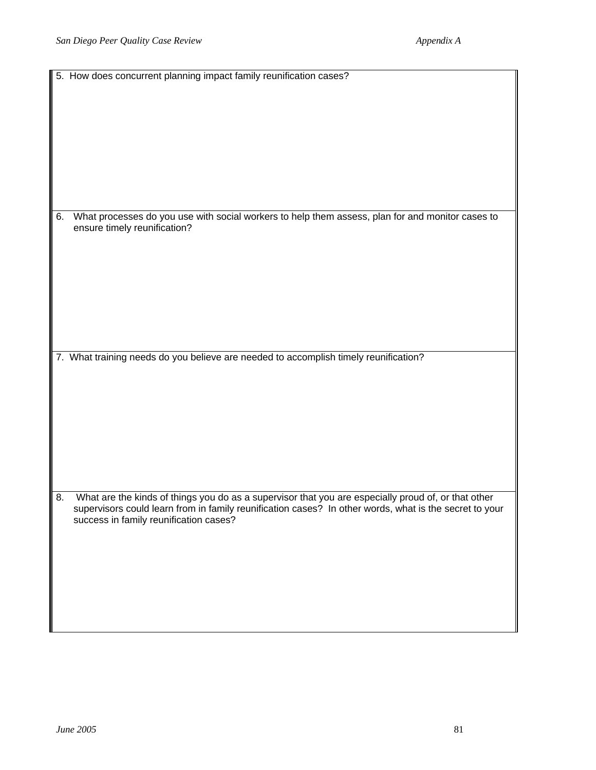| 5. How does concurrent planning impact family reunification cases? |
|---|
| 6. What processes do you use with social workers to help them assess, plan for and monitor cases to ensure timely reunification? |
| 7. What training needs do you believe are needed to accomplish timely reunification? |
| 8. What are the kinds of things you do as a supervisor that you are especially proud of, or that other supervisors could learn from in family reunification cases? In other words, what is the secret to your success in family reunification cases? |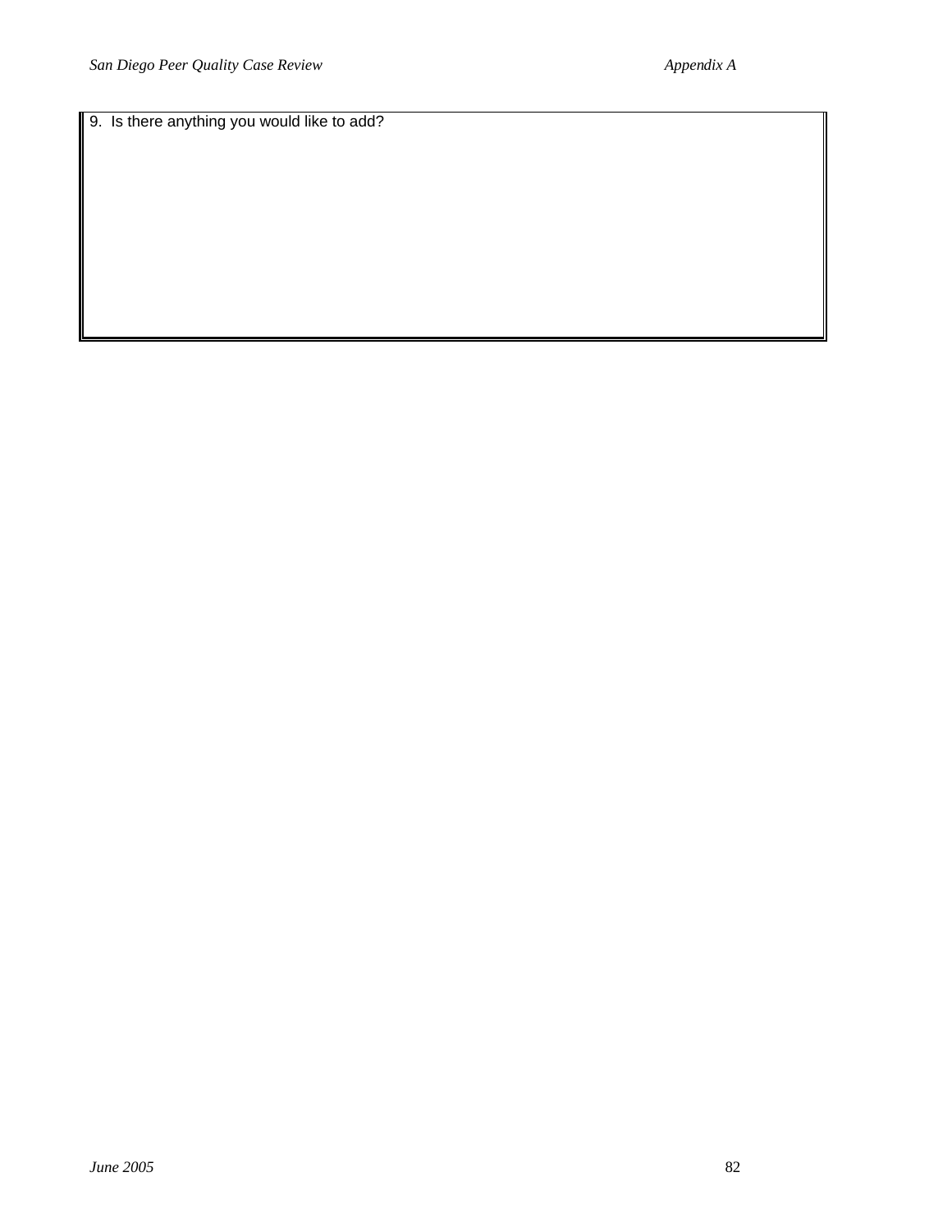| 9. Is there anything you would like to add? |
| --- |
| |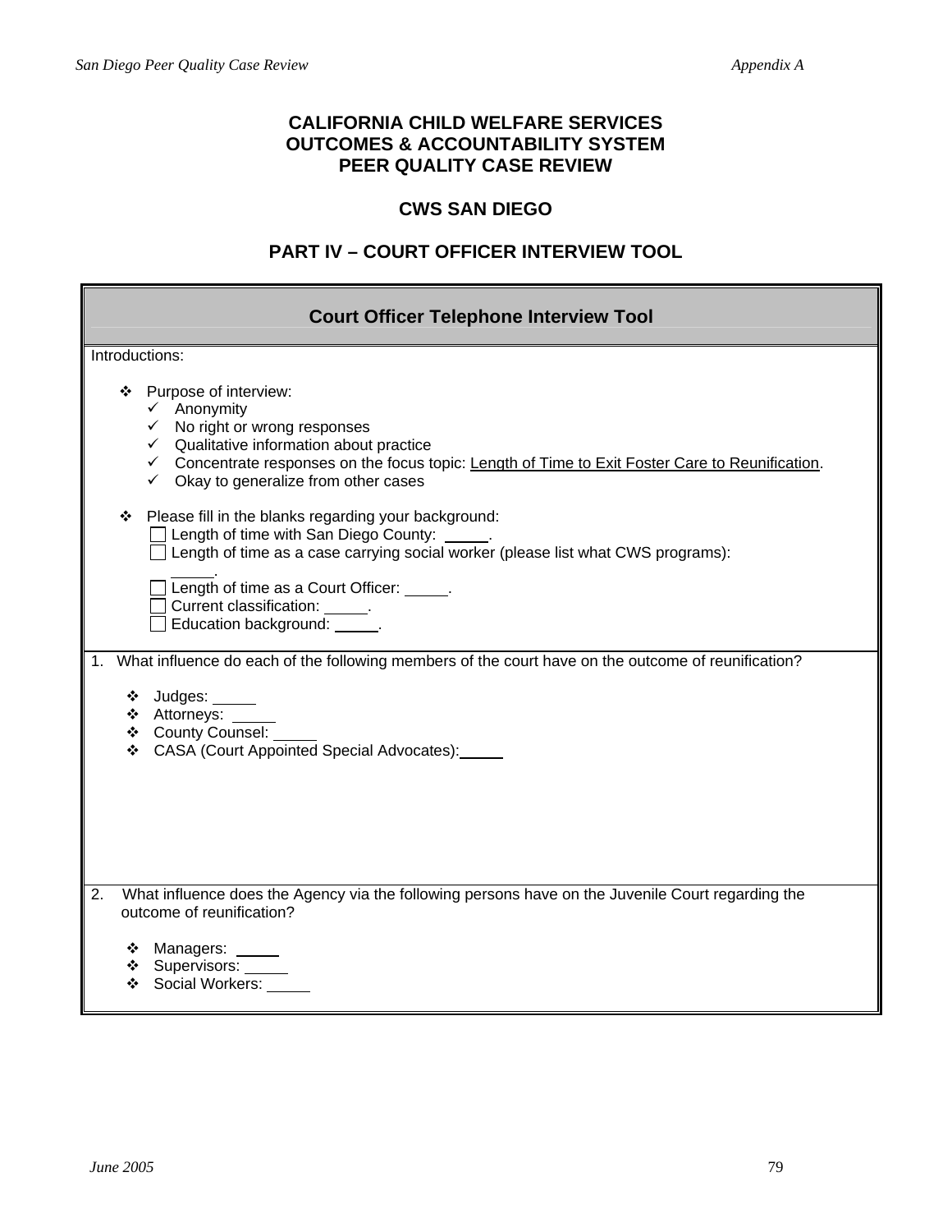# CALIFORNIA CHILD WELFARE SERVICES OUTCOMES & ACCOUNTABILITY SYSTEM PEER QUALITY CASE REVIEW

## CWS SAN DIEGO

## PART IV – COURT OFFICER INTERVIEW TOOL

### Court Officer Telephone Interview Tool

Introductions:

- ❖ Purpose of interview:
  - ✓ Anonymity
  - ✓ No right or wrong responses
  - ✓ Qualitative information about practice
  - ✓ Concentrate responses on the focus topic: <u>Length of Time to Exit Foster Care to Reunification</u>.
  - ✓ Okay to generalize from other cases

- ❖ Please fill in the blanks regarding your background:
  - ☐ Length of time with San Diego County: _____.
  - ☐ Length of time as a case carrying social worker (please list what CWS programs): _____.
  - ☐ Length of time as a Court Officer: _____.
  - ☐ Current classification: _____.
  - ☐ Education background: _____.

1. What influence do each of the following members of the court have on the outcome of reunification?

   - ❖ Judges: _____
   - ❖ Attorneys: _____
   - ❖ County Counsel: _____
   - ❖ CASA (Court Appointed Special Advocates): _____

2. What influence does the Agency via the following persons have on the Juvenile Court regarding the outcome of reunification?

   - ❖ Managers: _____
   - ❖ Supervisors: _____
   - ❖ Social Workers: _____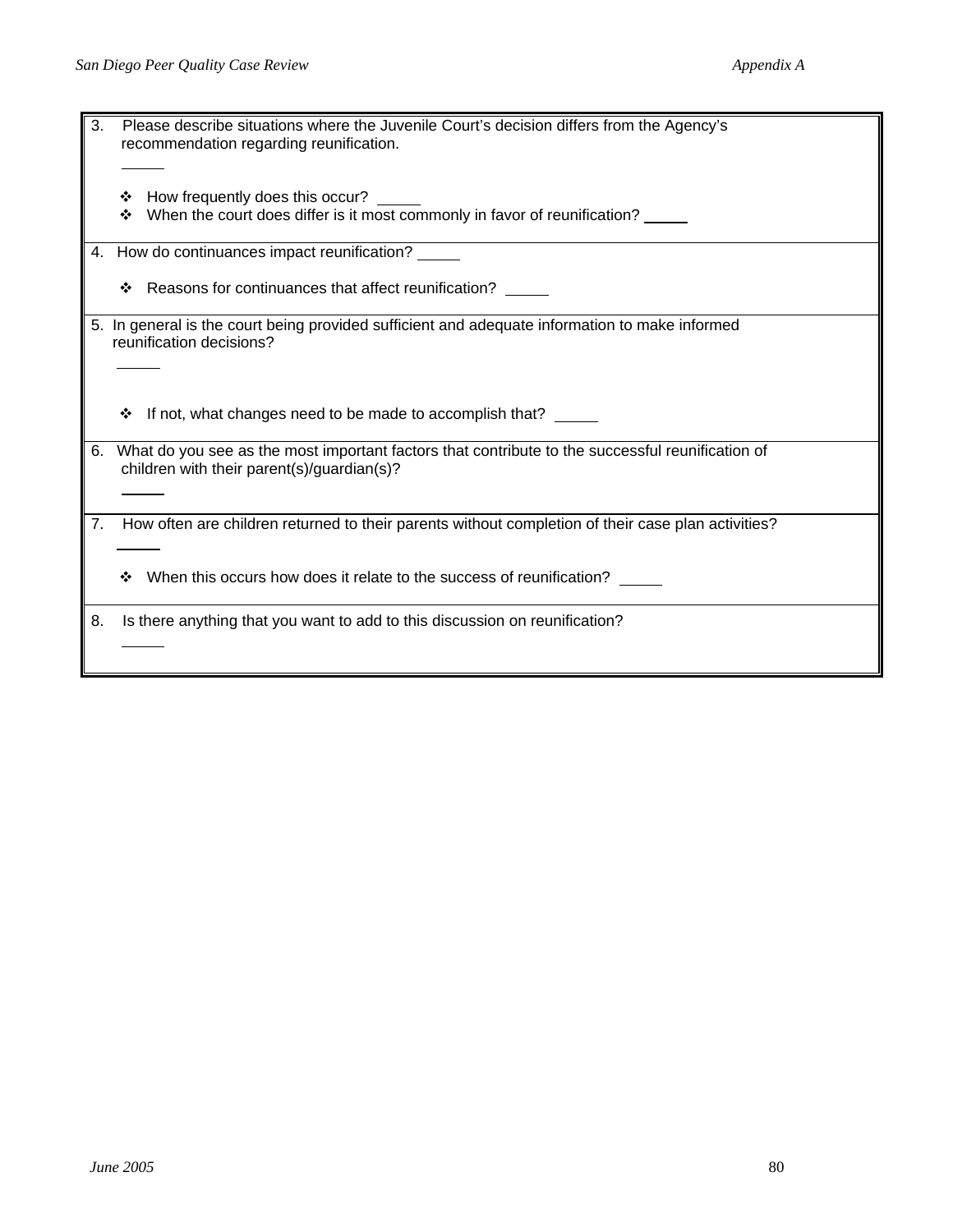3. Please describe situations where the Juvenile Court's decision differs from the Agency's recommendation regarding reunification.

_____

- How frequently does this occur? _____
- When the court does differ is it most commonly in favor of reunification? _____

4. How do continuances impact reunification? _____

- Reasons for continuances that affect reunification? _____

5. In general is the court being provided sufficient and adequate information to make informed reunification decisions?

_____

- If not, what changes need to be made to accomplish that? _____

6. What do you see as the most important factors that contribute to the successful reunification of children with their parent(s)/guardian(s)?

_____

7. How often are children returned to their parents without completion of their case plan activities?

_____

- When this occurs how does it relate to the success of reunification? _____

8. Is there anything that you want to add to this discussion on reunification?

_____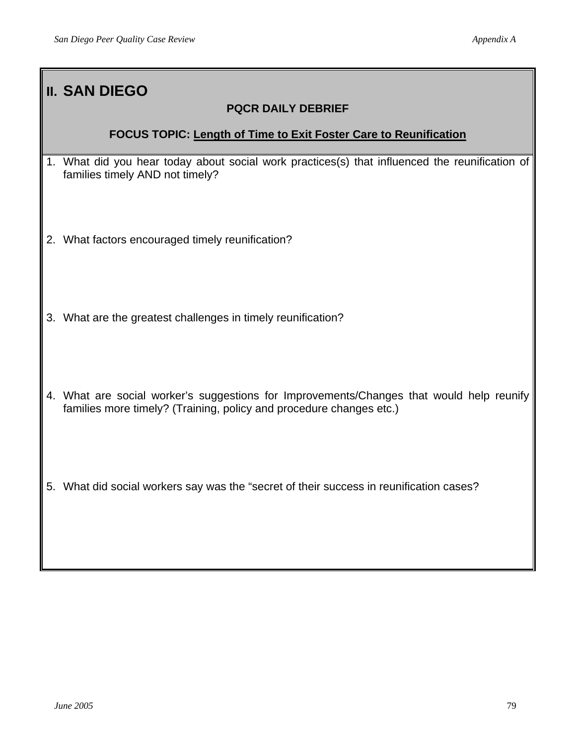## II. SAN DIEGO

**PQCR DAILY DEBRIEF**

**FOCUS TOPIC: Length of Time to Exit Foster Care to Reunification**

1. What did you hear today about social work practices(s) that influenced the reunification of families timely AND not timely?

2. What factors encouraged timely reunification?

3. What are the greatest challenges in timely reunification?

4. What are social worker's suggestions for Improvements/Changes that would help reunify families more timely? (Training, policy and procedure changes etc.)

5. What did social workers say was the "secret of their success in reunification cases?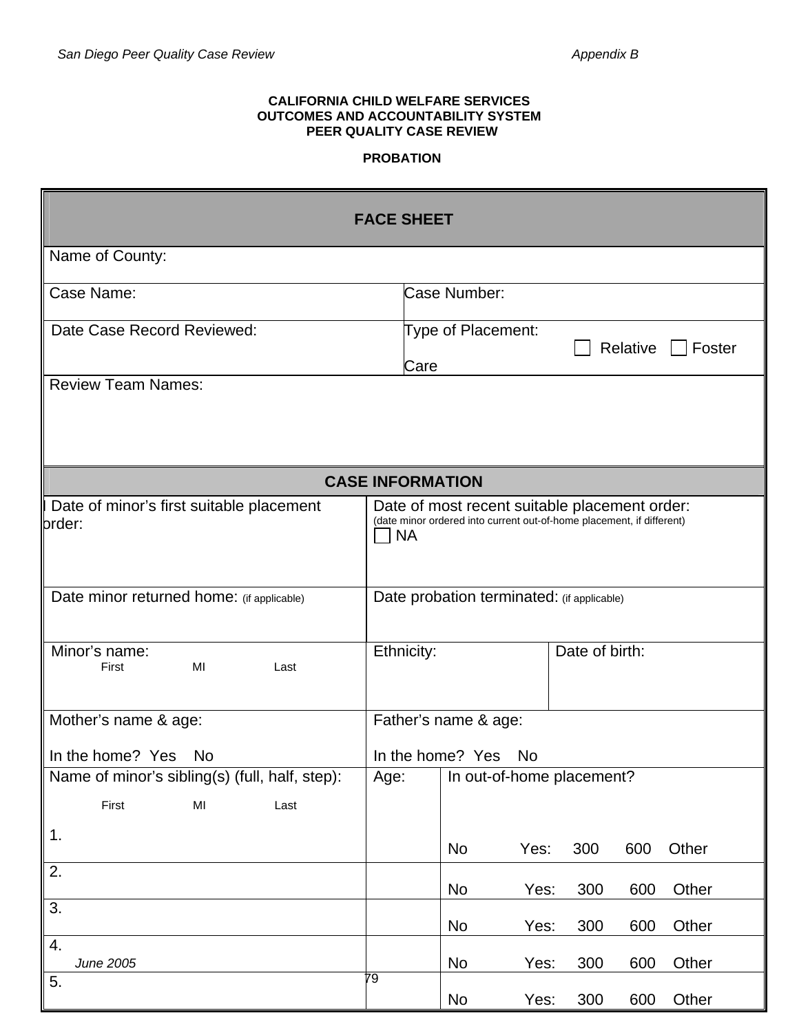**CALIFORNIA CHILD WELFARE SERVICES**
**OUTCOMES AND ACCOUNTABILITY SYSTEM**
**PEER QUALITY CASE REVIEW**

**PROBATION**

| **FACE SHEET** | |
|---|---|
| Name of County: | |
| Case Name: | Case Number: |
| Date Case Record Reviewed: | Type of Placement: ☐ Relative ☐ Foster Care |
| Review Team Names: | |

| **CASE INFORMATION** | | | |
|---|---|---|---|
| Date of minor's first suitable placement order: | Date of most recent suitable placement order: (date minor ordered into current out-of-home placement, if different) ☐ NA | | |
| Date minor returned home: (if applicable) | Date probation terminated: (if applicable) | | |
| Minor's name: First MI Last | Ethnicity: | Date of birth: | |
| Mother's name & age: In the home? Yes No | Father's name & age: In the home? Yes No | | |
| Name of minor's sibling(s) (full, half, step): First MI Last | Age: | In out-of-home placement? | |
| 1. | | No Yes: 300 600 Other | |
| 2. | | No Yes: 300 600 Other | |
| 3. | | No Yes: 300 600 Other | |
| 4. | | No Yes: 300 600 Other | |
| 5. | | No Yes: 300 600 Other | |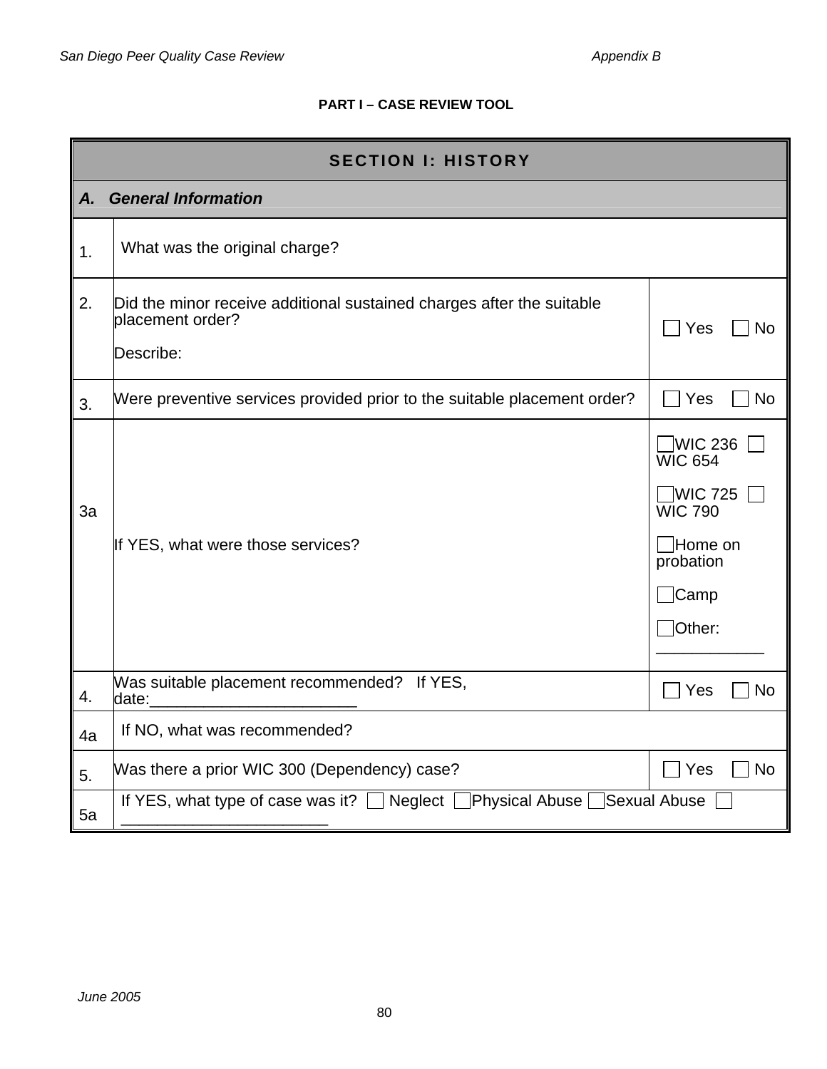**PART I – CASE REVIEW TOOL**

| SECTION I: HISTORY | | |
|---|---|---|
| ***A. General Information*** | | |
| 1. | What was the original charge? | |
| 2. | Did the minor receive additional sustained charges after the suitable placement order?<br><br>Describe: | ☐ Yes ☐ No |
| 3. | Were preventive services provided prior to the suitable placement order? | ☐ Yes ☐ No |
| 3a | If YES, what were those services? | ☐WIC 236 ☐ WIC 654<br>☐WIC 725 ☐ WIC 790<br>☐Home on probation<br>☐Camp<br>☐Other: ____________ |
| 4. | Was suitable placement recommended? If YES, date:_______________________ | ☐ Yes ☐ No |
| 4a | If NO, what was recommended? | |
| 5. | Was there a prior WIC 300 (Dependency) case? | ☐ Yes ☐ No |
| 5a | If YES, what type of case was it? ☐ Neglect ☐Physical Abuse ☐Sexual Abuse ☐ _______________________ | |

June 2005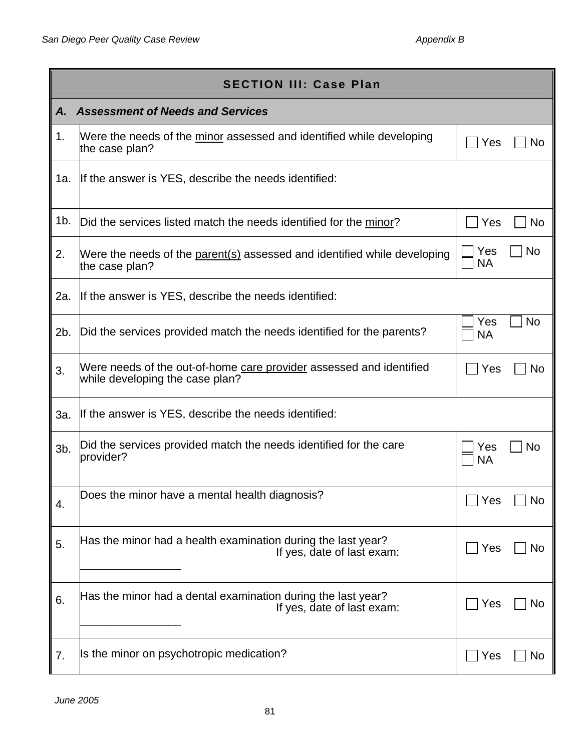| SECTION III: Case Plan | | |
|---|---|---|
| ***A. Assessment of Needs and Services*** | | |
| 1. | Were the needs of the minor assessed and identified while developing the case plan? | ☐ Yes ☐ No |
| 1a. | If the answer is YES, describe the needs identified: | |
| 1b. | Did the services listed match the needs identified for the minor? | ☐ Yes ☐ No |
| 2. | Were the needs of the parent(s) assessed and identified while developing the case plan? | ☐ Yes ☐ No ☐ NA |
| 2a. | If the answer is YES, describe the needs identified: | |
| 2b. | Did the services provided match the needs identified for the parents? | ☐ Yes ☐ No ☐ NA |
| 3. | Were needs of the out-of-home care provider assessed and identified while developing the case plan? | ☐ Yes ☐ No |
| 3a. | If the answer is YES, describe the needs identified: | |
| 3b. | Did the services provided match the needs identified for the care provider? | ☐ Yes ☐ No ☐ NA |
| 4. | Does the minor have a mental health diagnosis? | ☐ Yes ☐ No |
| 5. | Has the minor had a health examination during the last year? If yes, date of last exam: ________________ | ☐ Yes ☐ No |
| 6. | Has the minor had a dental examination during the last year? If yes, date of last exam: ________________ | ☐ Yes ☐ No |
| 7. | Is the minor on psychotropic medication? | ☐ Yes ☐ No |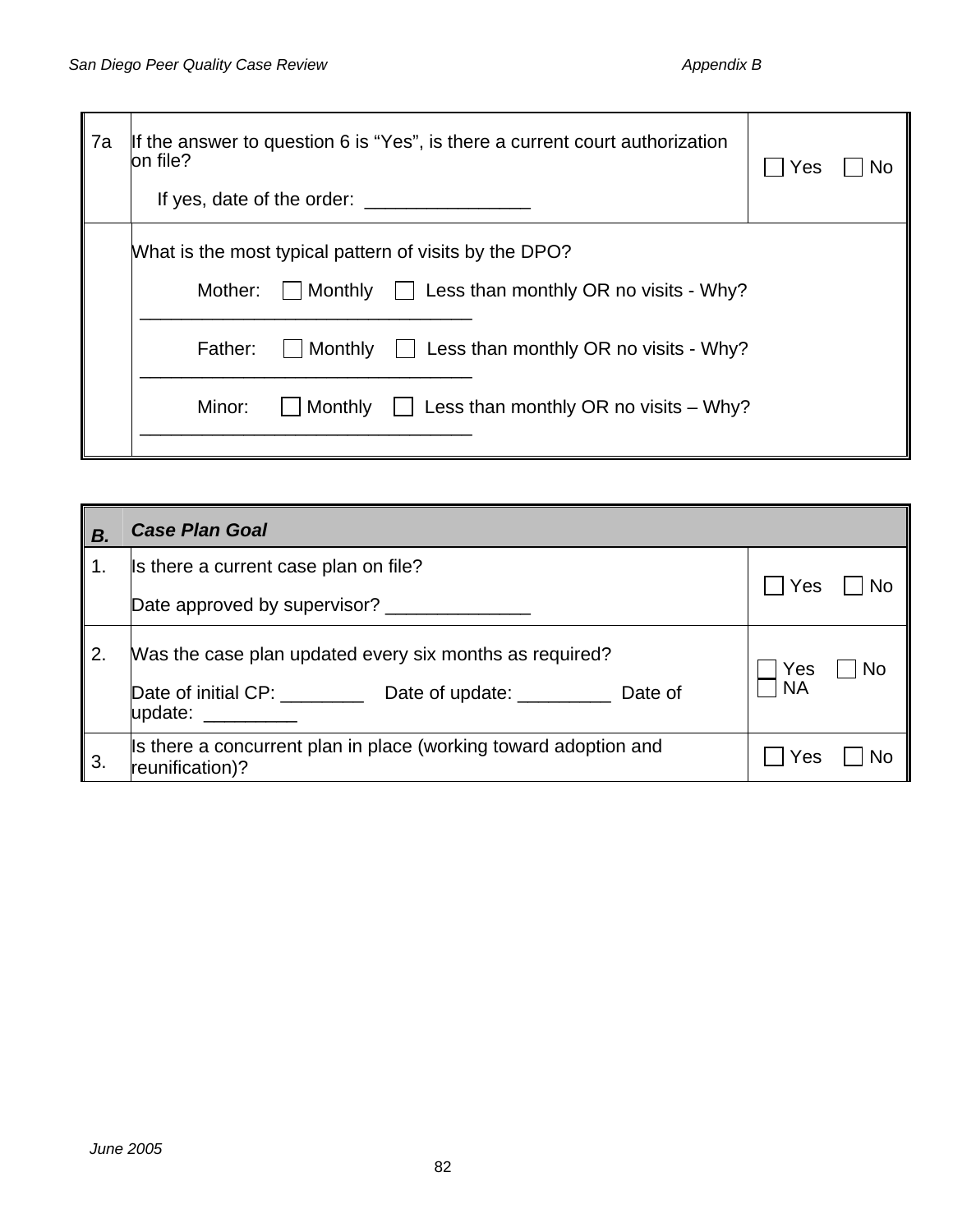| 7a | If the answer to question 6 is "Yes", is there a current court authorization on file?<br><br>If yes, date of the order: ________________ | ☐ Yes ☐ No |
|---|---|---|
| | What is the most typical pattern of visits by the DPO?<br><br>Mother: ☐ Monthly ☐ Less than monthly OR no visits - Why? ________________________________<br><br>Father: ☐ Monthly ☐ Less than monthly OR no visits - Why? ________________________________<br><br>Minor: ☐ Monthly ☐ Less than monthly OR no visits – Why? ________________________________ | |

| ***B.*** | ***Case Plan Goal*** | |
|---|---|---|
| 1. | Is there a current case plan on file?<br><br>Date approved by supervisor? ______________ | ☐ Yes ☐ No |
| 2. | Was the case plan updated every six months as required?<br><br>Date of initial CP: ________ Date of update: _________ Date of update: _________ | ☐ Yes ☐ No ☐ NA |
| 3. | Is there a concurrent plan in place (working toward adoption and reunification)? | ☐ Yes ☐ No |

*June 2005*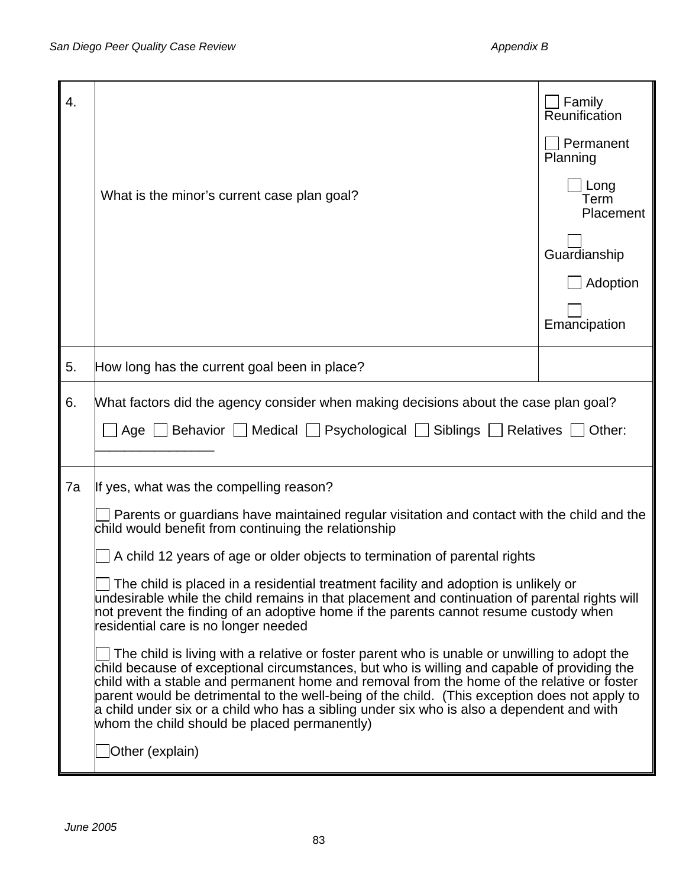| | | |
|---|---|---|
| 4. | What is the minor's current case plan goal? | ☐ Family Reunification<br><br>☐ Permanent Planning<br><br>☐ Long Term Placement<br><br>☐ Guardianship<br><br>☐ Adoption<br><br>☐ Emancipation |
| 5. | How long has the current goal been in place? | |
| 6. | What factors did the agency consider when making decisions about the case plan goal?<br><br>☐ Age ☐ Behavior ☐ Medical ☐ Psychological ☐ Siblings ☐ Relatives ☐ Other: _______________ | |
| 7a | If yes, what was the compelling reason?<br><br>☐ Parents or guardians have maintained regular visitation and contact with the child and the child would benefit from continuing the relationship<br><br>☐ A child 12 years of age or older objects to termination of parental rights<br><br>☐ The child is placed in a residential treatment facility and adoption is unlikely or undesirable while the child remains in that placement and continuation of parental rights will not prevent the finding of an adoptive home if the parents cannot resume custody when residential care is no longer needed<br><br>☐ The child is living with a relative or foster parent who is unable or unwilling to adopt the child because of exceptional circumstances, but who is willing and capable of providing the child with a stable and permanent home and removal from the home of the relative or foster parent would be detrimental to the well-being of the child. (This exception does not apply to a child under six or a child who has a sibling under six who is also a dependent and with whom the child should be placed permanently)<br><br>☐ Other (explain) | |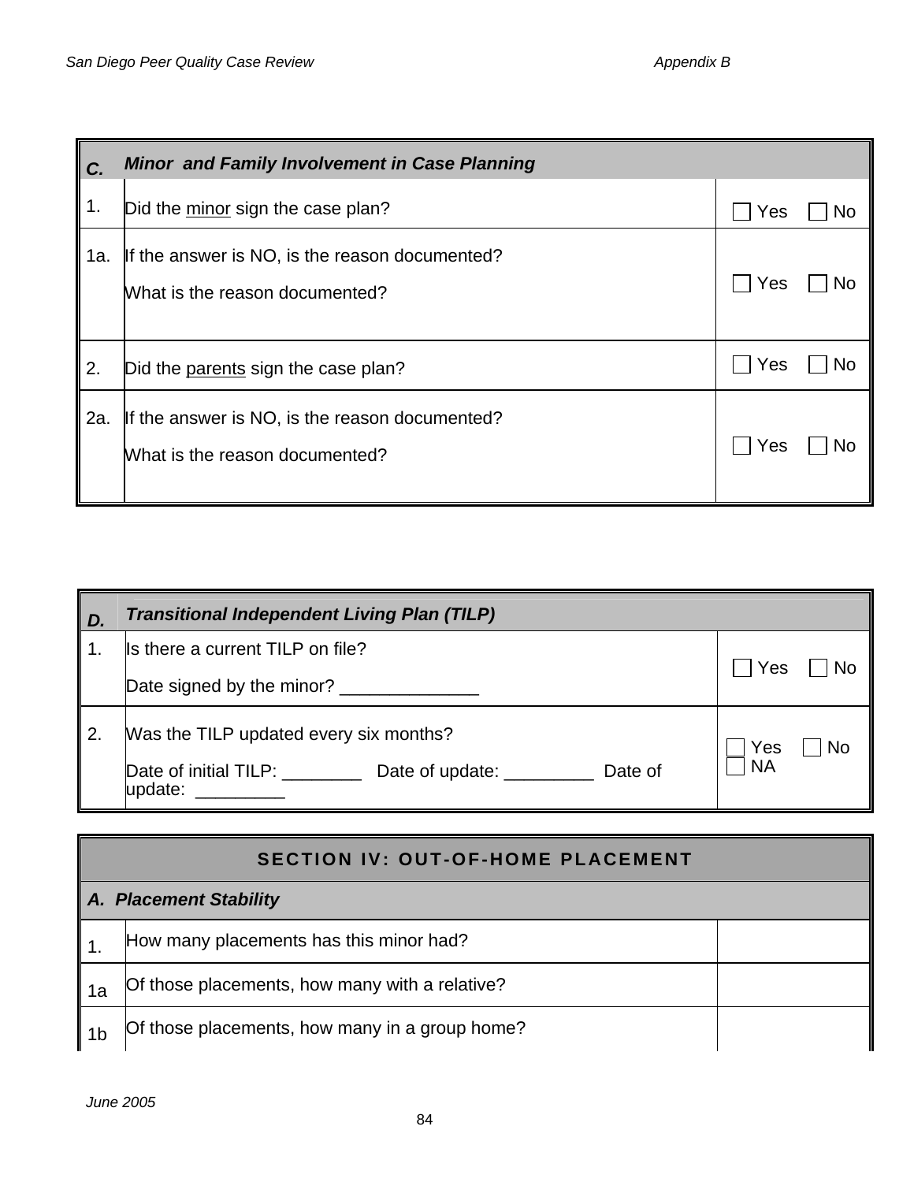| C. | *Minor and Family Involvement in Case Planning* | |
|---|---|---|
| 1. | Did the <u>minor</u> sign the case plan? | ☐ Yes ☐ No |
| 1a. | If the answer is NO, is the reason documented?<br><br>What is the reason documented? | ☐ Yes ☐ No |
| 2. | Did the <u>parents</u> sign the case plan? | ☐ Yes ☐ No |
| 2a. | If the answer is NO, is the reason documented?<br><br>What is the reason documented? | ☐ Yes ☐ No |

| D. | *Transitional Independent Living Plan (TILP)* | |
|---|---|---|
| 1. | Is there a current TILP on file?<br><br>Date signed by the minor? ______________ | ☐ Yes ☐ No |
| 2. | Was the TILP updated every six months?<br><br>Date of initial TILP: ________ Date of update: _________ Date of update: _________ | ☐ Yes ☐ No ☐ NA |

| SECTION IV: OUT-OF-HOME PLACEMENT | | |
|---|---|---|
| *A. Placement Stability* | | |
| 1. | How many placements has this minor had? | |
| 1a | Of those placements, how many with a relative? | |
| 1b | Of those placements, how many in a group home? | |

June 2005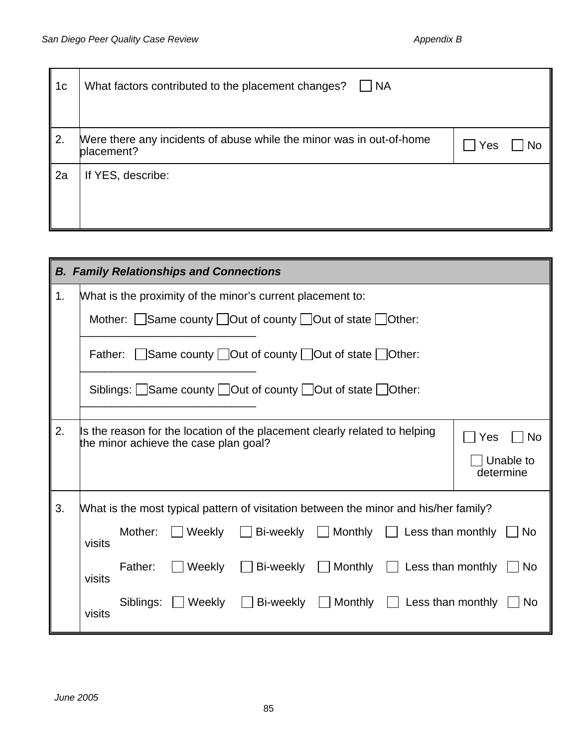| | | |
|---|---|---|
| 1c | What factors contributed to the placement changes? ☐ NA | |
| 2. | Were there any incidents of abuse while the minor was in out-of-home placement? | ☐ Yes ☐ No |
| 2a | If YES, describe: | |

| ***B. Family Relationships and Connections*** | | |
|---|---|---|
| 1. | What is the proximity of the minor's current placement to:<br><br>Mother: ☐Same county ☐Out of county ☐Out of state ☐Other: ____________________________<br><br>Father: ☐Same county ☐Out of county ☐Out of state ☐Other: ____________________________<br><br>Siblings: ☐Same county ☐Out of county ☐Out of state ☐Other: ____________________________ | |
| 2. | Is the reason for the location of the placement clearly related to helping the minor achieve the case plan goal? | ☐ Yes ☐ No<br><br>☐ Unable to determine |
| 3. | What is the most typical pattern of visitation between the minor and his/her family?<br><br>Mother: ☐ Weekly ☐ Bi-weekly ☐ Monthly ☐ Less than monthly ☐ No visits<br><br>Father: ☐ Weekly ☐ Bi-weekly ☐ Monthly ☐ Less than monthly ☐ No visits<br><br>Siblings: ☐ Weekly ☐ Bi-weekly ☐ Monthly ☐ Less than monthly ☐ No visits | |

*June 2005*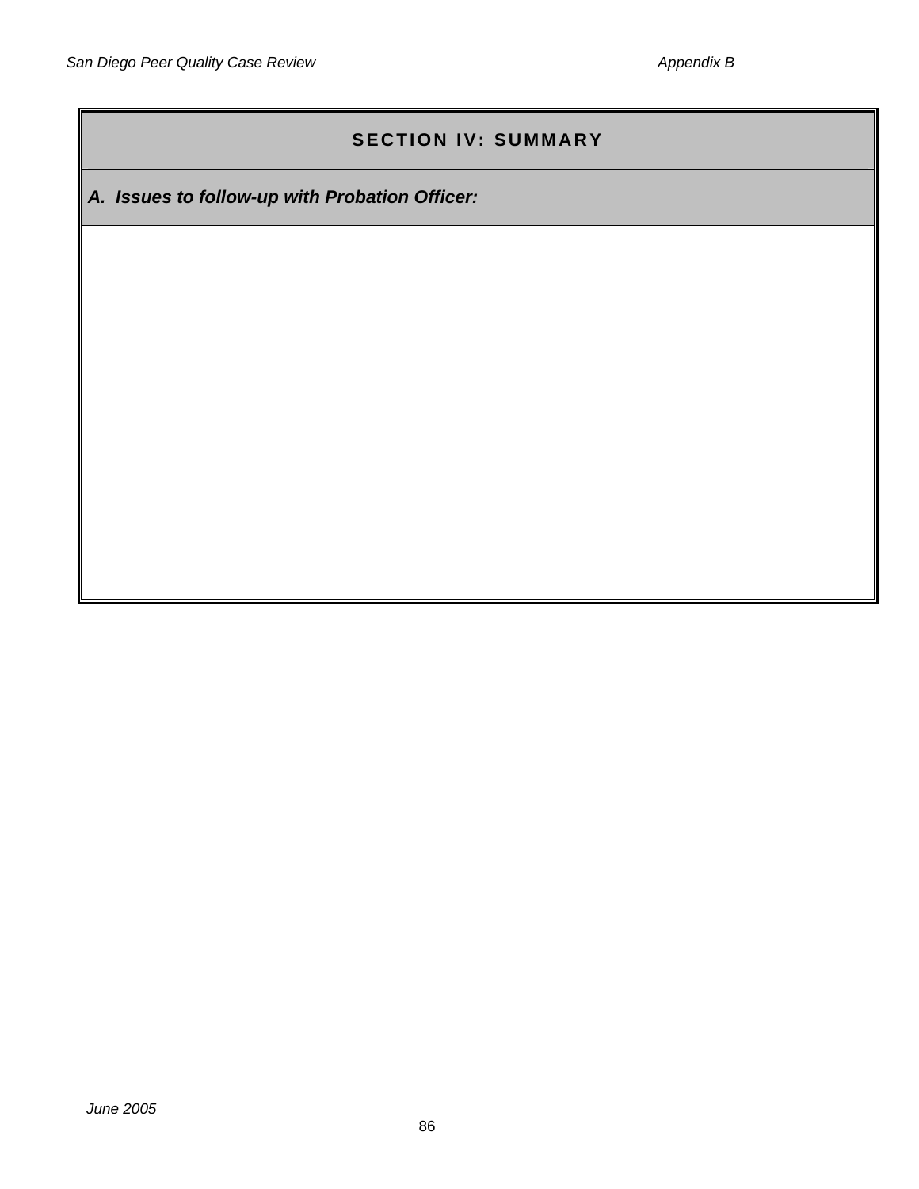## SECTION IV: SUMMARY

***A. Issues to follow-up with Probation Officer:***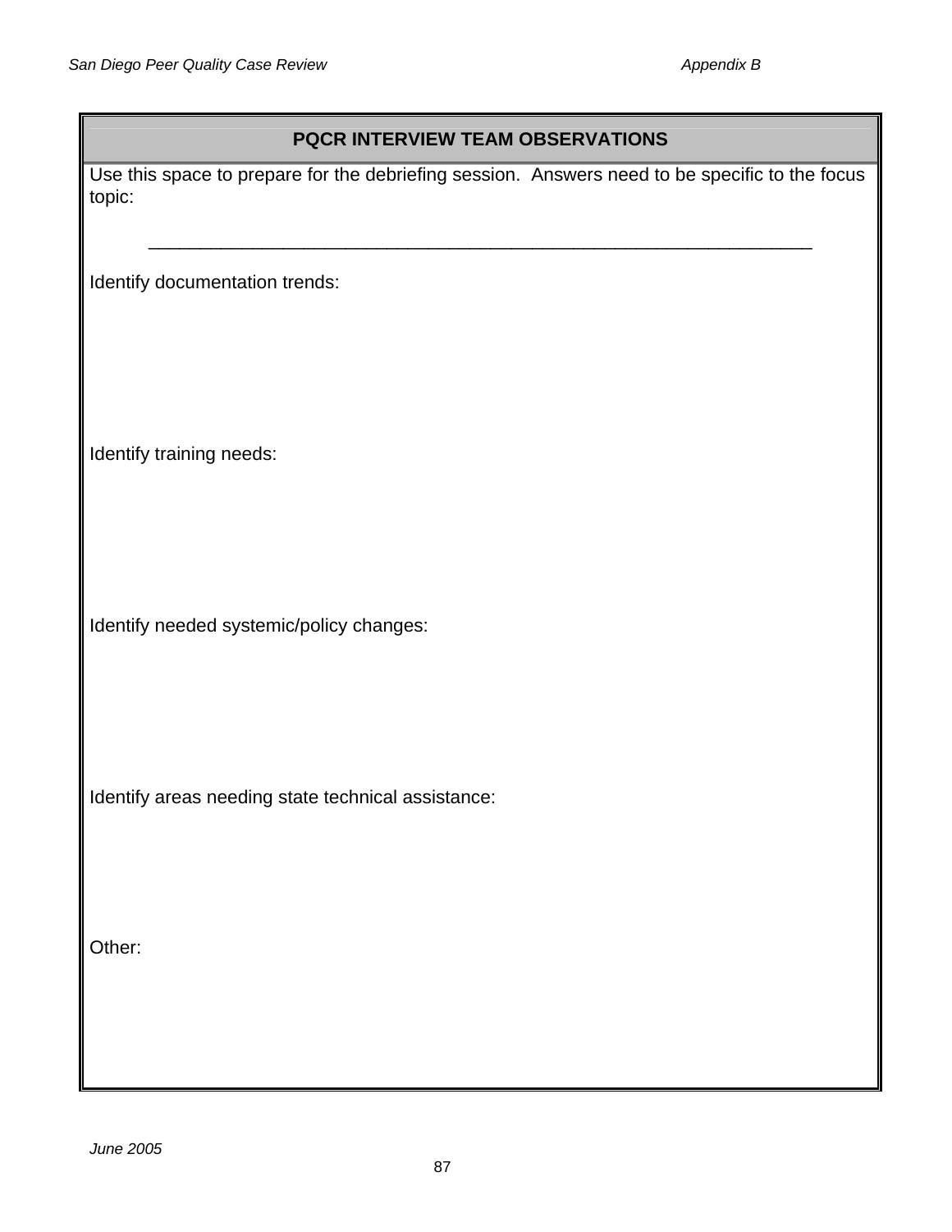## PQCR INTERVIEW TEAM OBSERVATIONS

Use this space to prepare for the debriefing session. Answers need to be specific to the focus topic:

_______________________________________________________________

Identify documentation trends:

Identify training needs:

Identify needed systemic/policy changes:

Identify areas needing state technical assistance:

Other: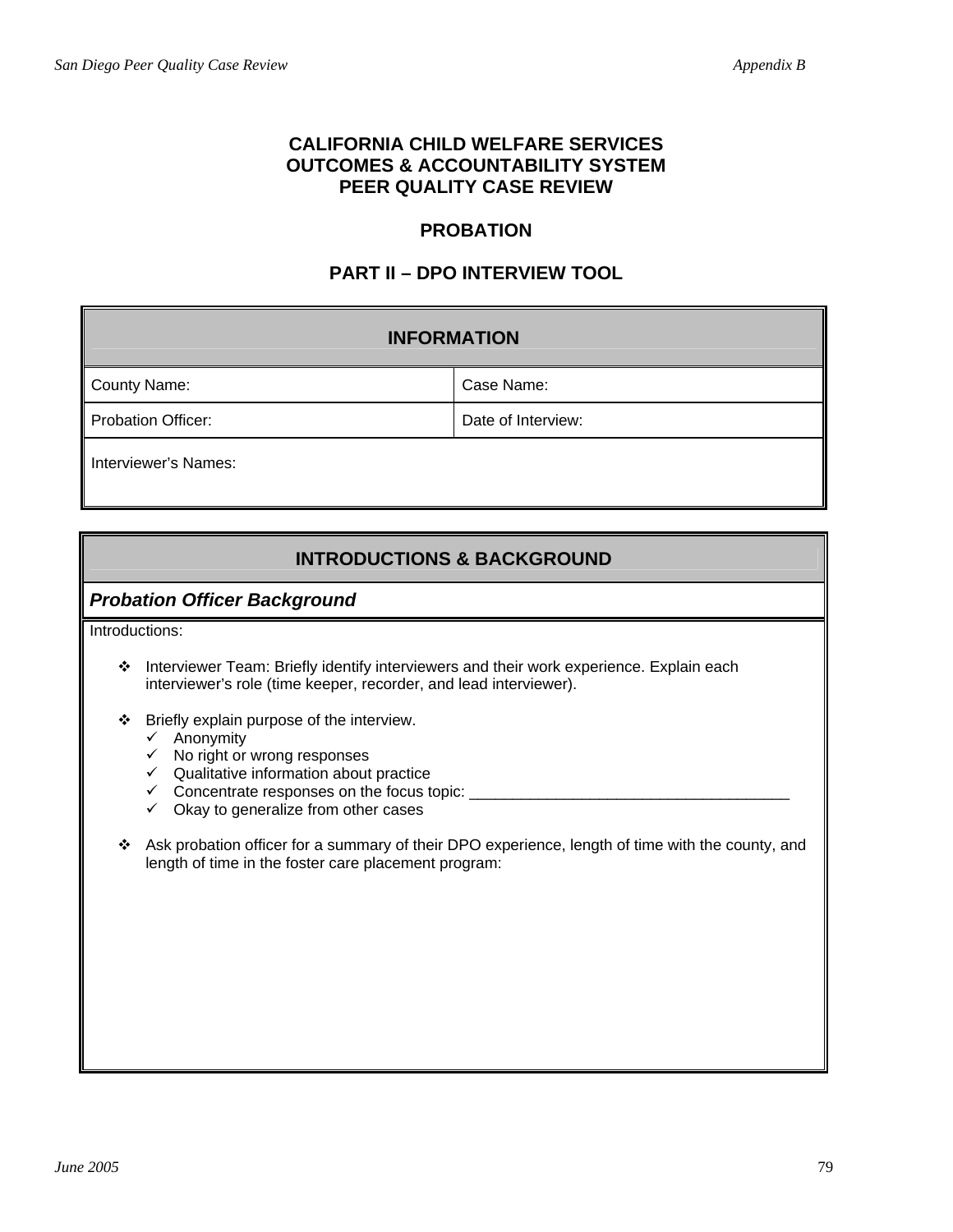# CALIFORNIA CHILD WELFARE SERVICES
# OUTCOMES & ACCOUNTABILITY SYSTEM
# PEER QUALITY CASE REVIEW

## PROBATION

## PART II – DPO INTERVIEW TOOL

| INFORMATION | |
|---|---|
| County Name: | Case Name: |
| Probation Officer: | Date of Interview: |
| Interviewer's Names: | |

### INTRODUCTIONS & BACKGROUND

***Probation Officer Background***

Introductions:

- Interviewer Team: Briefly identify interviewers and their work experience. Explain each interviewer's role (time keeper, recorder, and lead interviewer).

- Briefly explain purpose of the interview.
  - ✓ Anonymity
  - ✓ No right or wrong responses
  - ✓ Qualitative information about practice
  - ✓ Concentrate responses on the focus topic: ______________________________________
  - ✓ Okay to generalize from other cases

- Ask probation officer for a summary of their DPO experience, length of time with the county, and length of time in the foster care placement program: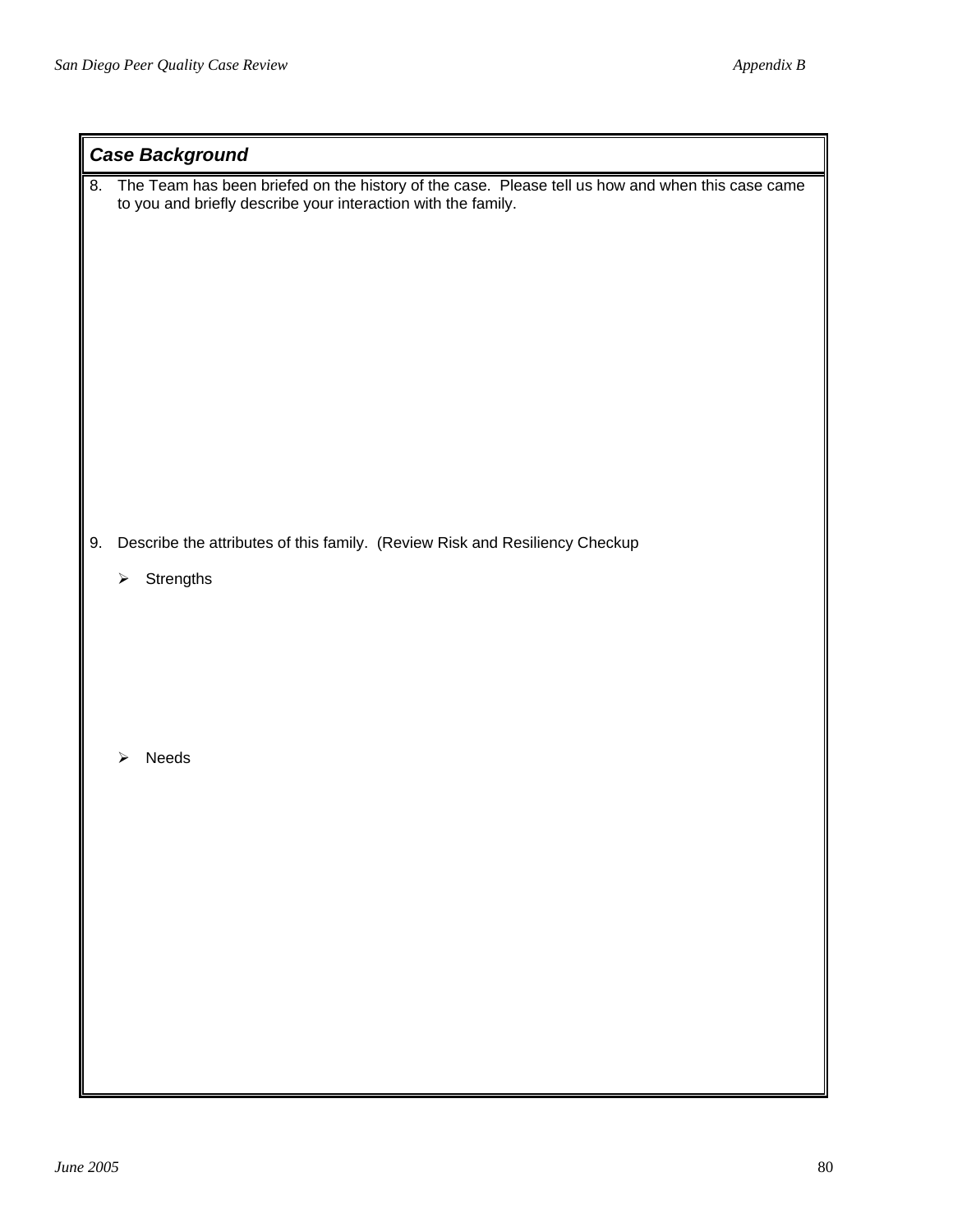### *Case Background*

8. The Team has been briefed on the history of the case. Please tell us how and when this case came to you and briefly describe your interaction with the family.

9. Describe the attributes of this family. (Review Risk and Resiliency Checkup

   - Strengths

   - Needs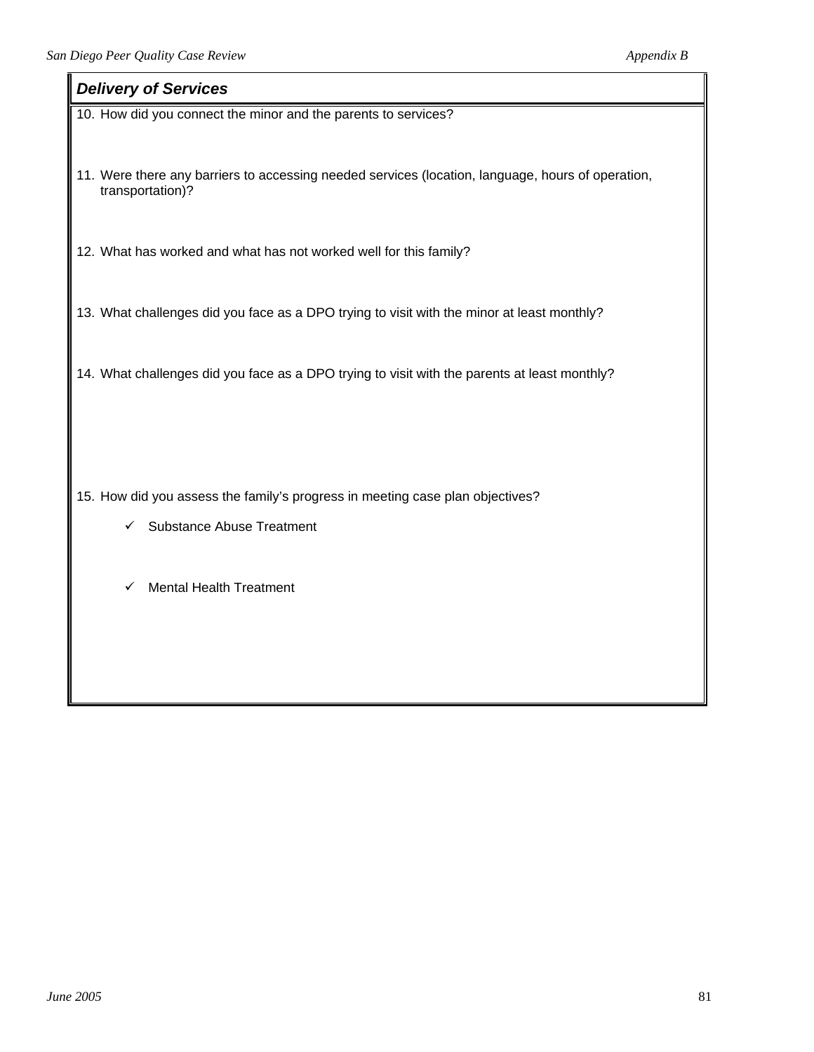## *Delivery of Services*

10. How did you connect the minor and the parents to services?

11. Were there any barriers to accessing needed services (location, language, hours of operation, transportation)?

12. What has worked and what has not worked well for this family?

13. What challenges did you face as a DPO trying to visit with the minor at least monthly?

14. What challenges did you face as a DPO trying to visit with the parents at least monthly?

15. How did you assess the family's progress in meeting case plan objectives?

    - ✓ Substance Abuse Treatment

    - ✓ Mental Health Treatment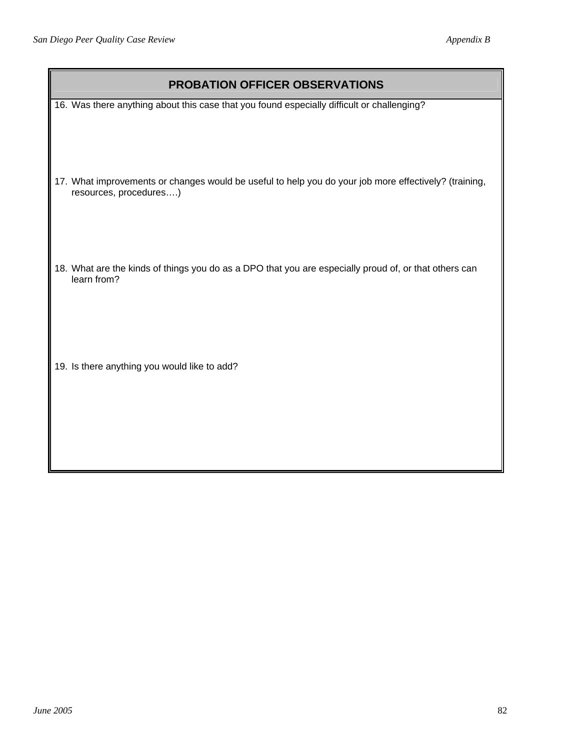## PROBATION OFFICER OBSERVATIONS

16. Was there anything about this case that you found especially difficult or challenging?

17. What improvements or changes would be useful to help you do your job more effectively? (training, resources, procedures….)

18. What are the kinds of things you do as a DPO that you are especially proud of, or that others can learn from?

19. Is there anything you would like to add?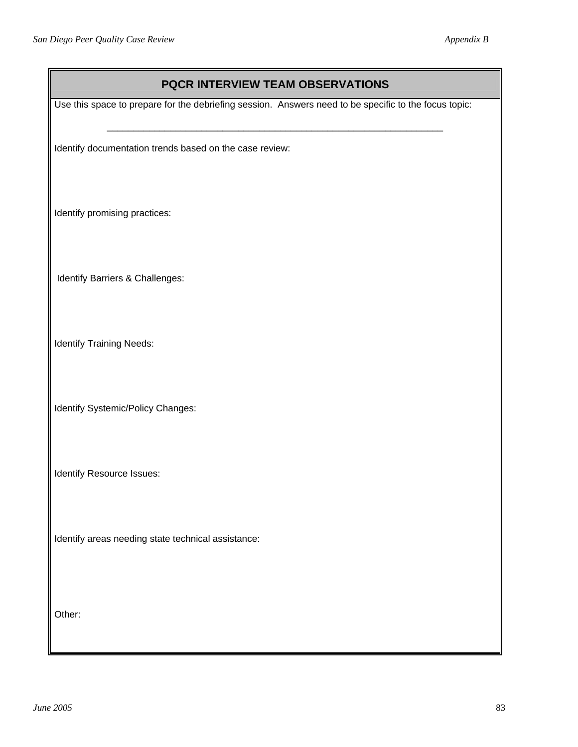## PQCR INTERVIEW TEAM OBSERVATIONS

Use this space to prepare for the debriefing session. Answers need to be specific to the focus topic:

\_\_\_\_\_\_\_\_\_\_\_\_\_\_\_\_\_\_\_\_\_\_\_\_\_\_\_\_\_\_\_\_\_\_\_\_\_\_\_\_\_\_\_\_\_\_\_\_\_\_\_\_\_\_\_\_\_\_\_\_\_\_\_\_\_\_

Identify documentation trends based on the case review:

Identify promising practices:

Identify Barriers & Challenges:

Identify Training Needs:

Identify Systemic/Policy Changes:

Identify Resource Issues:

Identify areas needing state technical assistance:

Other: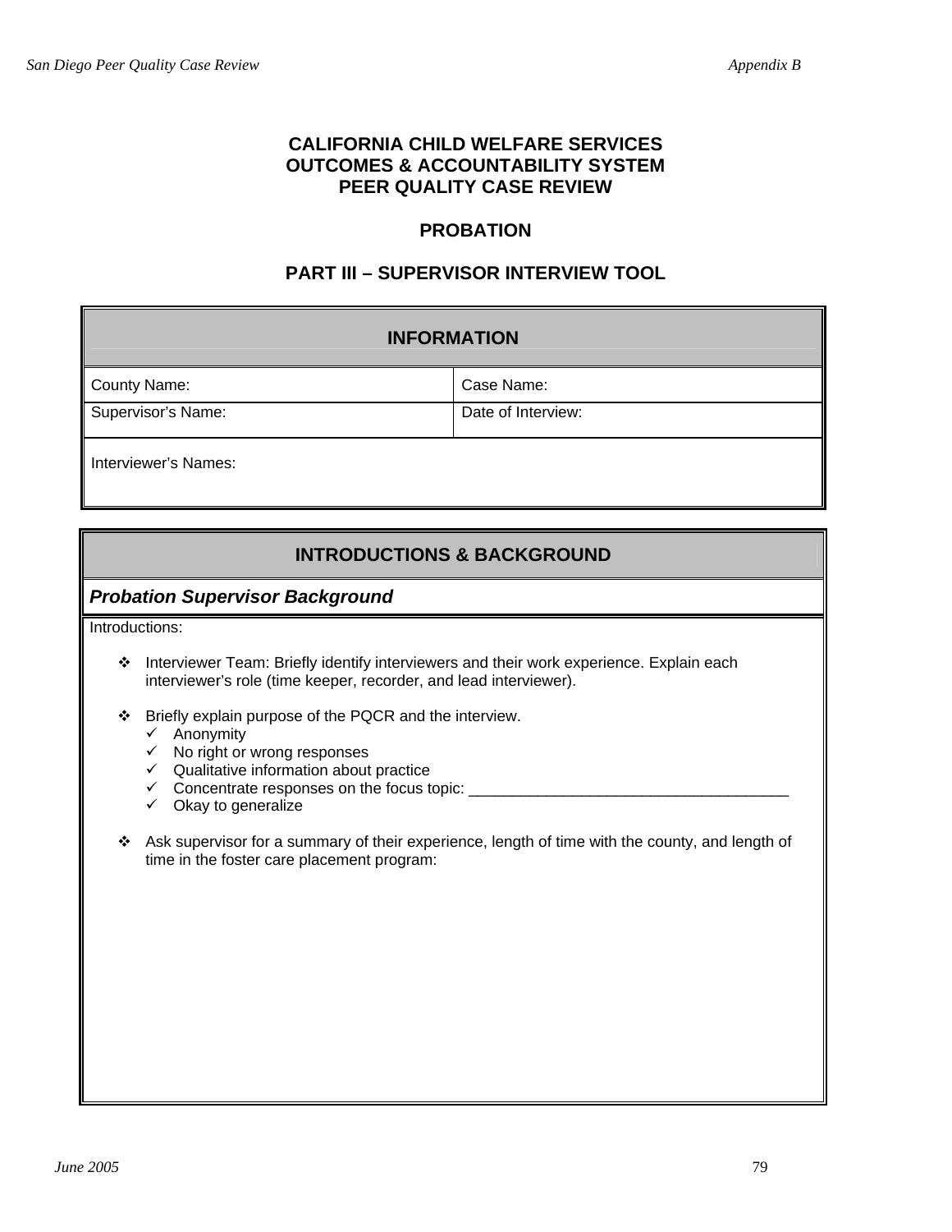# CALIFORNIA CHILD WELFARE SERVICES OUTCOMES & ACCOUNTABILITY SYSTEM PEER QUALITY CASE REVIEW

## PROBATION

## PART III – SUPERVISOR INTERVIEW TOOL

| **INFORMATION** | |
|---|---|
| County Name: | Case Name: |
| Supervisor's Name: | Date of Interview: |
| Interviewer's Names: | |

## INTRODUCTIONS & BACKGROUND

### *Probation Supervisor Background*

Introductions:

- Interviewer Team: Briefly identify interviewers and their work experience. Explain each interviewer's role (time keeper, recorder, and lead interviewer).

- Briefly explain purpose of the PQCR and the interview.
  - ✓ Anonymity
  - ✓ No right or wrong responses
  - ✓ Qualitative information about practice
  - ✓ Concentrate responses on the focus topic: ______________________________________
  - ✓ Okay to generalize

- Ask supervisor for a summary of their experience, length of time with the county, and length of time in the foster care placement program: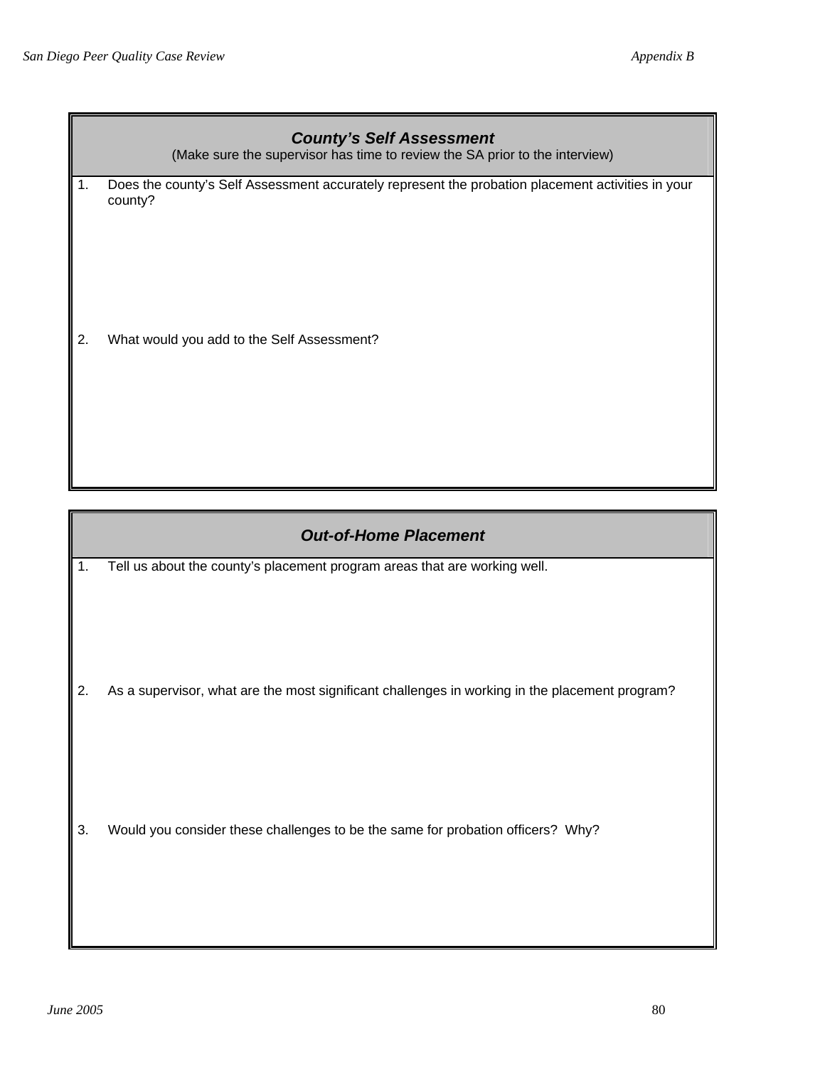### *County's Self Assessment*

(Make sure the supervisor has time to review the SA prior to the interview)

1. Does the county's Self Assessment accurately represent the probation placement activities in your county?

2. What would you add to the Self Assessment?

### *Out-of-Home Placement*

1. Tell us about the county's placement program areas that are working well.

2. As a supervisor, what are the most significant challenges in working in the placement program?

3. Would you consider these challenges to be the same for probation officers? Why?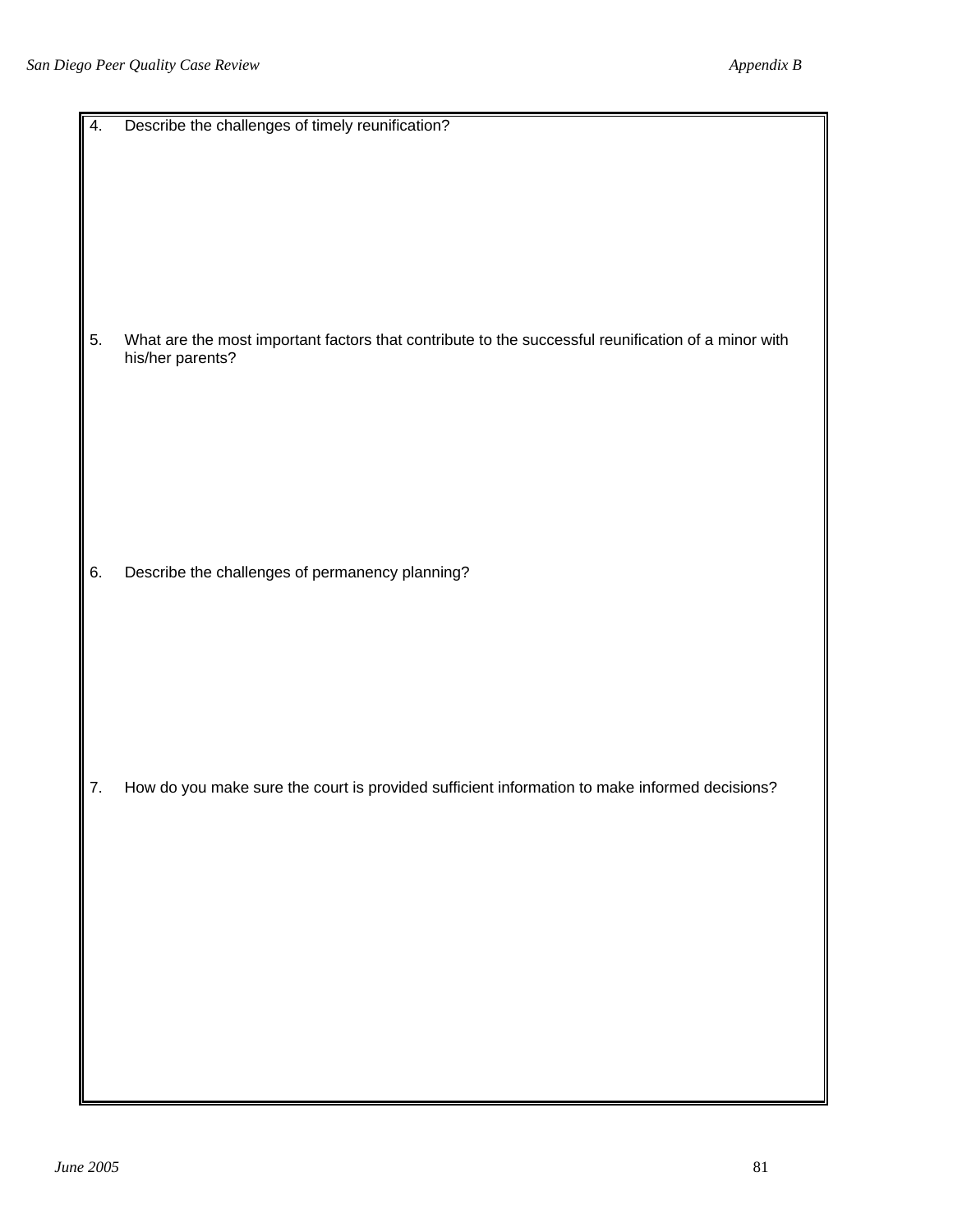4. Describe the challenges of timely reunification?

5. What are the most important factors that contribute to the successful reunification of a minor with his/her parents?

6. Describe the challenges of permanency planning?

7. How do you make sure the court is provided sufficient information to make informed decisions?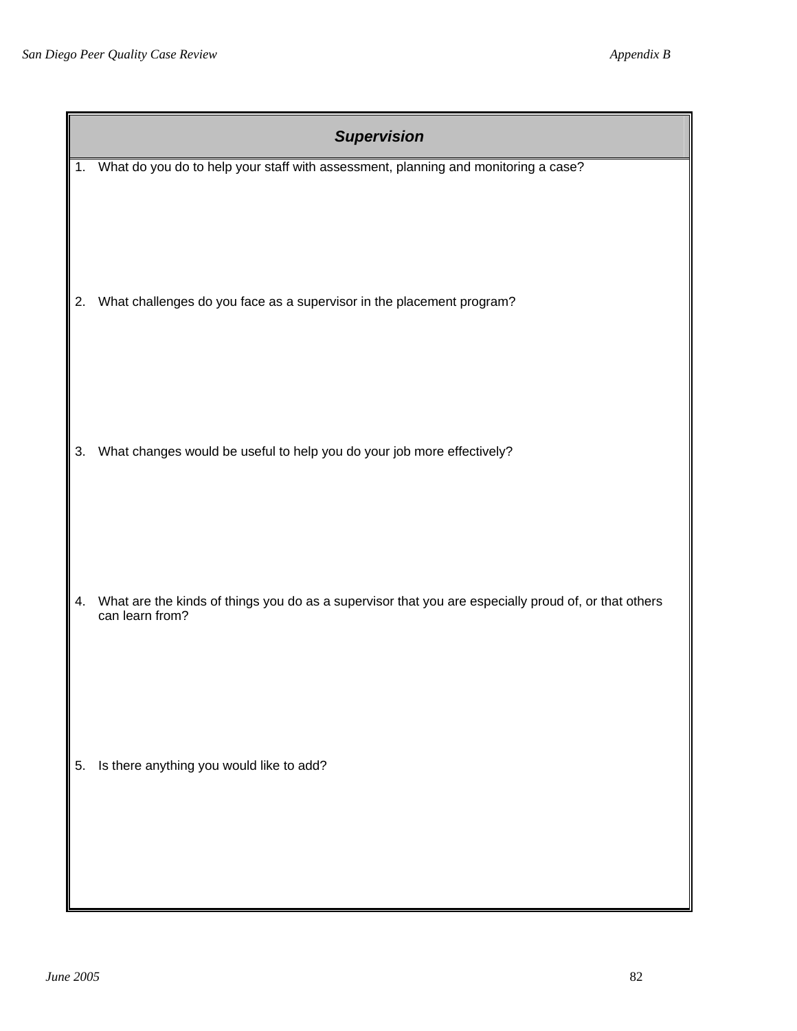## *Supervision*

1. What do you do to help your staff with assessment, planning and monitoring a case?

2. What challenges do you face as a supervisor in the placement program?

3. What changes would be useful to help you do your job more effectively?

4. What are the kinds of things you do as a supervisor that you are especially proud of, or that others can learn from?

5. Is there anything you would like to add?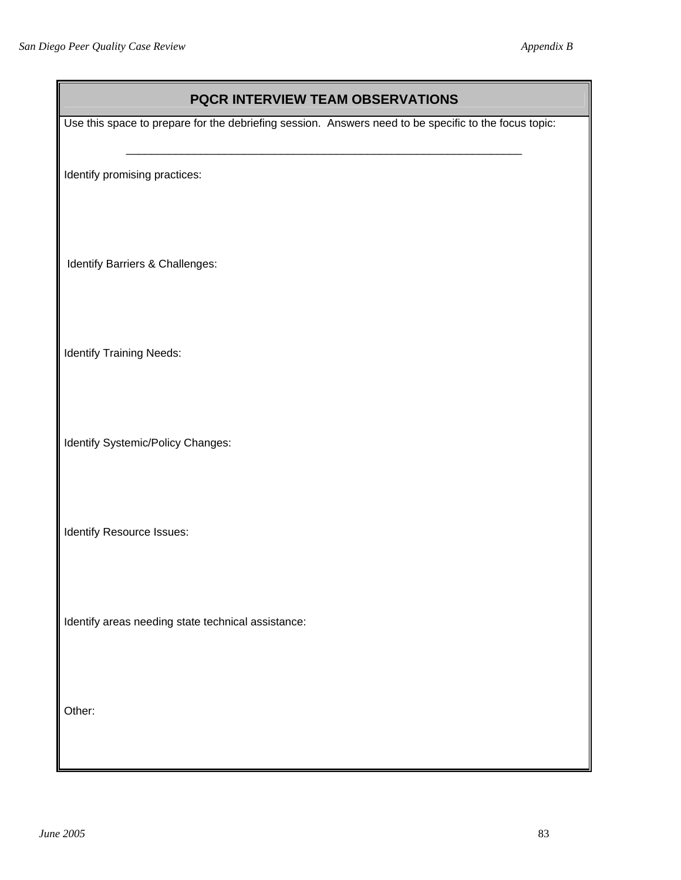## PQCR INTERVIEW TEAM OBSERVATIONS

Use this space to prepare for the debriefing session. Answers need to be specific to the focus topic:

_______________________________________________________________

Identify promising practices:

Identify Barriers & Challenges:

Identify Training Needs:

Identify Systemic/Policy Changes:

Identify Resource Issues:

Identify areas needing state technical assistance:

Other: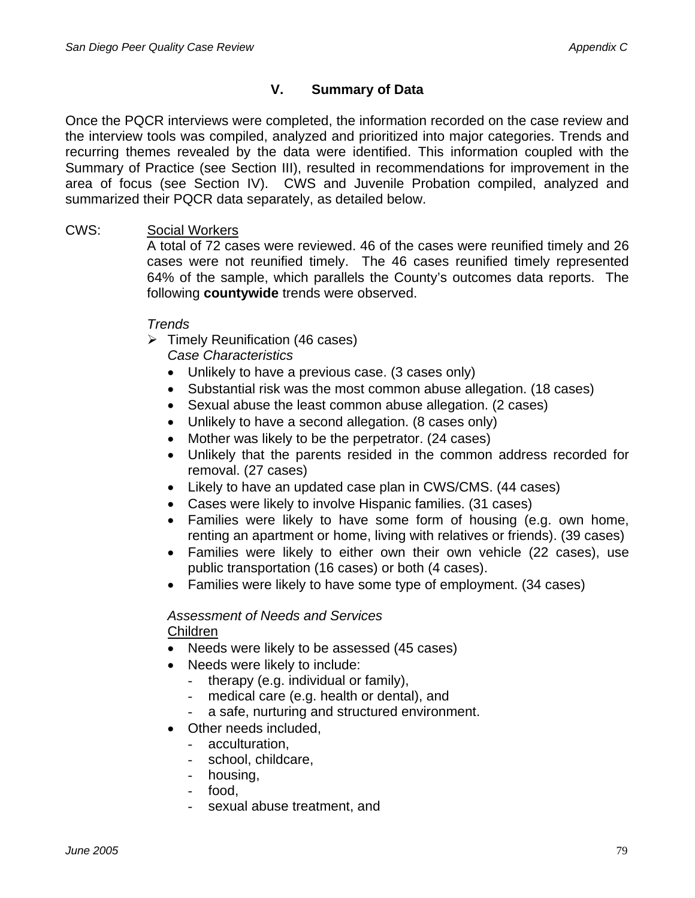## V. Summary of Data

Once the PQCR interviews were completed, the information recorded on the case review and the interview tools was compiled, analyzed and prioritized into major categories. Trends and recurring themes revealed by the data were identified. This information coupled with the Summary of Practice (see Section III), resulted in recommendations for improvement in the area of focus (see Section IV). CWS and Juvenile Probation compiled, analyzed and summarized their PQCR data separately, as detailed below.

CWS: <u>Social Workers</u>

A total of 72 cases were reviewed. 46 of the cases were reunified timely and 26 cases were not reunified timely. The 46 cases reunified timely represented 64% of the sample, which parallels the County's outcomes data reports. The following **countywide** trends were observed.

*Trends*

- Timely Reunification (46 cases)

  *Case Characteristics*

  - Unlikely to have a previous case. (3 cases only)
  - Substantial risk was the most common abuse allegation. (18 cases)
  - Sexual abuse the least common abuse allegation. (2 cases)
  - Unlikely to have a second allegation. (8 cases only)
  - Mother was likely to be the perpetrator. (24 cases)
  - Unlikely that the parents resided in the common address recorded for removal. (27 cases)
  - Likely to have an updated case plan in CWS/CMS. (44 cases)
  - Cases were likely to involve Hispanic families. (31 cases)
  - Families were likely to have some form of housing (e.g. own home, renting an apartment or home, living with relatives or friends). (39 cases)
  - Families were likely to either own their own vehicle (22 cases), use public transportation (16 cases) or both (4 cases).
  - Families were likely to have some type of employment. (34 cases)

  *Assessment of Needs and Services*

  <u>Children</u>

  - Needs were likely to be assessed (45 cases)
  - Needs were likely to include:
    - therapy (e.g. individual or family),
    - medical care (e.g. health or dental), and
    - a safe, nurturing and structured environment.
  - Other needs included,
    - acculturation,
    - school, childcare,
    - housing,
    - food,
    - sexual abuse treatment, and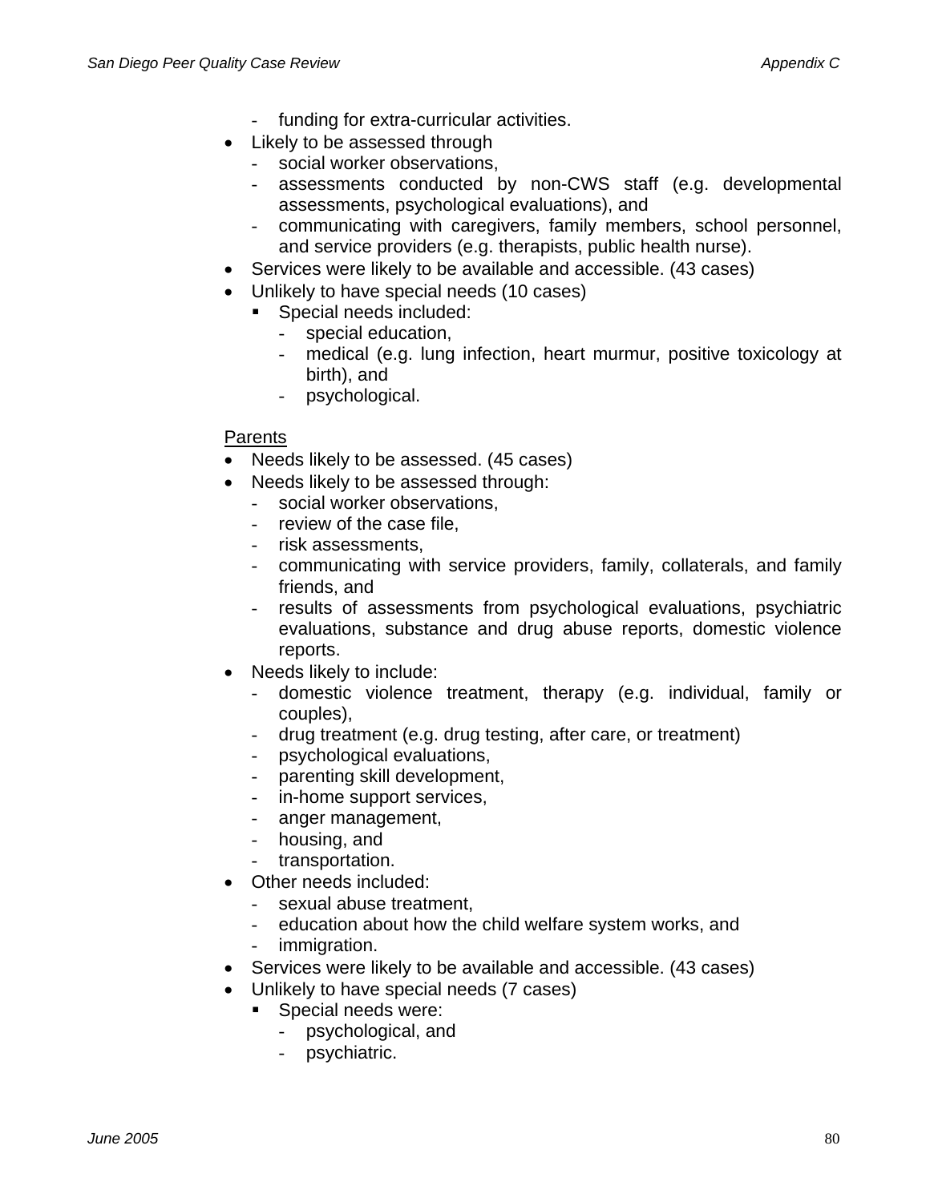- funding for extra-curricular activities.
- Likely to be assessed through
  - social worker observations,
  - assessments conducted by non-CWS staff (e.g. developmental assessments, psychological evaluations), and
  - communicating with caregivers, family members, school personnel, and service providers (e.g. therapists, public health nurse).
- Services were likely to be available and accessible. (43 cases)
- Unlikely to have special needs (10 cases)
  - Special needs included:
    - special education,
    - medical (e.g. lung infection, heart murmur, positive toxicology at birth), and
    - psychological.

<u>Parents</u>

- Needs likely to be assessed. (45 cases)
- Needs likely to be assessed through:
  - social worker observations,
  - review of the case file,
  - risk assessments,
  - communicating with service providers, family, collaterals, and family friends, and
  - results of assessments from psychological evaluations, psychiatric evaluations, substance and drug abuse reports, domestic violence reports.
- Needs likely to include:
  - domestic violence treatment, therapy (e.g. individual, family or couples),
  - drug treatment (e.g. drug testing, after care, or treatment)
  - psychological evaluations,
  - parenting skill development,
  - in-home support services,
  - anger management,
  - housing, and
  - transportation.
- Other needs included:
  - sexual abuse treatment,
  - education about how the child welfare system works, and
  - immigration.
- Services were likely to be available and accessible. (43 cases)
- Unlikely to have special needs (7 cases)
  - Special needs were:
    - psychological, and
    - psychiatric.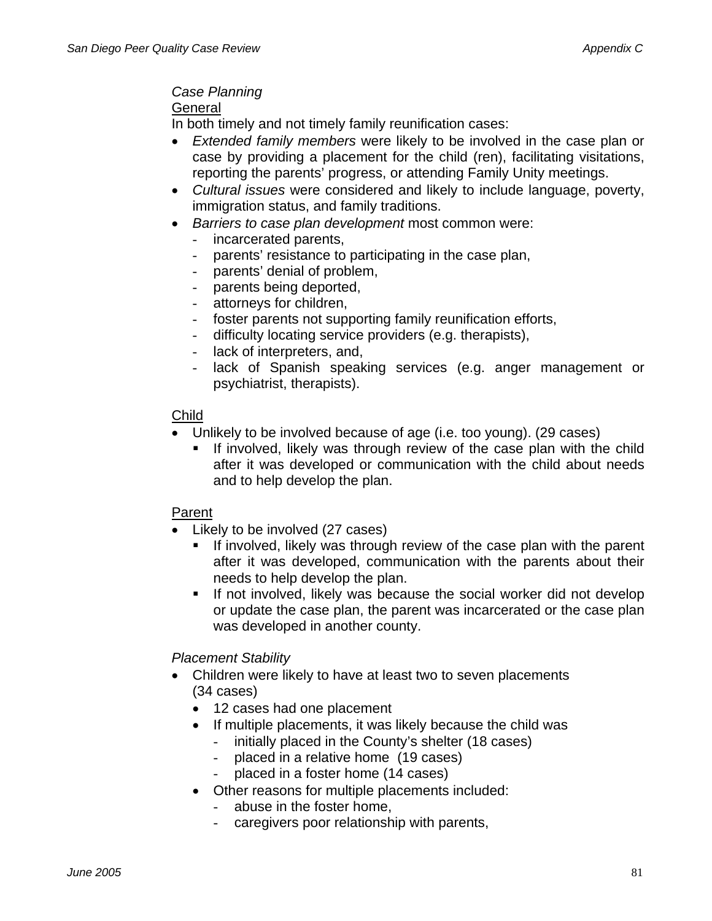*Case Planning*

General

In both timely and not timely family reunification cases:

- *Extended family members* were likely to be involved in the case plan or case by providing a placement for the child (ren), facilitating visitations, reporting the parents' progress, or attending Family Unity meetings.
- *Cultural issues* were considered and likely to include language, poverty, immigration status, and family traditions.
- *Barriers to case plan development* most common were:
  - incarcerated parents,
  - parents' resistance to participating in the case plan,
  - parents' denial of problem,
  - parents being deported,
  - attorneys for children,
  - foster parents not supporting family reunification efforts,
  - difficulty locating service providers (e.g. therapists),
  - lack of interpreters, and,
  - lack of Spanish speaking services (e.g. anger management or psychiatrist, therapists).

Child

- Unlikely to be involved because of age (i.e. too young). (29 cases)
  - If involved, likely was through review of the case plan with the child after it was developed or communication with the child about needs and to help develop the plan.

Parent

- Likely to be involved (27 cases)
  - If involved, likely was through review of the case plan with the parent after it was developed, communication with the parents about their needs to help develop the plan.
  - If not involved, likely was because the social worker did not develop or update the case plan, the parent was incarcerated or the case plan was developed in another county.

*Placement Stability*

- Children were likely to have at least two to seven placements (34 cases)
  - 12 cases had one placement
  - If multiple placements, it was likely because the child was
    - initially placed in the County's shelter (18 cases)
    - placed in a relative home (19 cases)
    - placed in a foster home (14 cases)
  - Other reasons for multiple placements included:
    - abuse in the foster home,
    - caregivers poor relationship with parents,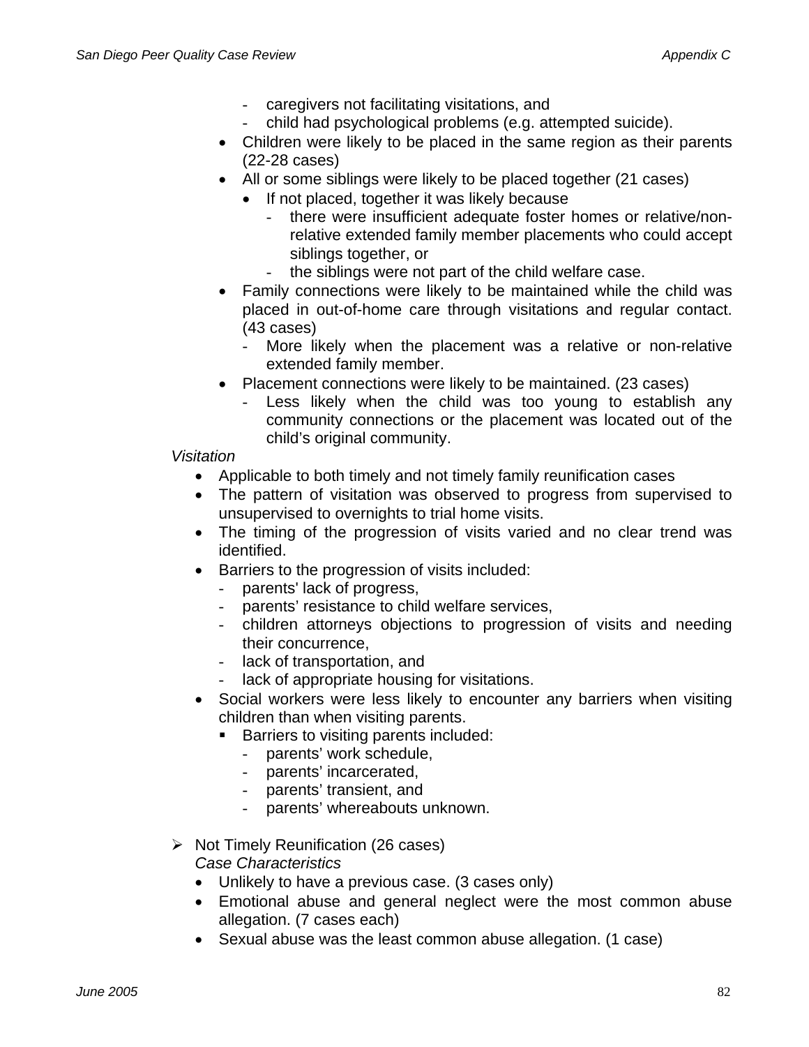- caregivers not facilitating visitations, and
  - child had psychological problems (e.g. attempted suicide).
- Children were likely to be placed in the same region as their parents (22-28 cases)
- All or some siblings were likely to be placed together (21 cases)
  - If not placed, together it was likely because
    - there were insufficient adequate foster homes or relative/non-relative extended family member placements who could accept siblings together, or
    - the siblings were not part of the child welfare case.
- Family connections were likely to be maintained while the child was placed in out-of-home care through visitations and regular contact. (43 cases)
  - More likely when the placement was a relative or non-relative extended family member.
- Placement connections were likely to be maintained. (23 cases)
  - Less likely when the child was too young to establish any community connections or the placement was located out of the child's original community.

*Visitation*

- Applicable to both timely and not timely family reunification cases
- The pattern of visitation was observed to progress from supervised to unsupervised to overnights to trial home visits.
- The timing of the progression of visits varied and no clear trend was identified.
- Barriers to the progression of visits included:
  - parents' lack of progress,
  - parents' resistance to child welfare services,
  - children attorneys objections to progression of visits and needing their concurrence,
  - lack of transportation, and
  - lack of appropriate housing for visitations.
- Social workers were less likely to encounter any barriers when visiting children than when visiting parents.
  - Barriers to visiting parents included:
    - parents' work schedule,
    - parents' incarcerated,
    - parents' transient, and
    - parents' whereabouts unknown.

➢ Not Timely Reunification (26 cases)

*Case Characteristics*

- Unlikely to have a previous case. (3 cases only)
- Emotional abuse and general neglect were the most common abuse allegation. (7 cases each)
- Sexual abuse was the least common abuse allegation. (1 case)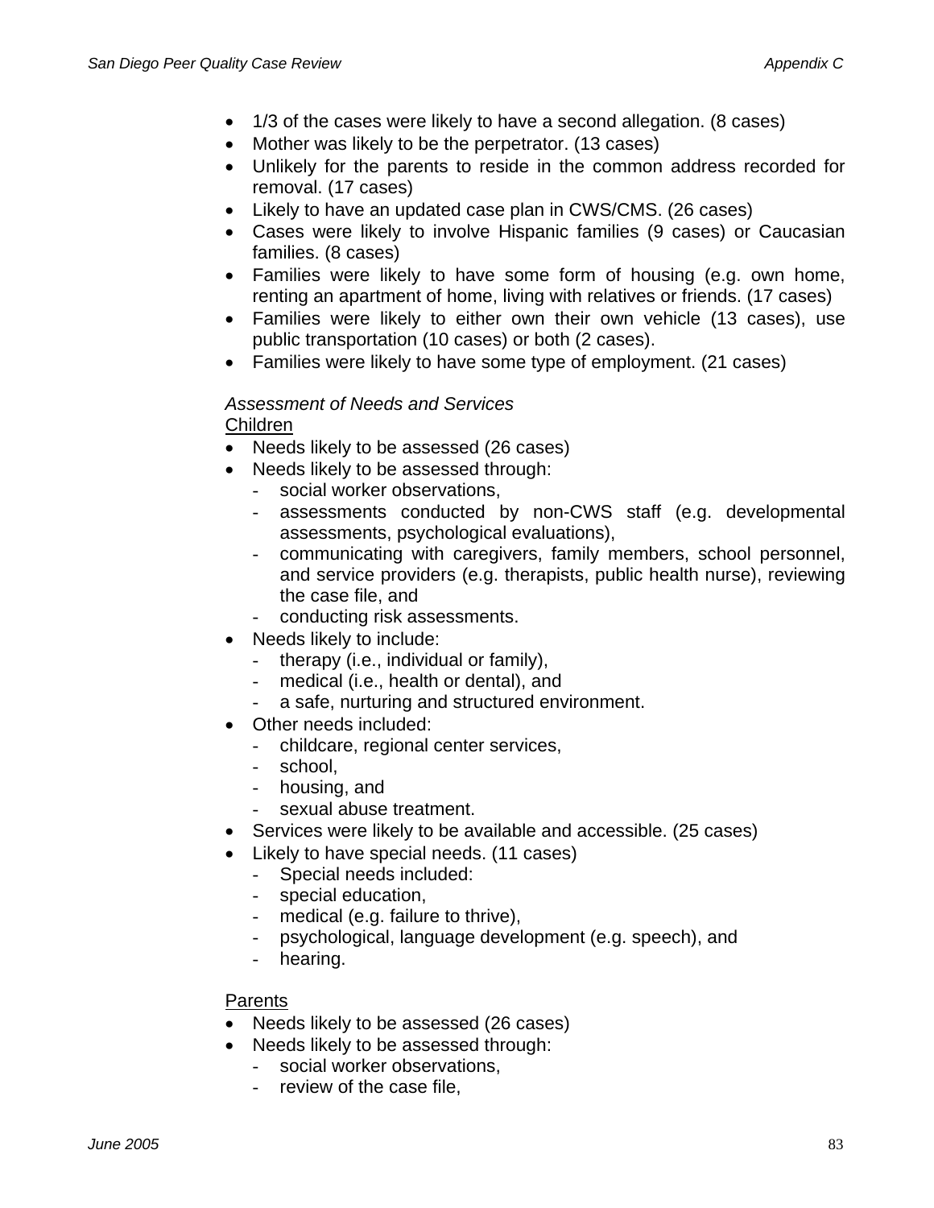- 1/3 of the cases were likely to have a second allegation. (8 cases)
- Mother was likely to be the perpetrator. (13 cases)
- Unlikely for the parents to reside in the common address recorded for removal. (17 cases)
- Likely to have an updated case plan in CWS/CMS. (26 cases)
- Cases were likely to involve Hispanic families (9 cases) or Caucasian families. (8 cases)
- Families were likely to have some form of housing (e.g. own home, renting an apartment of home, living with relatives or friends. (17 cases)
- Families were likely to either own their own vehicle (13 cases), use public transportation (10 cases) or both (2 cases).
- Families were likely to have some type of employment. (21 cases)

*Assessment of Needs and Services*

Children

- Needs likely to be assessed (26 cases)
- Needs likely to be assessed through:
  - social worker observations,
  - assessments conducted by non-CWS staff (e.g. developmental assessments, psychological evaluations),
  - communicating with caregivers, family members, school personnel, and service providers (e.g. therapists, public health nurse), reviewing the case file, and
  - conducting risk assessments.
- Needs likely to include:
  - therapy (i.e., individual or family),
  - medical (i.e., health or dental), and
  - a safe, nurturing and structured environment.
- Other needs included:
  - childcare, regional center services,
  - school,
  - housing, and
  - sexual abuse treatment.
- Services were likely to be available and accessible. (25 cases)
- Likely to have special needs. (11 cases)
  - Special needs included:
  - special education,
  - medical (e.g. failure to thrive),
  - psychological, language development (e.g. speech), and
  - hearing.

Parents

- Needs likely to be assessed (26 cases)
- Needs likely to be assessed through:
  - social worker observations,
  - review of the case file,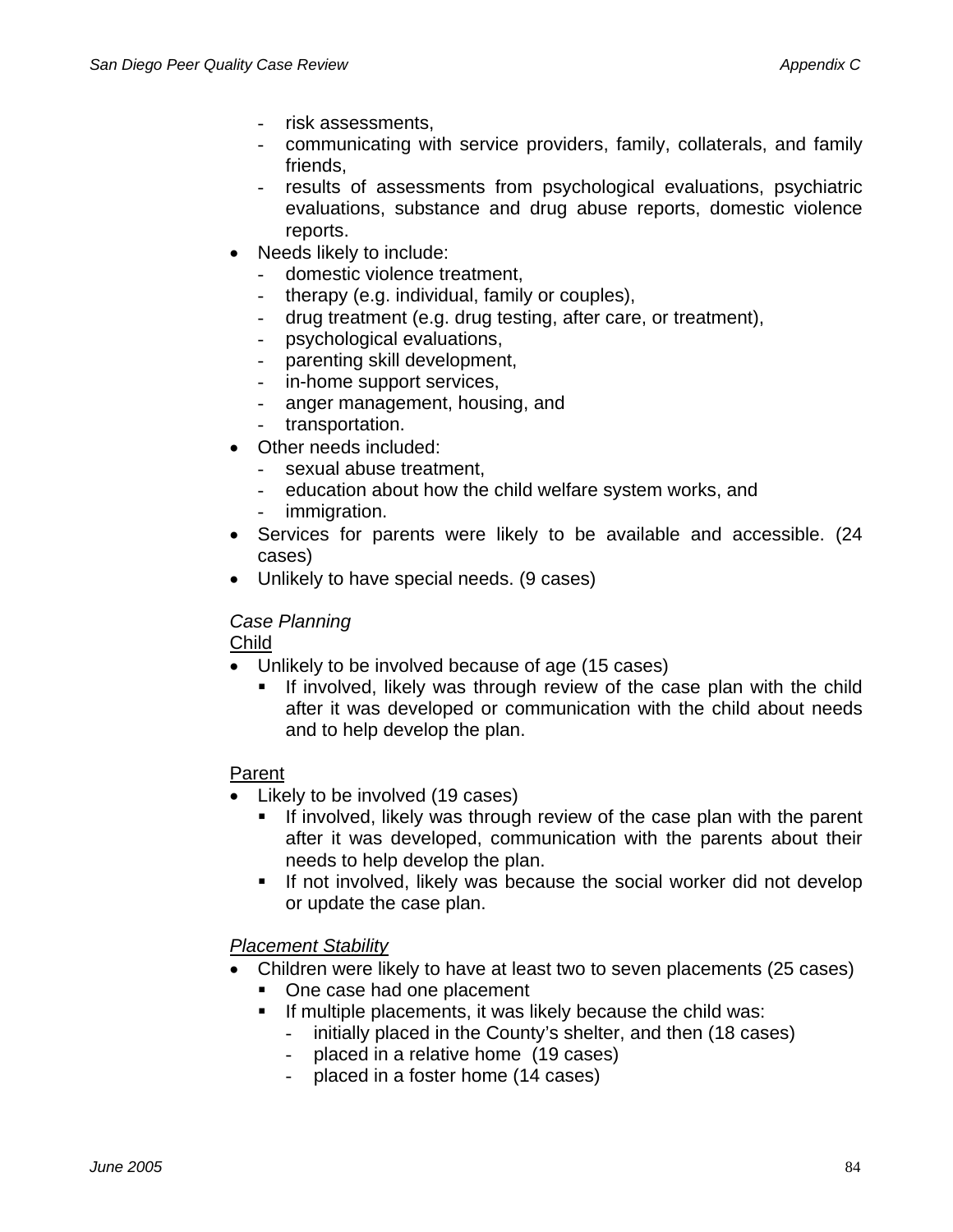- risk assessments,
  - communicating with service providers, family, collaterals, and family friends,
  - results of assessments from psychological evaluations, psychiatric evaluations, substance and drug abuse reports, domestic violence reports.
- Needs likely to include:
  - domestic violence treatment,
  - therapy (e.g. individual, family or couples),
  - drug treatment (e.g. drug testing, after care, or treatment),
  - psychological evaluations,
  - parenting skill development,
  - in-home support services,
  - anger management, housing, and
  - transportation.
- Other needs included:
  - sexual abuse treatment,
  - education about how the child welfare system works, and
  - immigration.
- Services for parents were likely to be available and accessible. (24 cases)
- Unlikely to have special needs. (9 cases)

*Case Planning*

Child

- Unlikely to be involved because of age (15 cases)
  - If involved, likely was through review of the case plan with the child after it was developed or communication with the child about needs and to help develop the plan.

Parent

- Likely to be involved (19 cases)
  - If involved, likely was through review of the case plan with the parent after it was developed, communication with the parents about their needs to help develop the plan.
  - If not involved, likely was because the social worker did not develop or update the case plan.

*Placement Stability*

- Children were likely to have at least two to seven placements (25 cases)
  - One case had one placement
  - If multiple placements, it was likely because the child was:
    - initially placed in the County's shelter, and then (18 cases)
    - placed in a relative home (19 cases)
    - placed in a foster home (14 cases)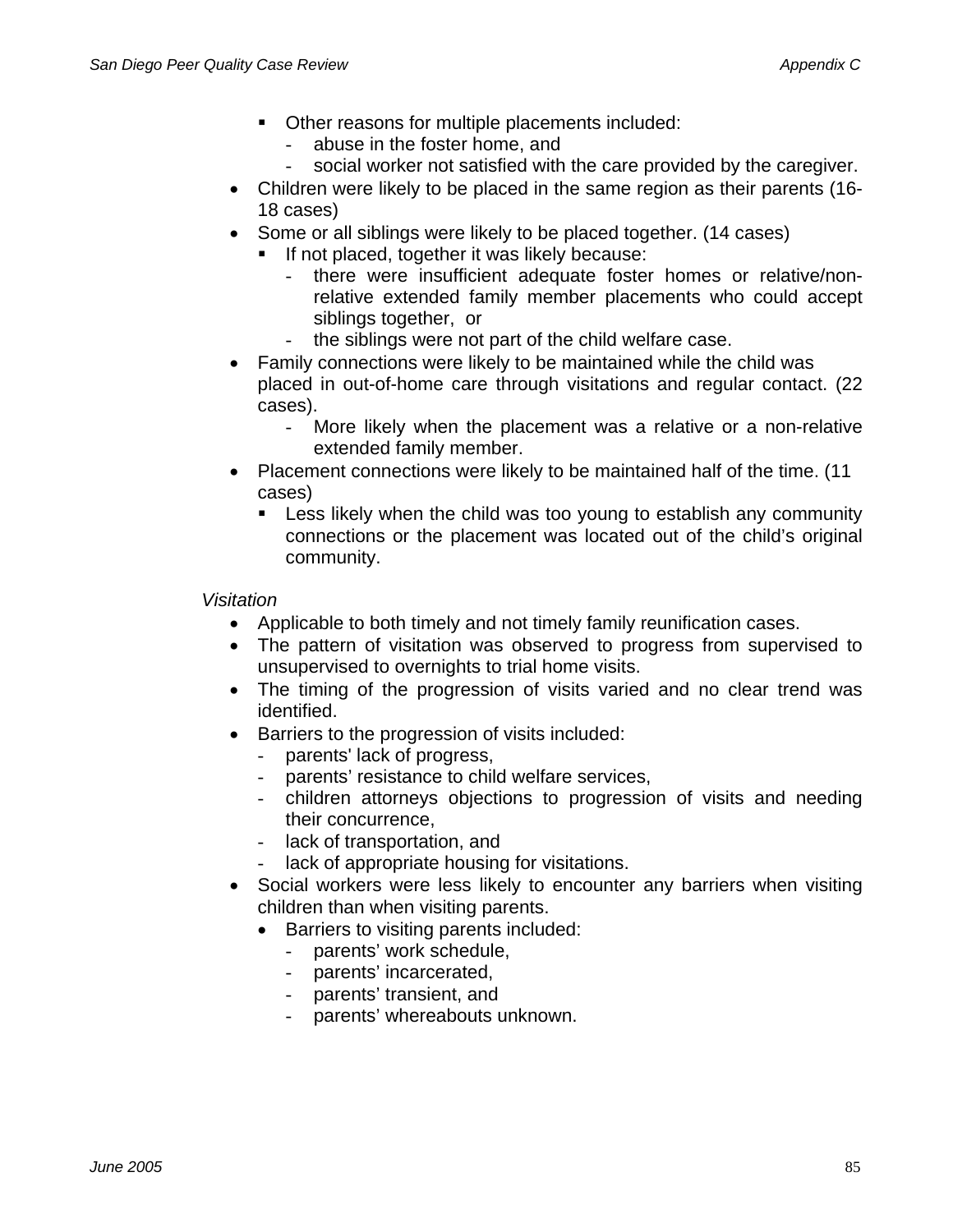- Other reasons for multiple placements included:
  - abuse in the foster home, and
  - social worker not satisfied with the care provided by the caregiver.
- Children were likely to be placed in the same region as their parents (16-18 cases)
- Some or all siblings were likely to be placed together. (14 cases)
  - If not placed, together it was likely because:
    - there were insufficient adequate foster homes or relative/non-relative extended family member placements who could accept siblings together, or
    - the siblings were not part of the child welfare case.
- Family connections were likely to be maintained while the child was placed in out-of-home care through visitations and regular contact. (22 cases).
  - More likely when the placement was a relative or a non-relative extended family member.
- Placement connections were likely to be maintained half of the time. (11 cases)
  - Less likely when the child was too young to establish any community connections or the placement was located out of the child's original community.

*Visitation*

- Applicable to both timely and not timely family reunification cases.
- The pattern of visitation was observed to progress from supervised to unsupervised to overnights to trial home visits.
- The timing of the progression of visits varied and no clear trend was identified.
- Barriers to the progression of visits included:
  - parents' lack of progress,
  - parents' resistance to child welfare services,
  - children attorneys objections to progression of visits and needing their concurrence,
  - lack of transportation, and
  - lack of appropriate housing for visitations.
- Social workers were less likely to encounter any barriers when visiting children than when visiting parents.
  - Barriers to visiting parents included:
    - parents' work schedule,
    - parents' incarcerated,
    - parents' transient, and
    - parents' whereabouts unknown.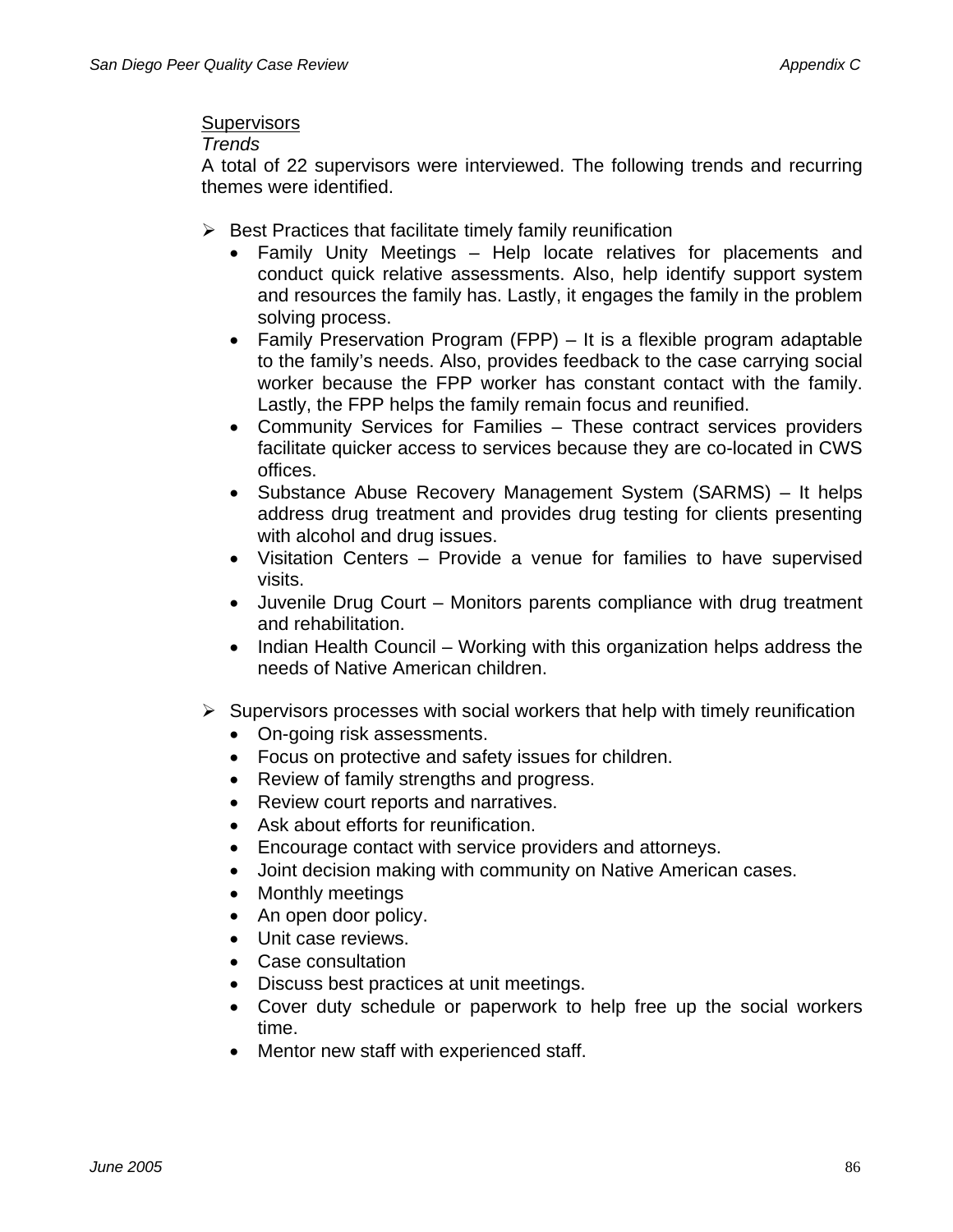Supervisors

*Trends*

A total of 22 supervisors were interviewed. The following trends and recurring themes were identified.

- Best Practices that facilitate timely family reunification
  - Family Unity Meetings – Help locate relatives for placements and conduct quick relative assessments. Also, help identify support system and resources the family has. Lastly, it engages the family in the problem solving process.
  - Family Preservation Program (FPP) – It is a flexible program adaptable to the family's needs. Also, provides feedback to the case carrying social worker because the FPP worker has constant contact with the family. Lastly, the FPP helps the family remain focus and reunified.
  - Community Services for Families – These contract services providers facilitate quicker access to services because they are co-located in CWS offices.
  - Substance Abuse Recovery Management System (SARMS) – It helps address drug treatment and provides drug testing for clients presenting with alcohol and drug issues.
  - Visitation Centers – Provide a venue for families to have supervised visits.
  - Juvenile Drug Court – Monitors parents compliance with drug treatment and rehabilitation.
  - Indian Health Council – Working with this organization helps address the needs of Native American children.

- Supervisors processes with social workers that help with timely reunification
  - On-going risk assessments.
  - Focus on protective and safety issues for children.
  - Review of family strengths and progress.
  - Review court reports and narratives.
  - Ask about efforts for reunification.
  - Encourage contact with service providers and attorneys.
  - Joint decision making with community on Native American cases.
  - Monthly meetings
  - An open door policy.
  - Unit case reviews.
  - Case consultation
  - Discuss best practices at unit meetings.
  - Cover duty schedule or paperwork to help free up the social workers time.
  - Mentor new staff with experienced staff.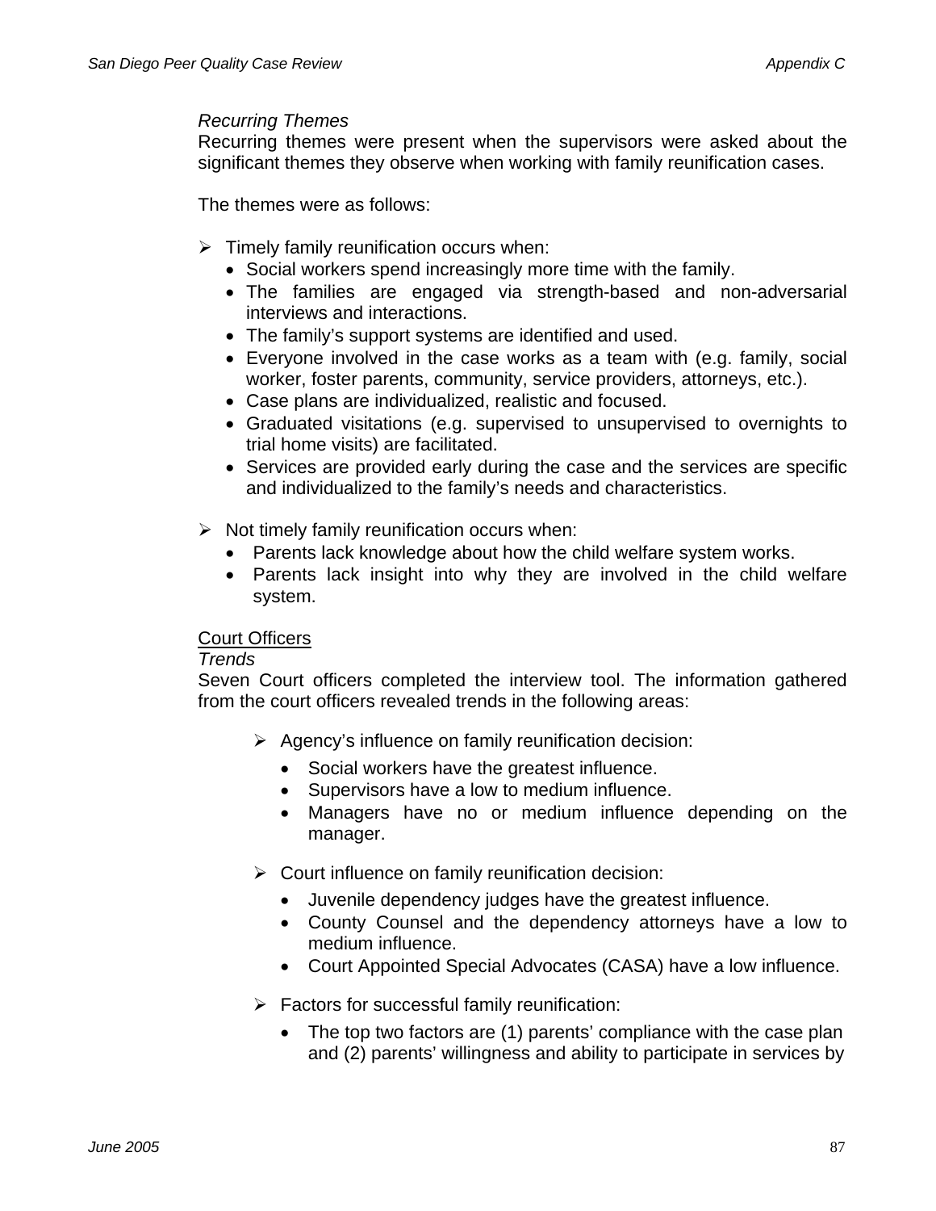*Recurring Themes*
Recurring themes were present when the supervisors were asked about the significant themes they observe when working with family reunification cases.

The themes were as follows:

- Timely family reunification occurs when:
  - Social workers spend increasingly more time with the family.
  - The families are engaged via strength-based and non-adversarial interviews and interactions.
  - The family's support systems are identified and used.
  - Everyone involved in the case works as a team with (e.g. family, social worker, foster parents, community, service providers, attorneys, etc.).
  - Case plans are individualized, realistic and focused.
  - Graduated visitations (e.g. supervised to unsupervised to overnights to trial home visits) are facilitated.
  - Services are provided early during the case and the services are specific and individualized to the family's needs and characteristics.

- Not timely family reunification occurs when:
  - Parents lack knowledge about how the child welfare system works.
  - Parents lack insight into why they are involved in the child welfare system.

<u>Court Officers</u>
*Trends*
Seven Court officers completed the interview tool. The information gathered from the court officers revealed trends in the following areas:

- Agency's influence on family reunification decision:
  - Social workers have the greatest influence.
  - Supervisors have a low to medium influence.
  - Managers have no or medium influence depending on the manager.

- Court influence on family reunification decision:
  - Juvenile dependency judges have the greatest influence.
  - County Counsel and the dependency attorneys have a low to medium influence.
  - Court Appointed Special Advocates (CASA) have a low influence.

- Factors for successful family reunification:
  - The top two factors are (1) parents' compliance with the case plan and (2) parents' willingness and ability to participate in services by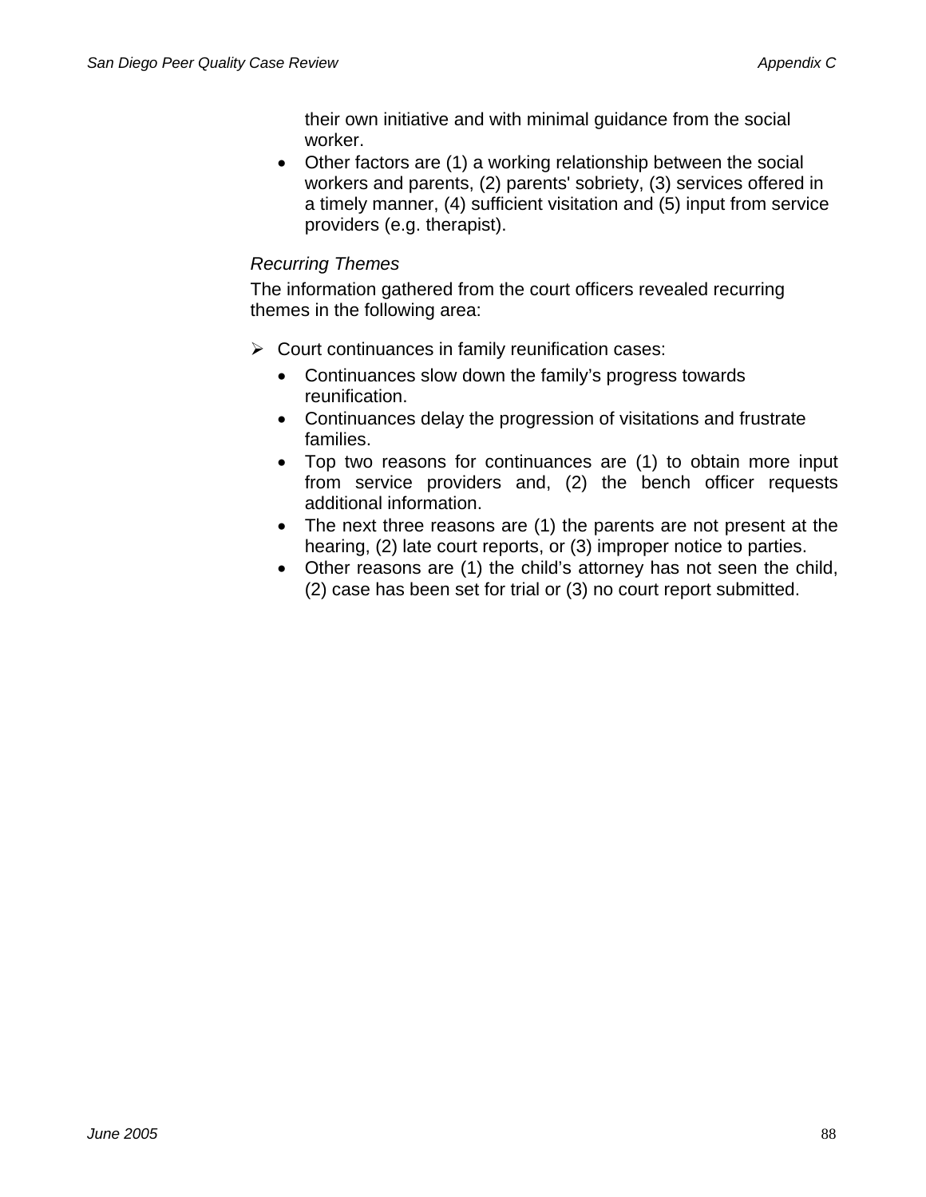their own initiative and with minimal guidance from the social worker.

- Other factors are (1) a working relationship between the social workers and parents, (2) parents' sobriety, (3) services offered in a timely manner, (4) sufficient visitation and (5) input from service providers (e.g. therapist).

*Recurring Themes*

The information gathered from the court officers revealed recurring themes in the following area:

- Court continuances in family reunification cases:
  - Continuances slow down the family's progress towards reunification.
  - Continuances delay the progression of visitations and frustrate families.
  - Top two reasons for continuances are (1) to obtain more input from service providers and, (2) the bench officer requests additional information.
  - The next three reasons are (1) the parents are not present at the hearing, (2) late court reports, or (3) improper notice to parties.
  - Other reasons are (1) the child's attorney has not seen the child, (2) case has been set for trial or (3) no court report submitted.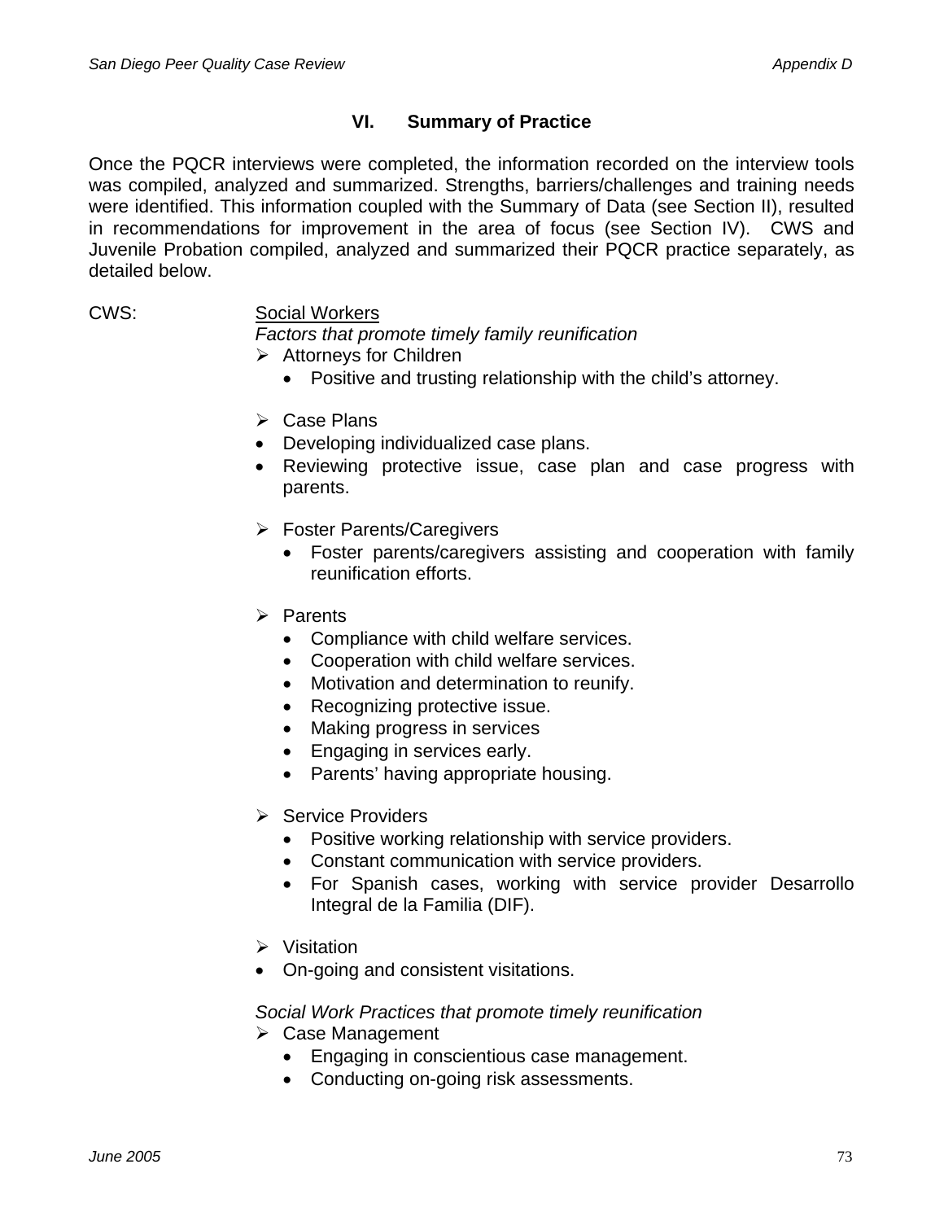## VI. Summary of Practice

Once the PQCR interviews were completed, the information recorded on the interview tools was compiled, analyzed and summarized. Strengths, barriers/challenges and training needs were identified. This information coupled with the Summary of Data (see Section II), resulted in recommendations for improvement in the area of focus (see Section IV). CWS and Juvenile Probation compiled, analyzed and summarized their PQCR practice separately, as detailed below.

CWS:

Social Workers

*Factors that promote timely family reunification*

- Attorneys for Children
  - Positive and trusting relationship with the child's attorney.

- Case Plans
- Developing individualized case plans.
- Reviewing protective issue, case plan and case progress with parents.

- Foster Parents/Caregivers
  - Foster parents/caregivers assisting and cooperation with family reunification efforts.

- Parents
  - Compliance with child welfare services.
  - Cooperation with child welfare services.
  - Motivation and determination to reunify.
  - Recognizing protective issue.
  - Making progress in services
  - Engaging in services early.
  - Parents' having appropriate housing.

- Service Providers
  - Positive working relationship with service providers.
  - Constant communication with service providers.
  - For Spanish cases, working with service provider Desarrollo Integral de la Familia (DIF).

- Visitation
- On-going and consistent visitations.

*Social Work Practices that promote timely reunification*

- Case Management
  - Engaging in conscientious case management.
  - Conducting on-going risk assessments.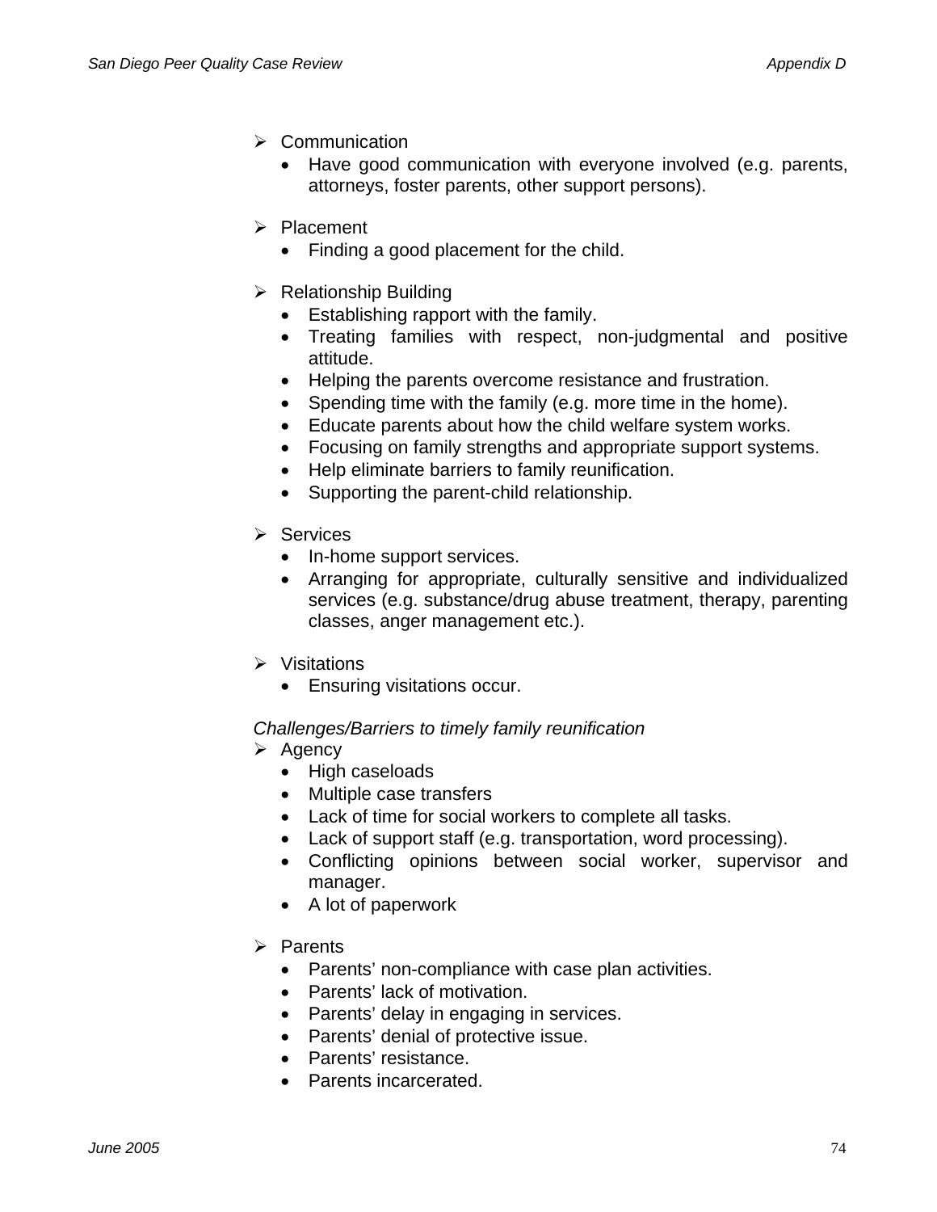- Communication
  - Have good communication with everyone involved (e.g. parents, attorneys, foster parents, other support persons).

- Placement
  - Finding a good placement for the child.

- Relationship Building
  - Establishing rapport with the family.
  - Treating families with respect, non-judgmental and positive attitude.
  - Helping the parents overcome resistance and frustration.
  - Spending time with the family (e.g. more time in the home).
  - Educate parents about how the child welfare system works.
  - Focusing on family strengths and appropriate support systems.
  - Help eliminate barriers to family reunification.
  - Supporting the parent-child relationship.

- Services
  - In-home support services.
  - Arranging for appropriate, culturally sensitive and individualized services (e.g. substance/drug abuse treatment, therapy, parenting classes, anger management etc.).

- Visitations
  - Ensuring visitations occur.

*Challenges/Barriers to timely family reunification*

- Agency
  - High caseloads
  - Multiple case transfers
  - Lack of time for social workers to complete all tasks.
  - Lack of support staff (e.g. transportation, word processing).
  - Conflicting opinions between social worker, supervisor and manager.
  - A lot of paperwork

- Parents
  - Parents' non-compliance with case plan activities.
  - Parents' lack of motivation.
  - Parents' delay in engaging in services.
  - Parents' denial of protective issue.
  - Parents' resistance.
  - Parents incarcerated.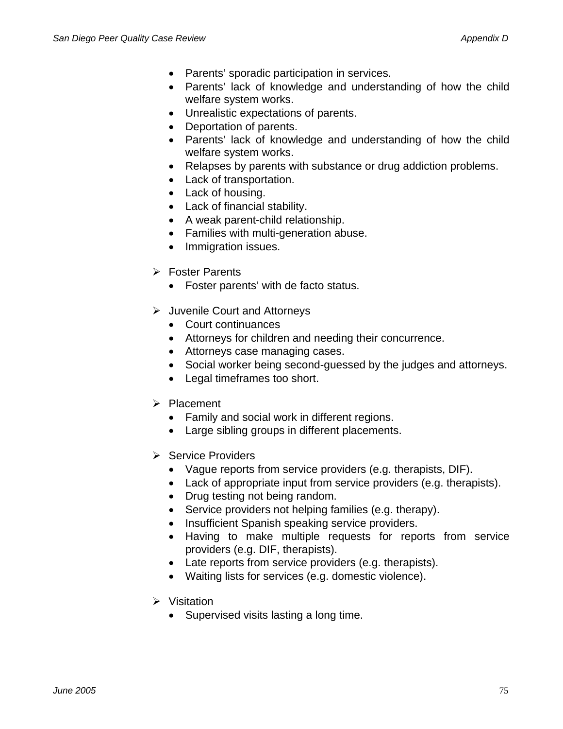- Parents' sporadic participation in services.
- Parents' lack of knowledge and understanding of how the child welfare system works.
- Unrealistic expectations of parents.
- Deportation of parents.
- Parents' lack of knowledge and understanding of how the child welfare system works.
- Relapses by parents with substance or drug addiction problems.
- Lack of transportation.
- Lack of housing.
- Lack of financial stability.
- A weak parent-child relationship.
- Families with multi-generation abuse.
- Immigration issues.

- Foster Parents
  - Foster parents' with de facto status.

- Juvenile Court and Attorneys
  - Court continuances
  - Attorneys for children and needing their concurrence.
  - Attorneys case managing cases.
  - Social worker being second-guessed by the judges and attorneys.
  - Legal timeframes too short.

- Placement
  - Family and social work in different regions.
  - Large sibling groups in different placements.

- Service Providers
  - Vague reports from service providers (e.g. therapists, DIF).
  - Lack of appropriate input from service providers (e.g. therapists).
  - Drug testing not being random.
  - Service providers not helping families (e.g. therapy).
  - Insufficient Spanish speaking service providers.
  - Having to make multiple requests for reports from service providers (e.g. DIF, therapists).
  - Late reports from service providers (e.g. therapists).
  - Waiting lists for services (e.g. domestic violence).

- Visitation
  - Supervised visits lasting a long time.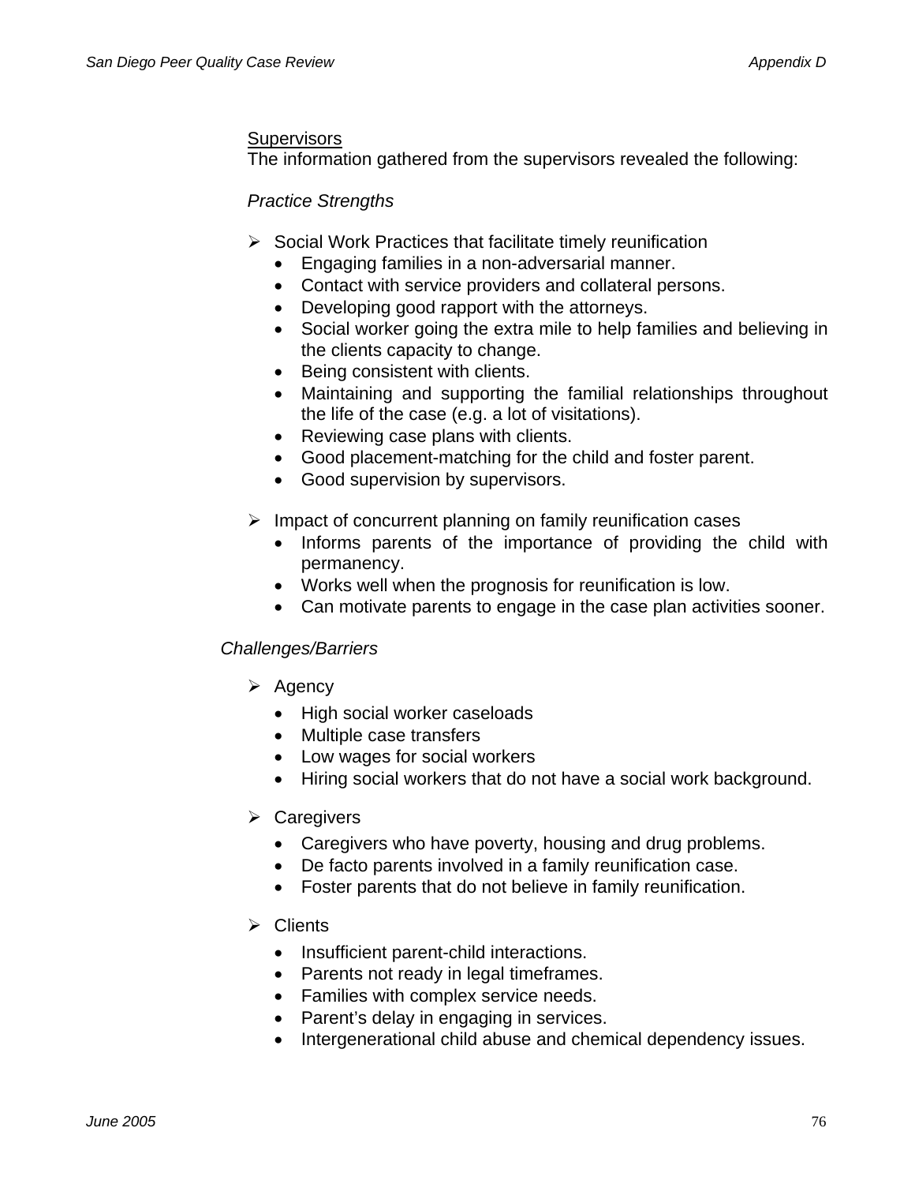<u>Supervisors</u>

The information gathered from the supervisors revealed the following:

*Practice Strengths*

- Social Work Practices that facilitate timely reunification
  - Engaging families in a non-adversarial manner.
  - Contact with service providers and collateral persons.
  - Developing good rapport with the attorneys.
  - Social worker going the extra mile to help families and believing in the clients capacity to change.
  - Being consistent with clients.
  - Maintaining and supporting the familial relationships throughout the life of the case (e.g. a lot of visitations).
  - Reviewing case plans with clients.
  - Good placement-matching for the child and foster parent.
  - Good supervision by supervisors.

- Impact of concurrent planning on family reunification cases
  - Informs parents of the importance of providing the child with permanency.
  - Works well when the prognosis for reunification is low.
  - Can motivate parents to engage in the case plan activities sooner.

*Challenges/Barriers*

- Agency
  - High social worker caseloads
  - Multiple case transfers
  - Low wages for social workers
  - Hiring social workers that do not have a social work background.

- Caregivers
  - Caregivers who have poverty, housing and drug problems.
  - De facto parents involved in a family reunification case.
  - Foster parents that do not believe in family reunification.

- Clients
  - Insufficient parent-child interactions.
  - Parents not ready in legal timeframes.
  - Families with complex service needs.
  - Parent's delay in engaging in services.
  - Intergenerational child abuse and chemical dependency issues.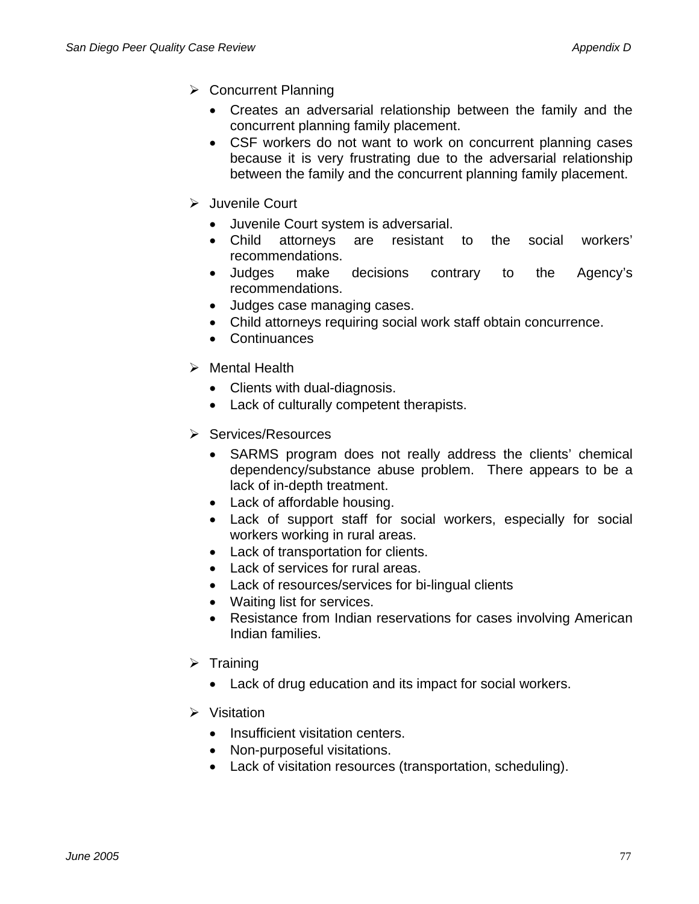- Concurrent Planning
  - Creates an adversarial relationship between the family and the concurrent planning family placement.
  - CSF workers do not want to work on concurrent planning cases because it is very frustrating due to the adversarial relationship between the family and the concurrent planning family placement.

- Juvenile Court
  - Juvenile Court system is adversarial.
  - Child attorneys are resistant to the social workers' recommendations.
  - Judges make decisions contrary to the Agency's recommendations.
  - Judges case managing cases.
  - Child attorneys requiring social work staff obtain concurrence.
  - Continuances

- Mental Health
  - Clients with dual-diagnosis.
  - Lack of culturally competent therapists.

- Services/Resources
  - SARMS program does not really address the clients' chemical dependency/substance abuse problem. There appears to be a lack of in-depth treatment.
  - Lack of affordable housing.
  - Lack of support staff for social workers, especially for social workers working in rural areas.
  - Lack of transportation for clients.
  - Lack of services for rural areas.
  - Lack of resources/services for bi-lingual clients
  - Waiting list for services.
  - Resistance from Indian reservations for cases involving American Indian families.

- Training
  - Lack of drug education and its impact for social workers.

- Visitation
  - Insufficient visitation centers.
  - Non-purposeful visitations.
  - Lack of visitation resources (transportation, scheduling).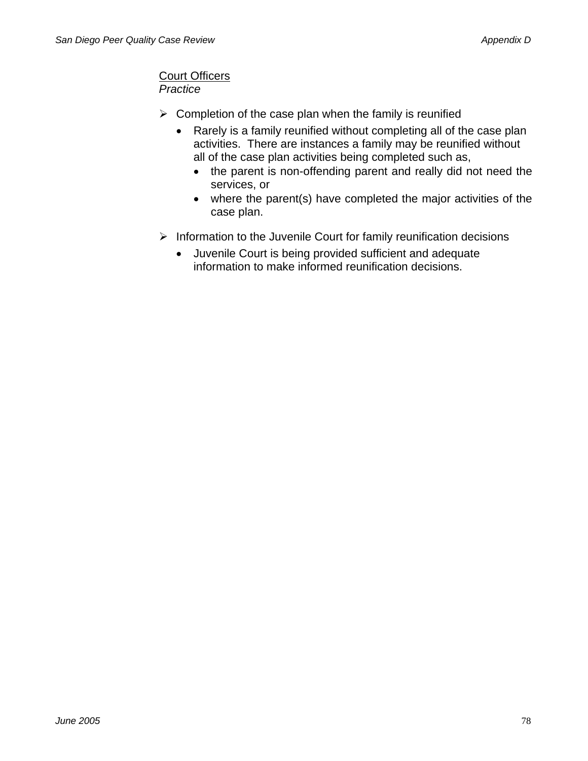<u>Court Officers</u>
*Practice*

- Completion of the case plan when the family is reunified
  - Rarely is a family reunified without completing all of the case plan activities. There are instances a family may be reunified without all of the case plan activities being completed such as,
    - the parent is non-offending parent and really did not need the services, or
    - where the parent(s) have completed the major activities of the case plan.

- Information to the Juvenile Court for family reunification decisions
  - Juvenile Court is being provided sufficient and adequate information to make informed reunification decisions.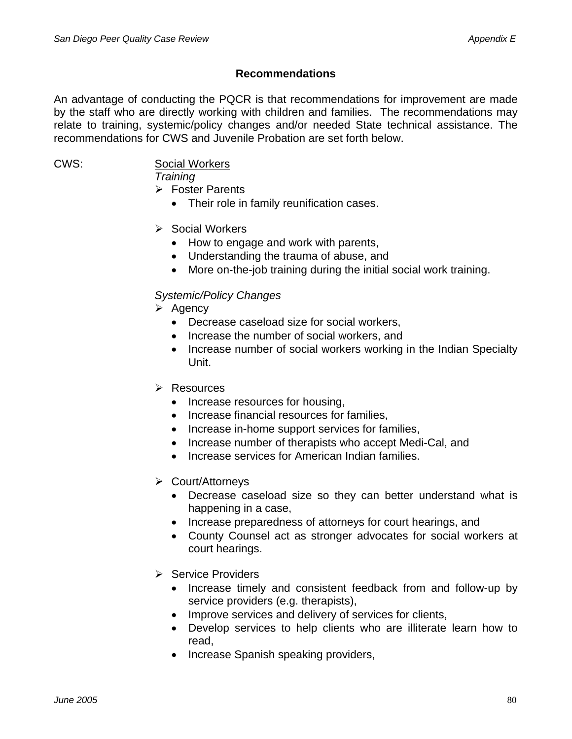## Recommendations

An advantage of conducting the PQCR is that recommendations for improvement are made by the staff who are directly working with children and families. The recommendations may relate to training, systemic/policy changes and/or needed State technical assistance. The recommendations for CWS and Juvenile Probation are set forth below.

CWS: Social Workers

*Training*

- Foster Parents
  - Their role in family reunification cases.

- Social Workers
  - How to engage and work with parents,
  - Understanding the trauma of abuse, and
  - More on-the-job training during the initial social work training.

*Systemic/Policy Changes*

- Agency
  - Decrease caseload size for social workers,
  - Increase the number of social workers, and
  - Increase number of social workers working in the Indian Specialty Unit.

- Resources
  - Increase resources for housing,
  - Increase financial resources for families,
  - Increase in-home support services for families,
  - Increase number of therapists who accept Medi-Cal, and
  - Increase services for American Indian families.

- Court/Attorneys
  - Decrease caseload size so they can better understand what is happening in a case,
  - Increase preparedness of attorneys for court hearings, and
  - County Counsel act as stronger advocates for social workers at court hearings.

- Service Providers
  - Increase timely and consistent feedback from and follow-up by service providers (e.g. therapists),
  - Improve services and delivery of services for clients,
  - Develop services to help clients who are illiterate learn how to read,
  - Increase Spanish speaking providers,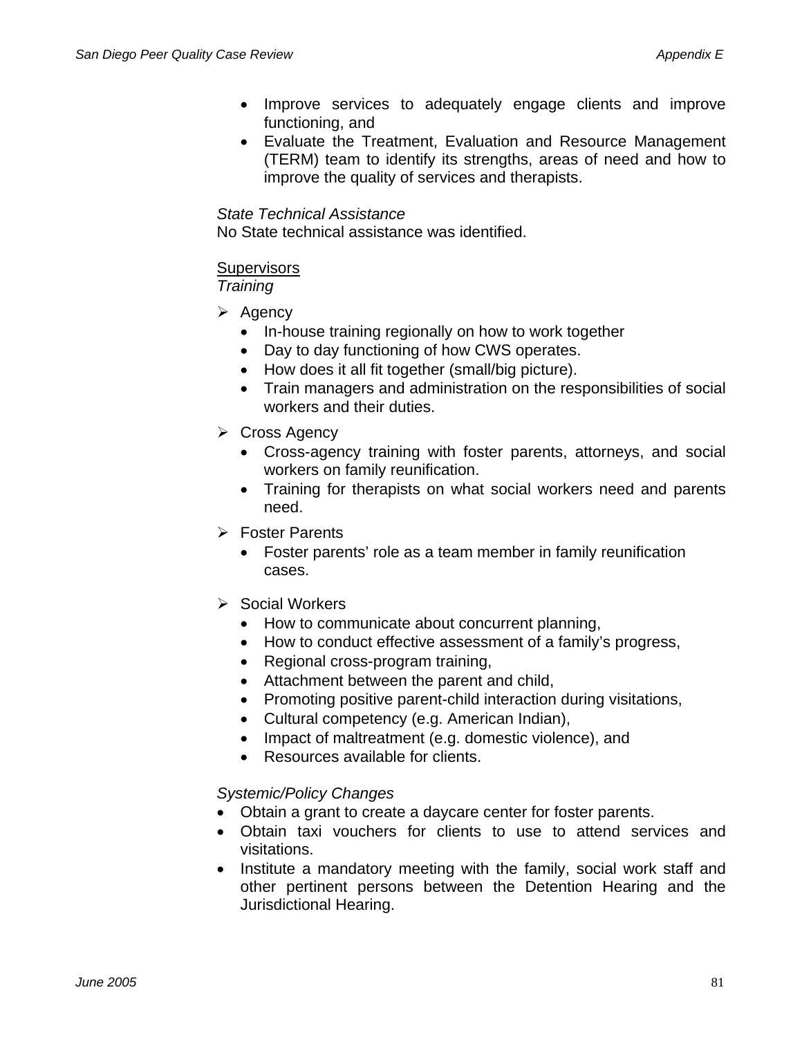- Improve services to adequately engage clients and improve functioning, and
- Evaluate the Treatment, Evaluation and Resource Management (TERM) team to identify its strengths, areas of need and how to improve the quality of services and therapists.

*State Technical Assistance*
No State technical assistance was identified.

<u>Supervisors</u>
*Training*

- Agency
  - In-house training regionally on how to work together
  - Day to day functioning of how CWS operates.
  - How does it all fit together (small/big picture).
  - Train managers and administration on the responsibilities of social workers and their duties.
- Cross Agency
  - Cross-agency training with foster parents, attorneys, and social workers on family reunification.
  - Training for therapists on what social workers need and parents need.
- Foster Parents
  - Foster parents' role as a team member in family reunification cases.
- Social Workers
  - How to communicate about concurrent planning,
  - How to conduct effective assessment of a family's progress,
  - Regional cross-program training,
  - Attachment between the parent and child,
  - Promoting positive parent-child interaction during visitations,
  - Cultural competency (e.g. American Indian),
  - Impact of maltreatment (e.g. domestic violence), and
  - Resources available for clients.

*Systemic/Policy Changes*

- Obtain a grant to create a daycare center for foster parents.
- Obtain taxi vouchers for clients to use to attend services and visitations.
- Institute a mandatory meeting with the family, social work staff and other pertinent persons between the Detention Hearing and the Jurisdictional Hearing.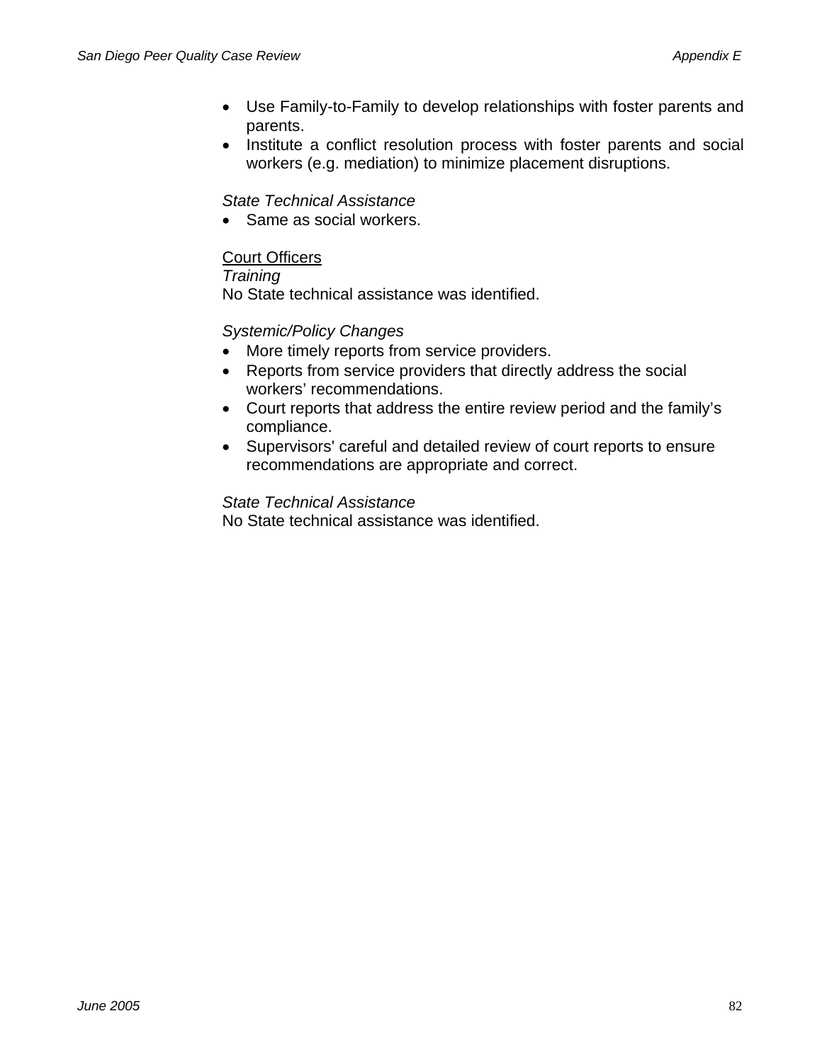- Use Family-to-Family to develop relationships with foster parents and parents.
- Institute a conflict resolution process with foster parents and social workers (e.g. mediation) to minimize placement disruptions.

*State Technical Assistance*

- Same as social workers.

<u>Court Officers</u>

*Training*

No State technical assistance was identified.

*Systemic/Policy Changes*

- More timely reports from service providers.
- Reports from service providers that directly address the social workers' recommendations.
- Court reports that address the entire review period and the family's compliance.
- Supervisors' careful and detailed review of court reports to ensure recommendations are appropriate and correct.

*State Technical Assistance*

No State technical assistance was identified.